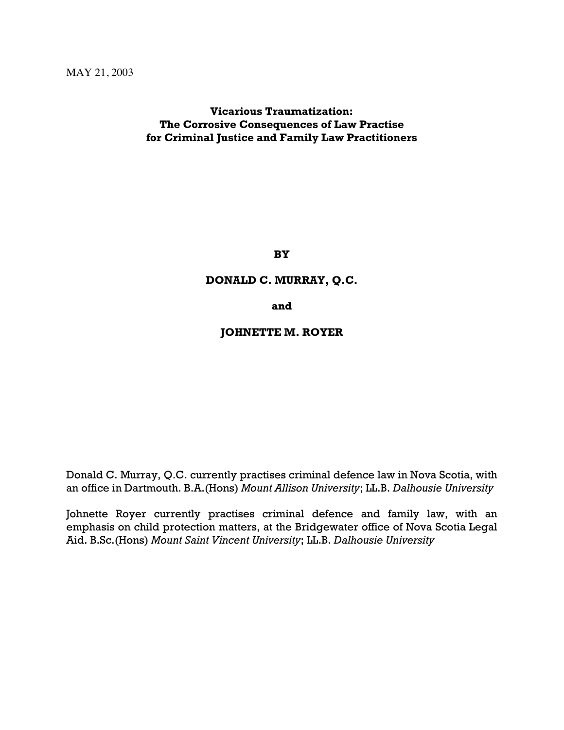MAY 21, 2003

**Vicarious Traumatization:**
**The Corrosive Consequences of Law Practise**
**for Criminal Justice and Family Law Practitioners**

**BY**

**DONALD C. MURRAY, Q.C.**

**and**

**JOHNETTE M. ROYER**

Donald C. Murray, Q.C. currently practises criminal defence law in Nova Scotia, with an office in Dartmouth. B.A.(Hons) *Mount Allison University*; LL.B. *Dalhousie University*

Johnette Royer currently practises criminal defence and family law, with an emphasis on child protection matters, at the Bridgewater office of Nova Scotia Legal Aid. B.Sc.(Hons) *Mount Saint Vincent University*; LL.B. *Dalhousie University*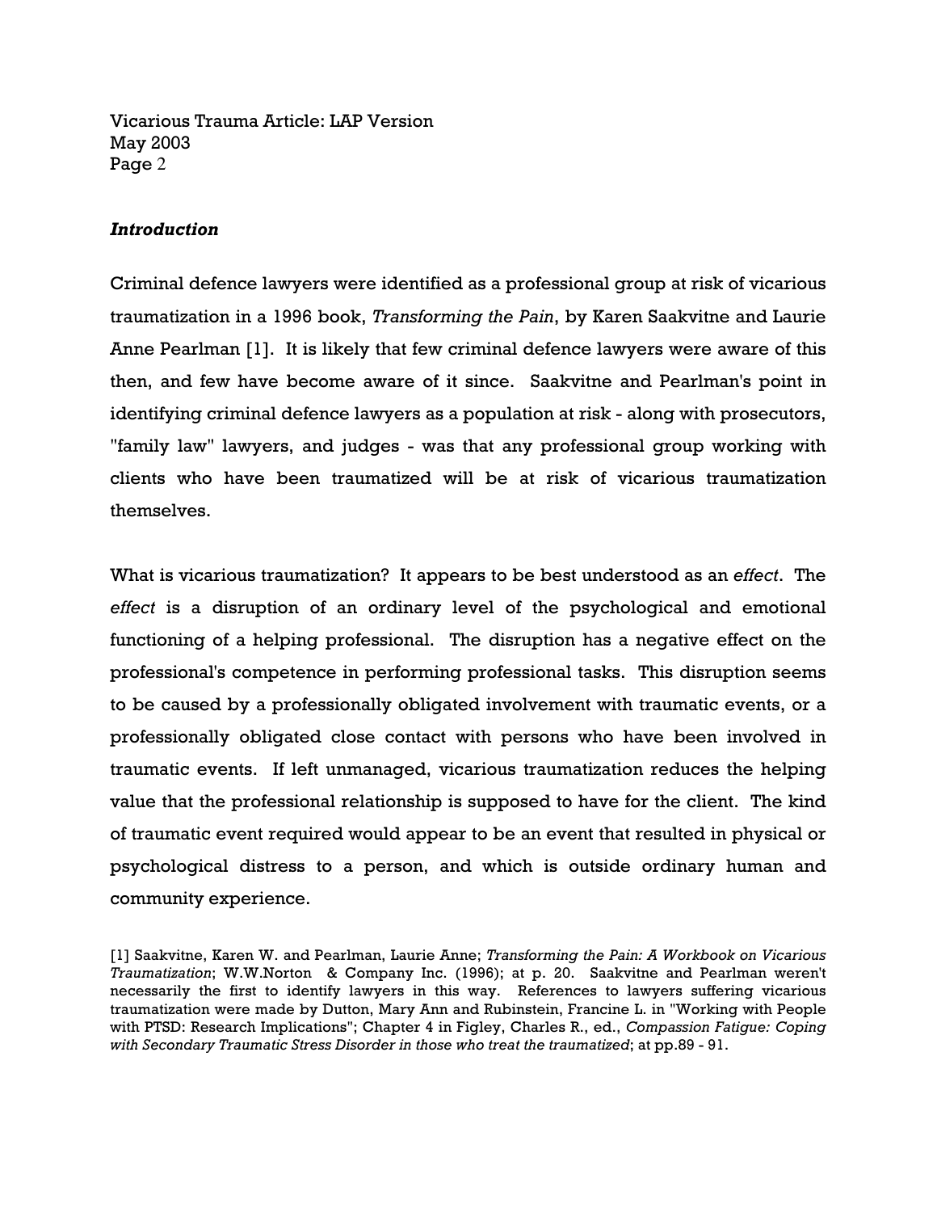### *Introduction*

Criminal defence lawyers were identified as a professional group at risk of vicarious traumatization in a 1996 book, *Transforming the Pain*, by Karen Saakvitne and Laurie Anne Pearlman [1]. It is likely that few criminal defence lawyers were aware of this then, and few have become aware of it since. Saakvitne and Pearlman's point in identifying criminal defence lawyers as a population at risk - along with prosecutors, "family law" lawyers, and judges - was that any professional group working with clients who have been traumatized will be at risk of vicarious traumatization themselves.

What is vicarious traumatization? It appears to be best understood as an *effect*. The *effect* is a disruption of an ordinary level of the psychological and emotional functioning of a helping professional. The disruption has a negative effect on the professional's competence in performing professional tasks. This disruption seems to be caused by a professionally obligated involvement with traumatic events, or a professionally obligated close contact with persons who have been involved in traumatic events. If left unmanaged, vicarious traumatization reduces the helping value that the professional relationship is supposed to have for the client. The kind of traumatic event required would appear to be an event that resulted in physical or psychological distress to a person, and which is outside ordinary human and community experience.

[1] Saakvitne, Karen W. and Pearlman, Laurie Anne; *Transforming the Pain: A Workbook on Vicarious Traumatization*; W.W.Norton & Company Inc. (1996); at p. 20. Saakvitne and Pearlman weren't necessarily the first to identify lawyers in this way. References to lawyers suffering vicarious traumatization were made by Dutton, Mary Ann and Rubinstein, Francine L. in "Working with People with PTSD: Research Implications"; Chapter 4 in Figley, Charles R., ed., *Compassion Fatigue: Coping with Secondary Traumatic Stress Disorder in those who treat the traumatized*; at pp.89 - 91.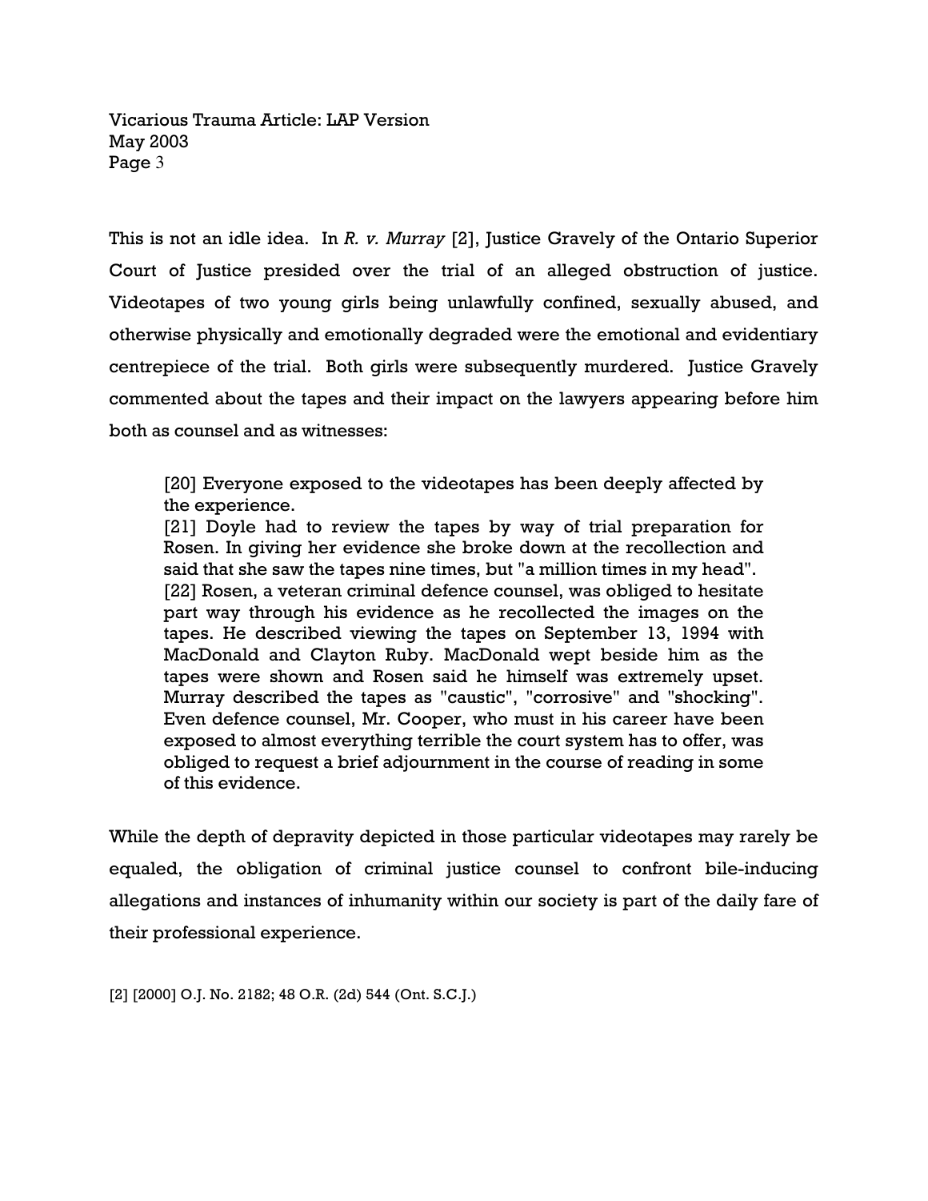This is not an idle idea. In *R. v. Murray* [2], Justice Gravely of the Ontario Superior Court of Justice presided over the trial of an alleged obstruction of justice. Videotapes of two young girls being unlawfully confined, sexually abused, and otherwise physically and emotionally degraded were the emotional and evidentiary centrepiece of the trial. Both girls were subsequently murdered. Justice Gravely commented about the tapes and their impact on the lawyers appearing before him both as counsel and as witnesses:

> [20] Everyone exposed to the videotapes has been deeply affected by the experience.
> [21] Doyle had to review the tapes by way of trial preparation for Rosen. In giving her evidence she broke down at the recollection and said that she saw the tapes nine times, but "a million times in my head".
> [22] Rosen, a veteran criminal defence counsel, was obliged to hesitate part way through his evidence as he recollected the images on the tapes. He described viewing the tapes on September 13, 1994 with MacDonald and Clayton Ruby. MacDonald wept beside him as the tapes were shown and Rosen said he himself was extremely upset. Murray described the tapes as "caustic", "corrosive" and "shocking". Even defence counsel, Mr. Cooper, who must in his career have been exposed to almost everything terrible the court system has to offer, was obliged to request a brief adjournment in the course of reading in some of this evidence.

While the depth of depravity depicted in those particular videotapes may rarely be equaled, the obligation of criminal justice counsel to confront bile-inducing allegations and instances of inhumanity within our society is part of the daily fare of their professional experience.

[2] [2000] O.J. No. 2182; 48 O.R. (2d) 544 (Ont. S.C.J.)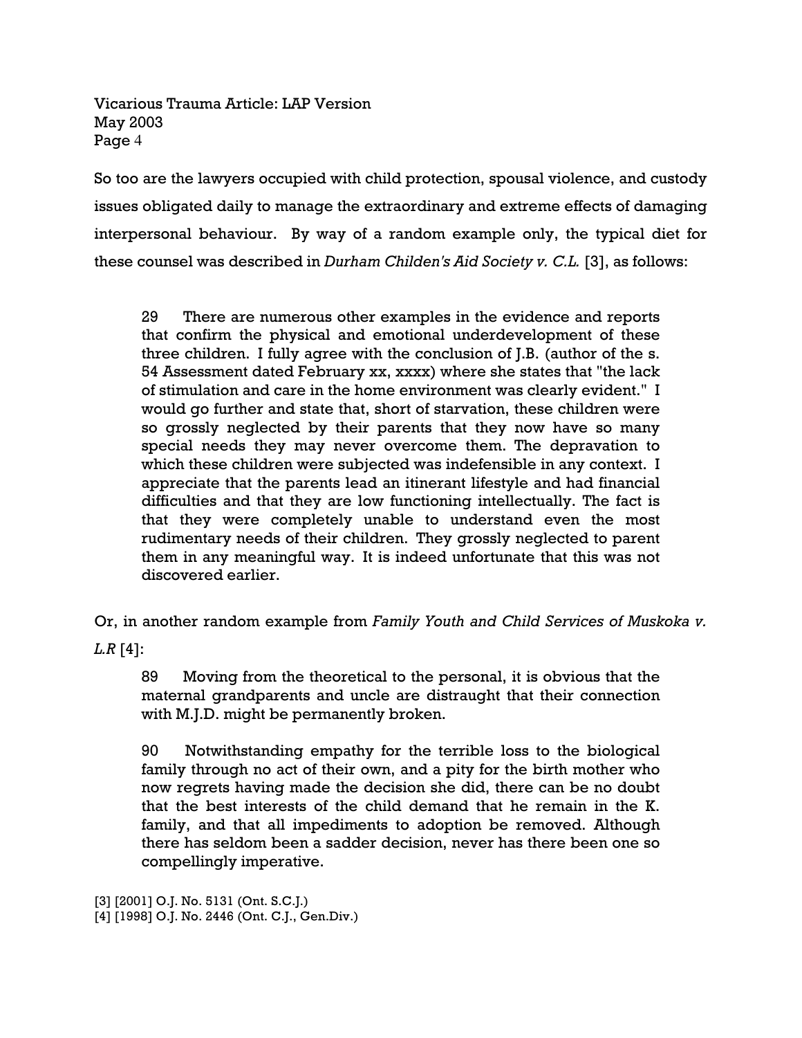So too are the lawyers occupied with child protection, spousal violence, and custody issues obligated daily to manage the extraordinary and extreme effects of damaging interpersonal behaviour. By way of a random example only, the typical diet for these counsel was described in *Durham Childen's Aid Society v. C.L.* [3], as follows:

> 29 There are numerous other examples in the evidence and reports that confirm the physical and emotional underdevelopment of these three children. I fully agree with the conclusion of J.B. (author of the s. 54 Assessment dated February xx, xxxx) where she states that "the lack of stimulation and care in the home environment was clearly evident." I would go further and state that, short of starvation, these children were so grossly neglected by their parents that they now have so many special needs they may never overcome them. The depravation to which these children were subjected was indefensible in any context. I appreciate that the parents lead an itinerant lifestyle and had financial difficulties and that they are low functioning intellectually. The fact is that they were completely unable to understand even the most rudimentary needs of their children. They grossly neglected to parent them in any meaningful way. It is indeed unfortunate that this was not discovered earlier.

Or, in another random example from *Family Youth and Child Services of Muskoka v. L.R* [4]:

> 89 Moving from the theoretical to the personal, it is obvious that the maternal grandparents and uncle are distraught that their connection with M.J.D. might be permanently broken.
>
> 90 Notwithstanding empathy for the terrible loss to the biological family through no act of their own, and a pity for the birth mother who now regrets having made the decision she did, there can be no doubt that the best interests of the child demand that he remain in the K. family, and that all impediments to adoption be removed. Although there has seldom been a sadder decision, never has there been one so compellingly imperative.

[3] [2001] O.J. No. 5131 (Ont. S.C.J.)
[4] [1998] O.J. No. 2446 (Ont. C.J., Gen.Div.)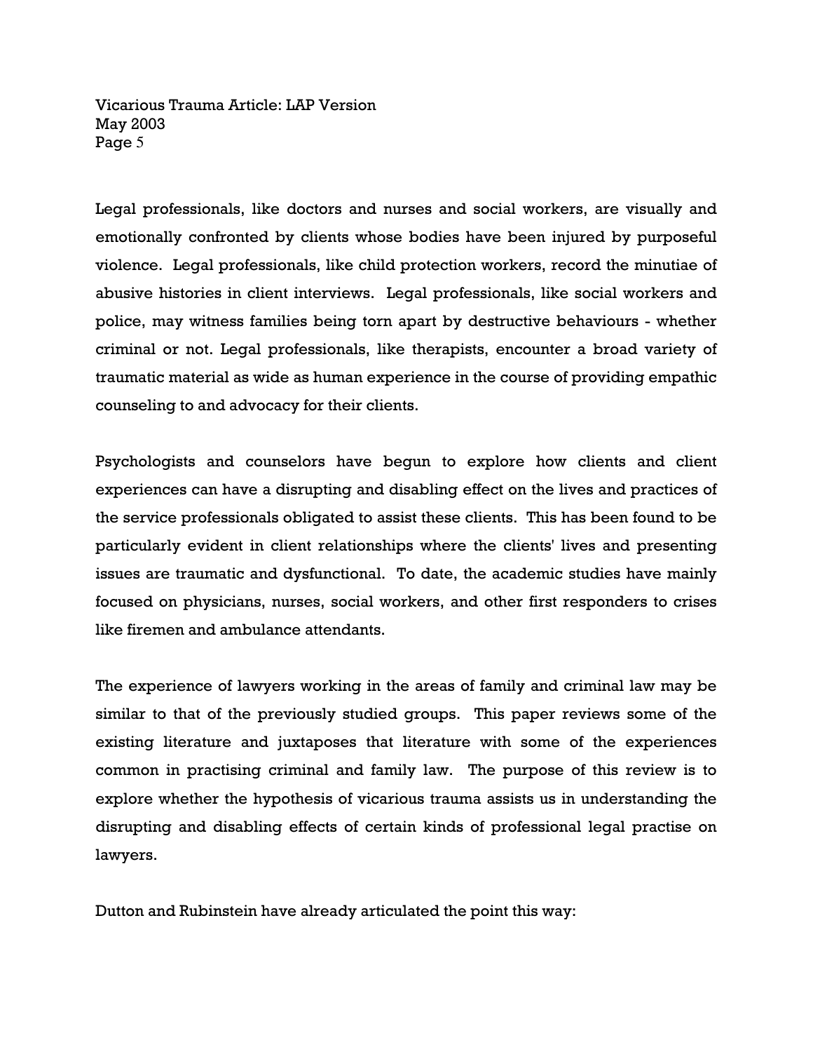Legal professionals, like doctors and nurses and social workers, are visually and emotionally confronted by clients whose bodies have been injured by purposeful violence. Legal professionals, like child protection workers, record the minutiae of abusive histories in client interviews. Legal professionals, like social workers and police, may witness families being torn apart by destructive behaviours - whether criminal or not. Legal professionals, like therapists, encounter a broad variety of traumatic material as wide as human experience in the course of providing empathic counseling to and advocacy for their clients.

Psychologists and counselors have begun to explore how clients and client experiences can have a disrupting and disabling effect on the lives and practices of the service professionals obligated to assist these clients. This has been found to be particularly evident in client relationships where the clients' lives and presenting issues are traumatic and dysfunctional. To date, the academic studies have mainly focused on physicians, nurses, social workers, and other first responders to crises like firemen and ambulance attendants.

The experience of lawyers working in the areas of family and criminal law may be similar to that of the previously studied groups. This paper reviews some of the existing literature and juxtaposes that literature with some of the experiences common in practising criminal and family law. The purpose of this review is to explore whether the hypothesis of vicarious trauma assists us in understanding the disrupting and disabling effects of certain kinds of professional legal practise on lawyers.

Dutton and Rubinstein have already articulated the point this way: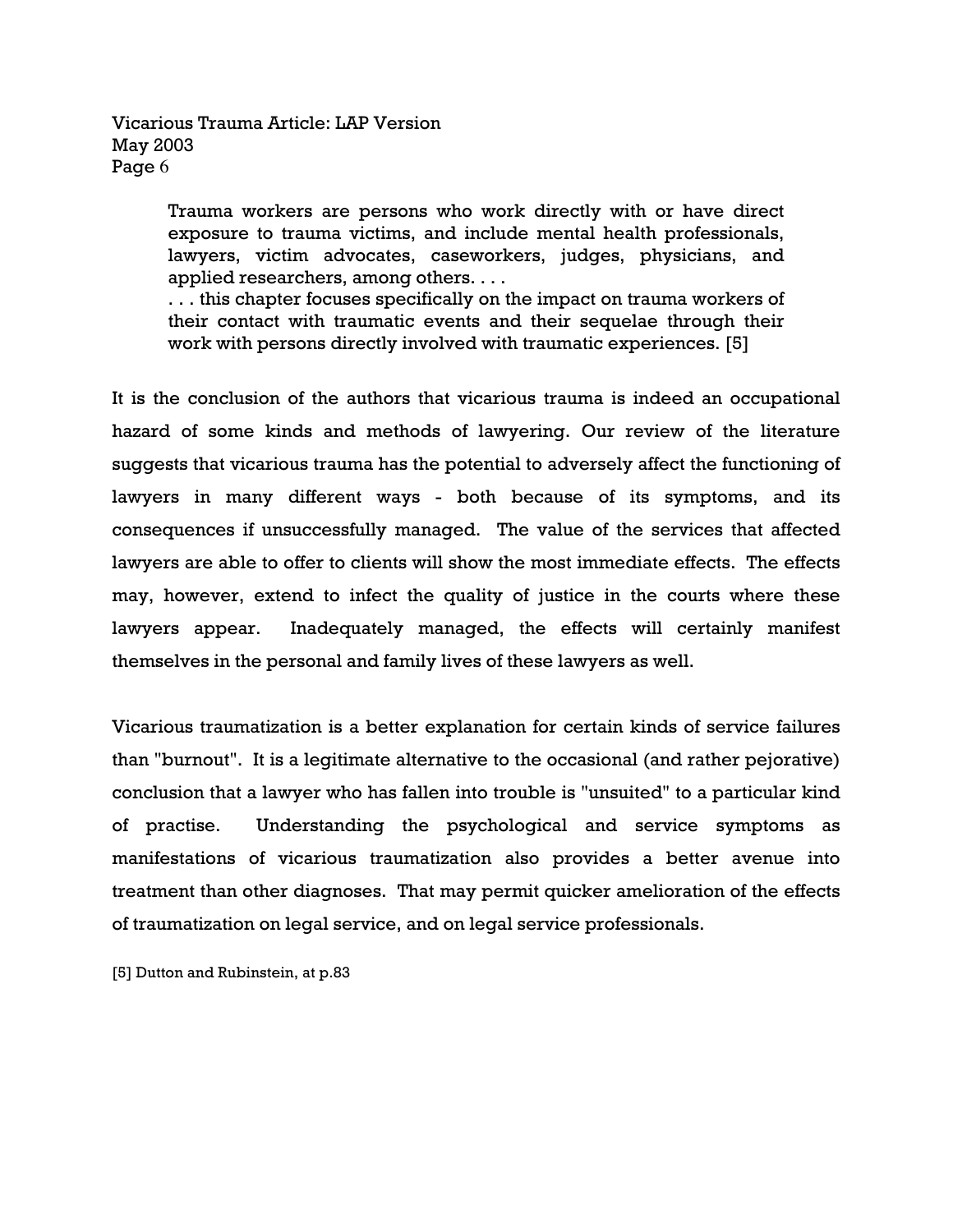> Trauma workers are persons who work directly with or have direct exposure to trauma victims, and include mental health professionals, lawyers, victim advocates, caseworkers, judges, physicians, and applied researchers, among others. . . .
> . . . this chapter focuses specifically on the impact on trauma workers of their contact with traumatic events and their sequelae through their work with persons directly involved with traumatic experiences. [5]

It is the conclusion of the authors that vicarious trauma is indeed an occupational hazard of some kinds and methods of lawyering. Our review of the literature suggests that vicarious trauma has the potential to adversely affect the functioning of lawyers in many different ways - both because of its symptoms, and its consequences if unsuccessfully managed. The value of the services that affected lawyers are able to offer to clients will show the most immediate effects. The effects may, however, extend to infect the quality of justice in the courts where these lawyers appear. Inadequately managed, the effects will certainly manifest themselves in the personal and family lives of these lawyers as well.

Vicarious traumatization is a better explanation for certain kinds of service failures than "burnout". It is a legitimate alternative to the occasional (and rather pejorative) conclusion that a lawyer who has fallen into trouble is "unsuited" to a particular kind of practise. Understanding the psychological and service symptoms as manifestations of vicarious traumatization also provides a better avenue into treatment than other diagnoses. That may permit quicker amelioration of the effects of traumatization on legal service, and on legal service professionals.

[5] Dutton and Rubinstein, at p.83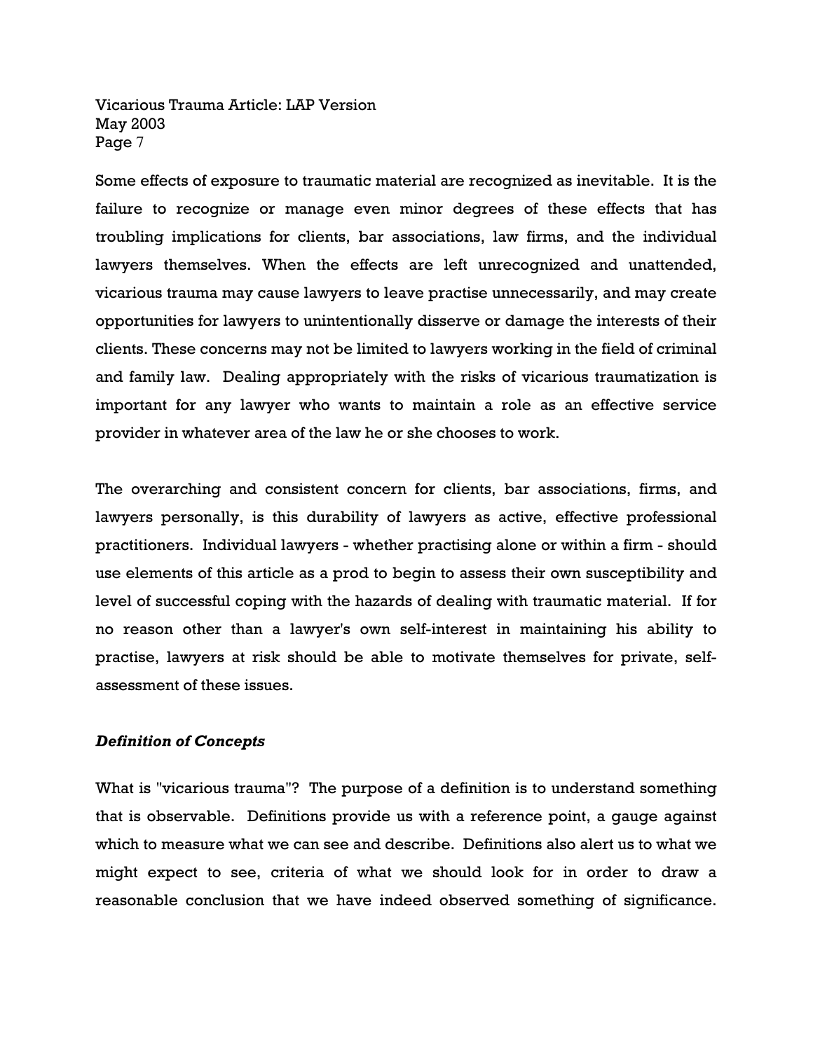Some effects of exposure to traumatic material are recognized as inevitable. It is the failure to recognize or manage even minor degrees of these effects that has troubling implications for clients, bar associations, law firms, and the individual lawyers themselves. When the effects are left unrecognized and unattended, vicarious trauma may cause lawyers to leave practise unnecessarily, and may create opportunities for lawyers to unintentionally disserve or damage the interests of their clients. These concerns may not be limited to lawyers working in the field of criminal and family law. Dealing appropriately with the risks of vicarious traumatization is important for any lawyer who wants to maintain a role as an effective service provider in whatever area of the law he or she chooses to work.

The overarching and consistent concern for clients, bar associations, firms, and lawyers personally, is this durability of lawyers as active, effective professional practitioners. Individual lawyers - whether practising alone or within a firm - should use elements of this article as a prod to begin to assess their own susceptibility and level of successful coping with the hazards of dealing with traumatic material. If for no reason other than a lawyer's own self-interest in maintaining his ability to practise, lawyers at risk should be able to motivate themselves for private, self-assessment of these issues.

### *Definition of Concepts*

What is "vicarious trauma"? The purpose of a definition is to understand something that is observable. Definitions provide us with a reference point, a gauge against which to measure what we can see and describe. Definitions also alert us to what we might expect to see, criteria of what we should look for in order to draw a reasonable conclusion that we have indeed observed something of significance.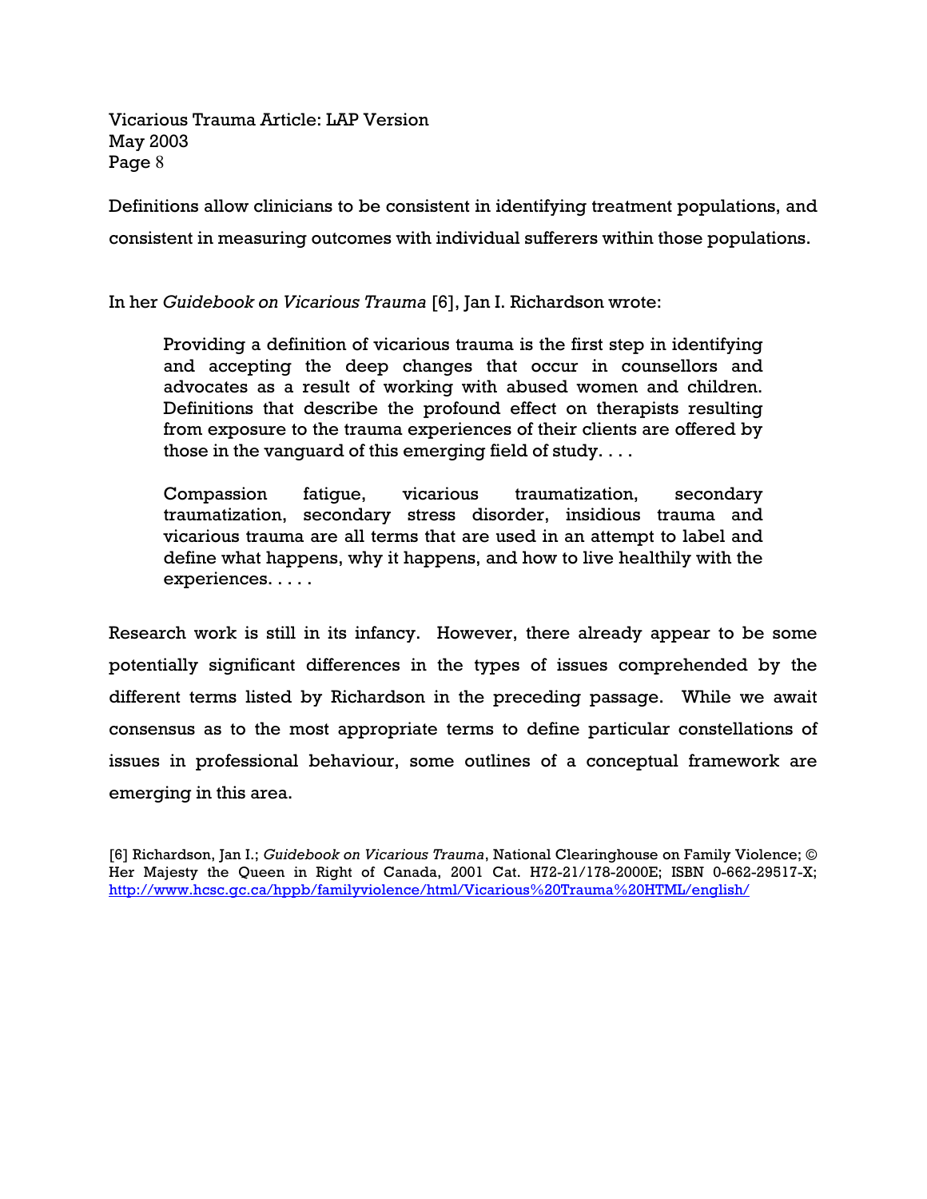Definitions allow clinicians to be consistent in identifying treatment populations, and consistent in measuring outcomes with individual sufferers within those populations.

In her *Guidebook on Vicarious Trauma* [6], Jan I. Richardson wrote:

> Providing a definition of vicarious trauma is the first step in identifying and accepting the deep changes that occur in counsellors and advocates as a result of working with abused women and children. Definitions that describe the profound effect on therapists resulting from exposure to the trauma experiences of their clients are offered by those in the vanguard of this emerging field of study. . . .
>
> Compassion fatigue, vicarious traumatization, secondary traumatization, secondary stress disorder, insidious trauma and vicarious trauma are all terms that are used in an attempt to label and define what happens, why it happens, and how to live healthily with the experiences. . . . .

Research work is still in its infancy. However, there already appear to be some potentially significant differences in the types of issues comprehended by the different terms listed by Richardson in the preceding passage. While we await consensus as to the most appropriate terms to define particular constellations of issues in professional behaviour, some outlines of a conceptual framework are emerging in this area.

[6] Richardson, Jan I.; *Guidebook on Vicarious Trauma*, National Clearinghouse on Family Violence; © Her Majesty the Queen in Right of Canada, 2001 Cat. H72-21/178-2000E; ISBN 0-662-29517-X; http://www.hcsc.gc.ca/hppb/familyviolence/html/Vicarious%20Trauma%20HTML/english/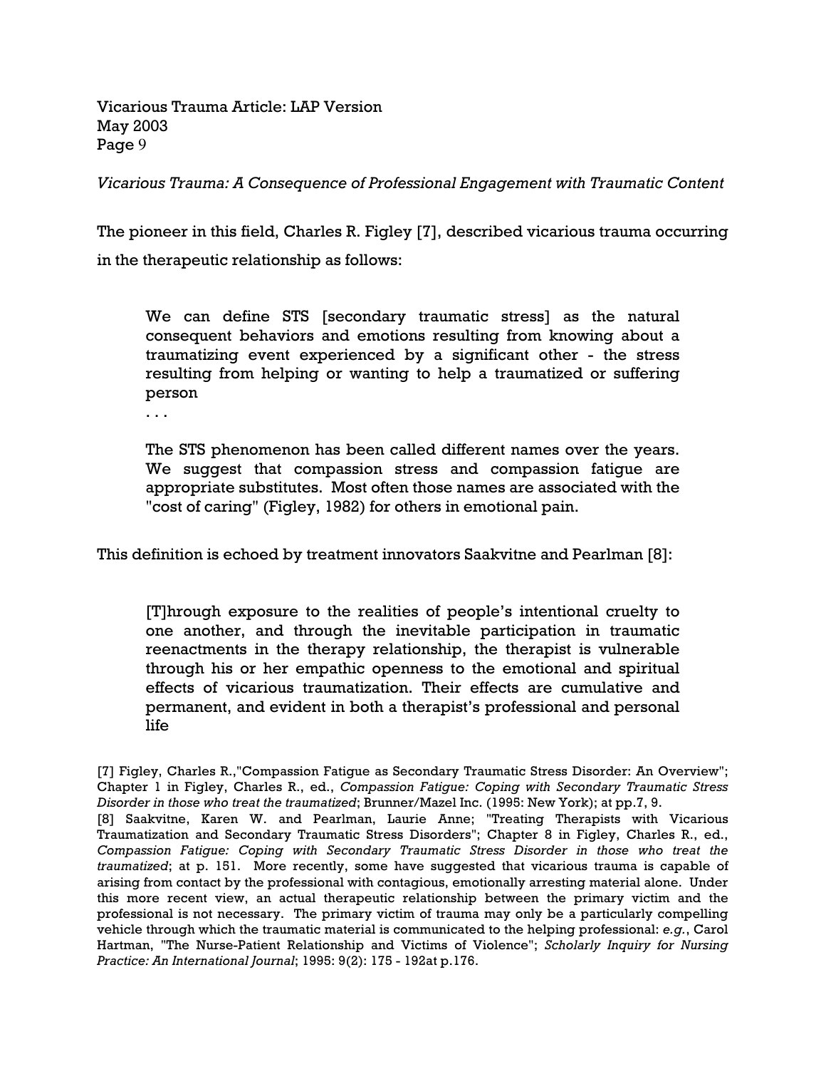*Vicarious Trauma: A Consequence of Professional Engagement with Traumatic Content*

The pioneer in this field, Charles R. Figley [7], described vicarious trauma occurring in the therapeutic relationship as follows:

> We can define STS [secondary traumatic stress] as the natural consequent behaviors and emotions resulting from knowing about a traumatizing event experienced by a significant other - the stress resulting from helping or wanting to help a traumatized or suffering person
>
> . . .
>
> The STS phenomenon has been called different names over the years. We suggest that compassion stress and compassion fatigue are appropriate substitutes. Most often those names are associated with the "cost of caring" (Figley, 1982) for others in emotional pain.

This definition is echoed by treatment innovators Saakvitne and Pearlman [8]:

> [T]hrough exposure to the realities of people's intentional cruelty to one another, and through the inevitable participation in traumatic reenactments in the therapy relationship, the therapist is vulnerable through his or her empathic openness to the emotional and spiritual effects of vicarious traumatization. Their effects are cumulative and permanent, and evident in both a therapist's professional and personal life

[7] Figley, Charles R.,"Compassion Fatigue as Secondary Traumatic Stress Disorder: An Overview"; Chapter 1 in Figley, Charles R., ed., *Compassion Fatigue: Coping with Secondary Traumatic Stress Disorder in those who treat the traumatized*; Brunner/Mazel Inc. (1995: New York); at pp.7, 9.

[8] Saakvitne, Karen W. and Pearlman, Laurie Anne; "Treating Therapists with Vicarious Traumatization and Secondary Traumatic Stress Disorders"; Chapter 8 in Figley, Charles R., ed., *Compassion Fatigue: Coping with Secondary Traumatic Stress Disorder in those who treat the traumatized*; at p. 151. More recently, some have suggested that vicarious trauma is capable of arising from contact by the professional with contagious, emotionally arresting material alone. Under this more recent view, an actual therapeutic relationship between the primary victim and the professional is not necessary. The primary victim of trauma may only be a particularly compelling vehicle through which the traumatic material is communicated to the helping professional: *e.g.*, Carol Hartman, "The Nurse-Patient Relationship and Victims of Violence"; *Scholarly Inquiry for Nursing Practice: An International Journal*; 1995: 9(2): 175 - 192at p.176.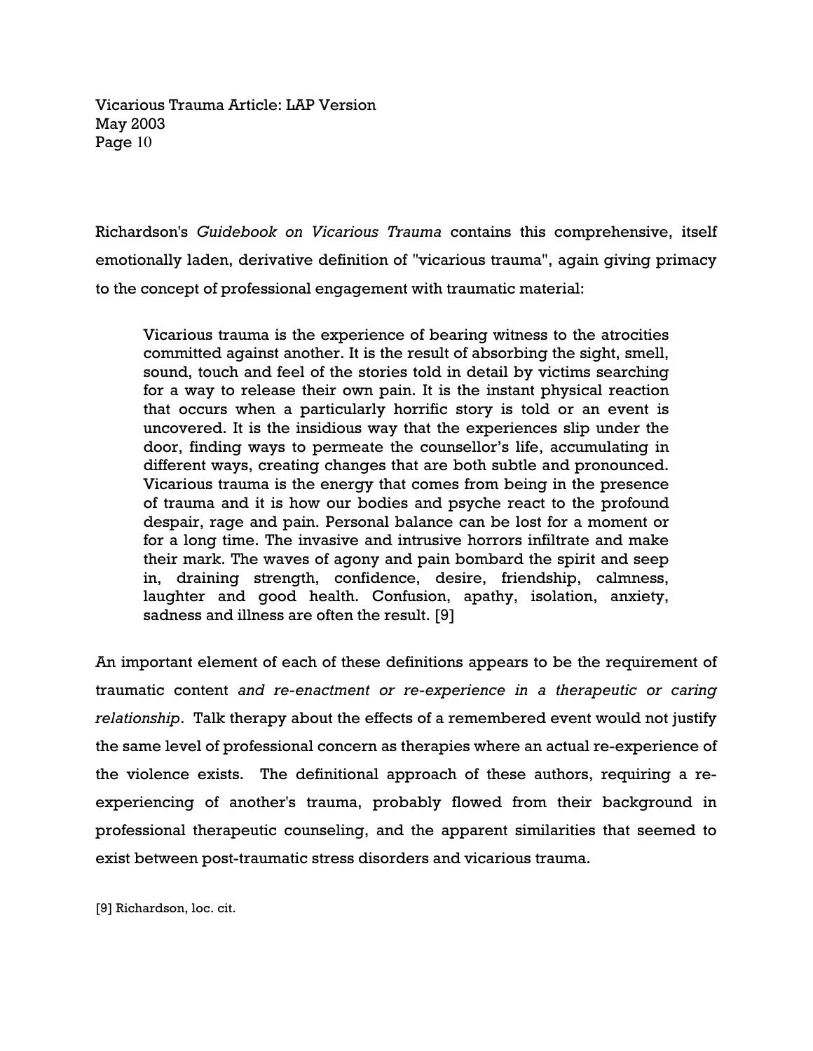Richardson's *Guidebook on Vicarious Trauma* contains this comprehensive, itself emotionally laden, derivative definition of "vicarious trauma", again giving primacy to the concept of professional engagement with traumatic material:

> Vicarious trauma is the experience of bearing witness to the atrocities committed against another. It is the result of absorbing the sight, smell, sound, touch and feel of the stories told in detail by victims searching for a way to release their own pain. It is the instant physical reaction that occurs when a particularly horrific story is told or an event is uncovered. It is the insidious way that the experiences slip under the door, finding ways to permeate the counsellor's life, accumulating in different ways, creating changes that are both subtle and pronounced. Vicarious trauma is the energy that comes from being in the presence of trauma and it is how our bodies and psyche react to the profound despair, rage and pain. Personal balance can be lost for a moment or for a long time. The invasive and intrusive horrors infiltrate and make their mark. The waves of agony and pain bombard the spirit and seep in, draining strength, confidence, desire, friendship, calmness, laughter and good health. Confusion, apathy, isolation, anxiety, sadness and illness are often the result. [9]

An important element of each of these definitions appears to be the requirement of traumatic content *and re-enactment or re-experience in a therapeutic or caring relationship*. Talk therapy about the effects of a remembered event would not justify the same level of professional concern as therapies where an actual re-experience of the violence exists. The definitional approach of these authors, requiring a re-experiencing of another's trauma, probably flowed from their background in professional therapeutic counseling, and the apparent similarities that seemed to exist between post-traumatic stress disorders and vicarious trauma.

[9] Richardson, loc. cit.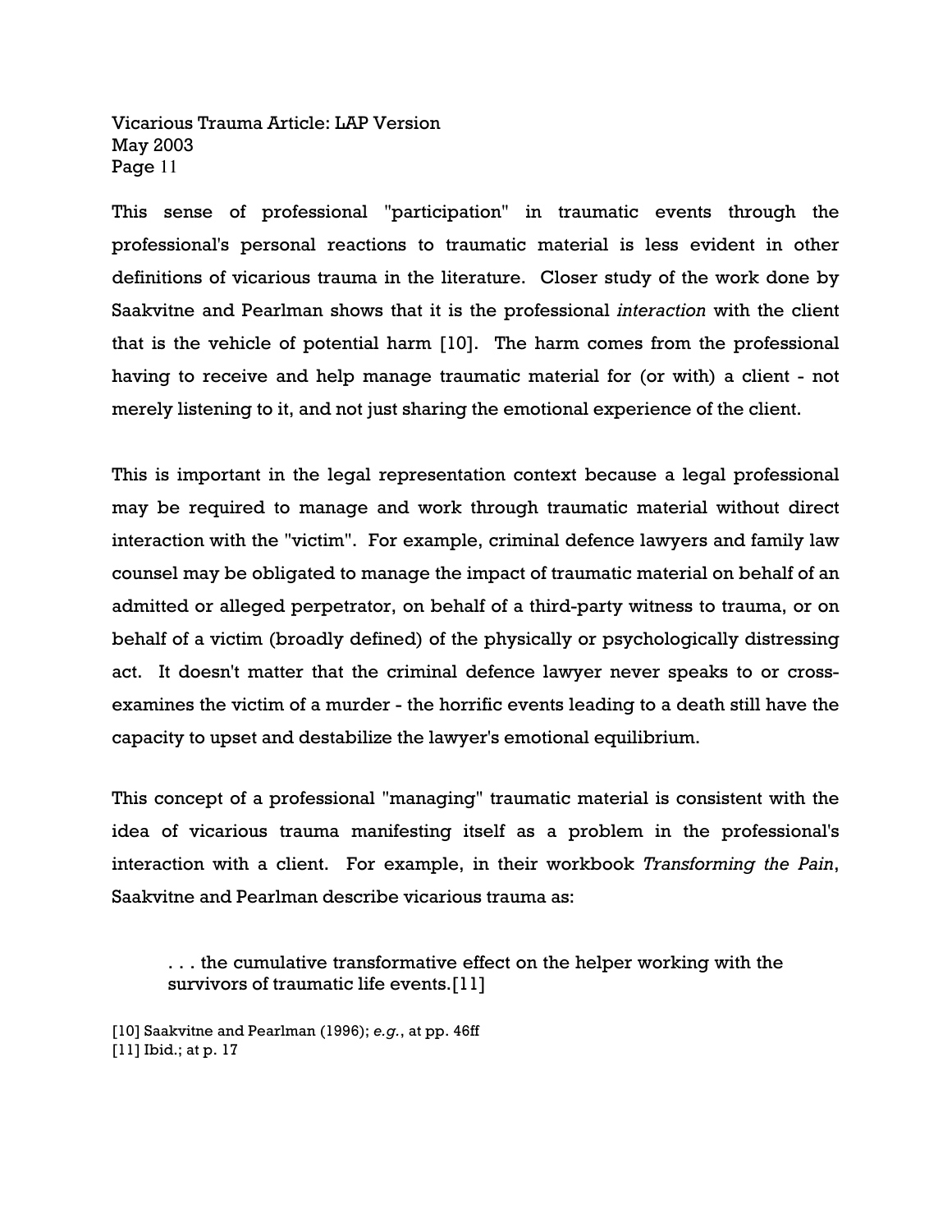This sense of professional "participation" in traumatic events through the professional's personal reactions to traumatic material is less evident in other definitions of vicarious trauma in the literature. Closer study of the work done by Saakvitne and Pearlman shows that it is the professional *interaction* with the client that is the vehicle of potential harm [10]. The harm comes from the professional having to receive and help manage traumatic material for (or with) a client - not merely listening to it, and not just sharing the emotional experience of the client.

This is important in the legal representation context because a legal professional may be required to manage and work through traumatic material without direct interaction with the "victim". For example, criminal defence lawyers and family law counsel may be obligated to manage the impact of traumatic material on behalf of an admitted or alleged perpetrator, on behalf of a third-party witness to trauma, or on behalf of a victim (broadly defined) of the physically or psychologically distressing act. It doesn't matter that the criminal defence lawyer never speaks to or cross-examines the victim of a murder - the horrific events leading to a death still have the capacity to upset and destabilize the lawyer's emotional equilibrium.

This concept of a professional "managing" traumatic material is consistent with the idea of vicarious trauma manifesting itself as a problem in the professional's interaction with a client. For example, in their workbook *Transforming the Pain*, Saakvitne and Pearlman describe vicarious trauma as:

> . . . the cumulative transformative effect on the helper working with the survivors of traumatic life events.[11]

[10] Saakvitne and Pearlman (1996); *e.g.*, at pp. 46ff
[11] Ibid.; at p. 17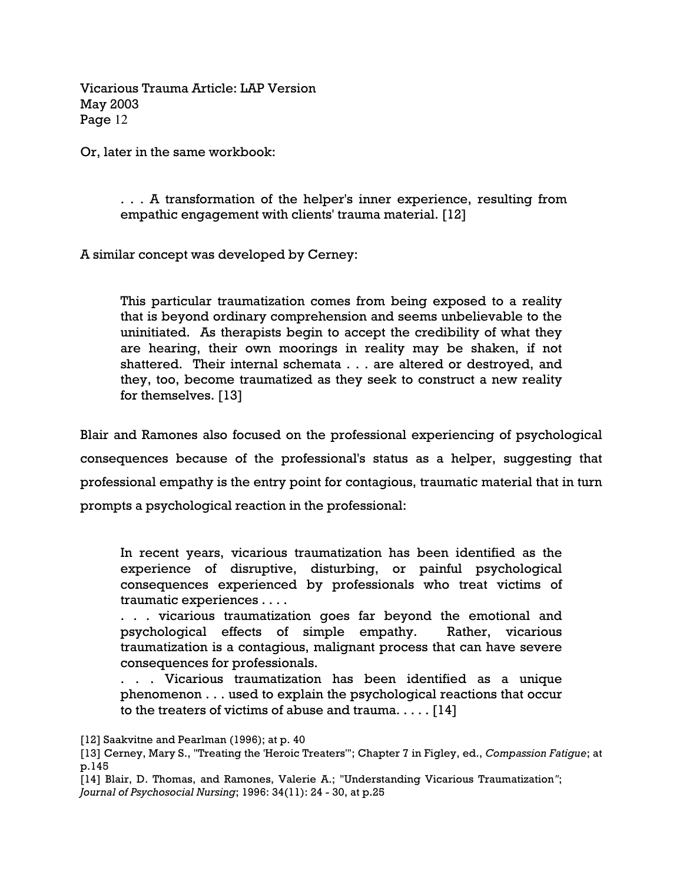Or, later in the same workbook:

> . . . A transformation of the helper's inner experience, resulting from empathic engagement with clients' trauma material. [12]

A similar concept was developed by Cerney:

> This particular traumatization comes from being exposed to a reality that is beyond ordinary comprehension and seems unbelievable to the uninitiated. As therapists begin to accept the credibility of what they are hearing, their own moorings in reality may be shaken, if not shattered. Their internal schemata . . . are altered or destroyed, and they, too, become traumatized as they seek to construct a new reality for themselves. [13]

Blair and Ramones also focused on the professional experiencing of psychological consequences because of the professional's status as a helper, suggesting that professional empathy is the entry point for contagious, traumatic material that in turn prompts a psychological reaction in the professional:

> In recent years, vicarious traumatization has been identified as the experience of disruptive, disturbing, or painful psychological consequences experienced by professionals who treat victims of traumatic experiences . . . .
> . . . vicarious traumatization goes far beyond the emotional and psychological effects of simple empathy. Rather, vicarious traumatization is a contagious, malignant process that can have severe consequences for professionals.
> . . . Vicarious traumatization has been identified as a unique phenomenon . . . used to explain the psychological reactions that occur to the treaters of victims of abuse and trauma. . . . . [14]

[12] Saakvitne and Pearlman (1996); at p. 40

[13] Cerney, Mary S., "Treating the 'Heroic Treaters'"; Chapter 7 in Figley, ed., *Compassion Fatigue*; at p.145

[14] Blair, D. Thomas, and Ramones, Valerie A.; "Understanding Vicarious Traumatization"; *Journal of Psychosocial Nursing*; 1996: 34(11): 24 - 30, at p.25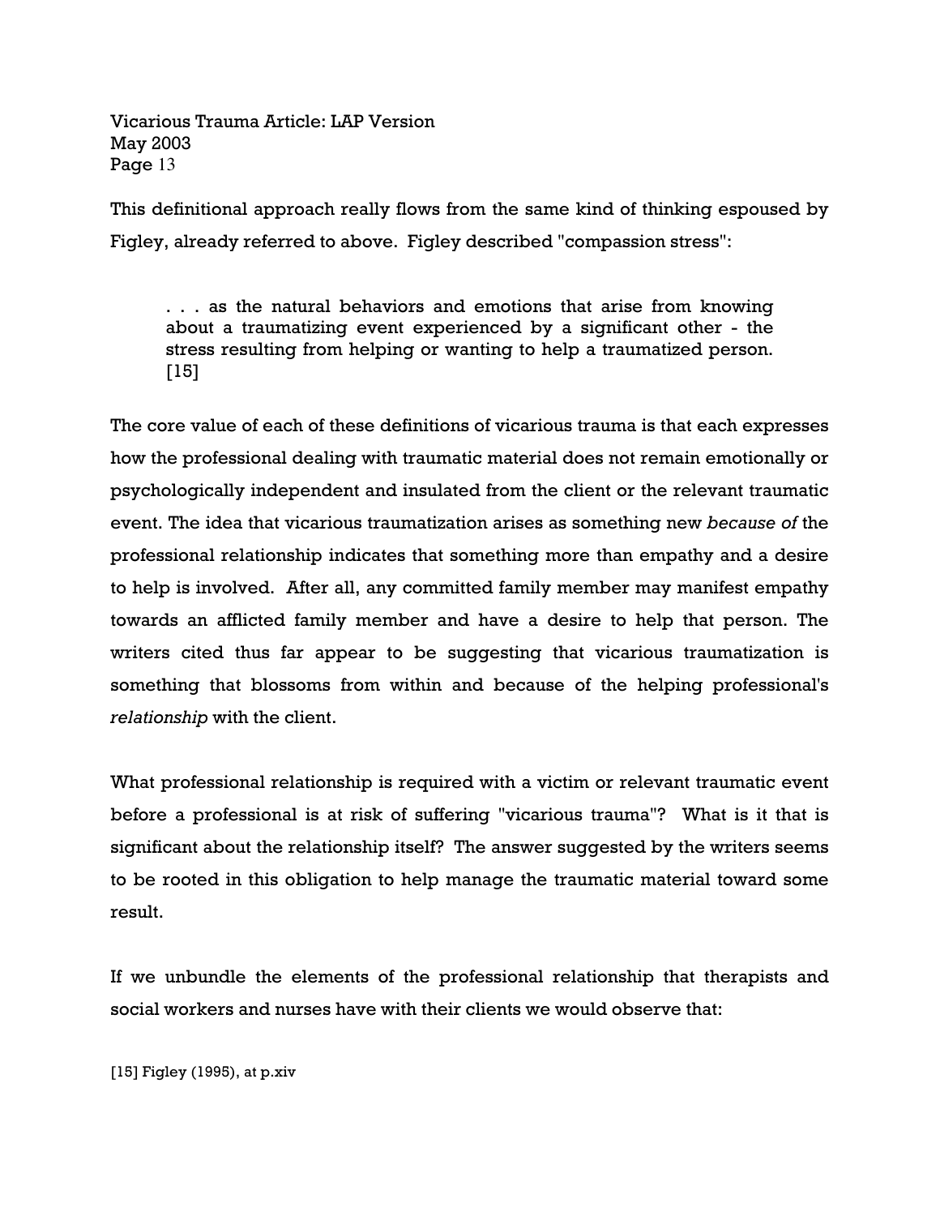This definitional approach really flows from the same kind of thinking espoused by Figley, already referred to above. Figley described "compassion stress":

> . . . as the natural behaviors and emotions that arise from knowing about a traumatizing event experienced by a significant other - the stress resulting from helping or wanting to help a traumatized person. [15]

The core value of each of these definitions of vicarious trauma is that each expresses how the professional dealing with traumatic material does not remain emotionally or psychologically independent and insulated from the client or the relevant traumatic event. The idea that vicarious traumatization arises as something new *because of* the professional relationship indicates that something more than empathy and a desire to help is involved. After all, any committed family member may manifest empathy towards an afflicted family member and have a desire to help that person. The writers cited thus far appear to be suggesting that vicarious traumatization is something that blossoms from within and because of the helping professional's *relationship* with the client.

What professional relationship is required with a victim or relevant traumatic event before a professional is at risk of suffering "vicarious trauma"? What is it that is significant about the relationship itself? The answer suggested by the writers seems to be rooted in this obligation to help manage the traumatic material toward some result.

If we unbundle the elements of the professional relationship that therapists and social workers and nurses have with their clients we would observe that:

[15] Figley (1995), at p.xiv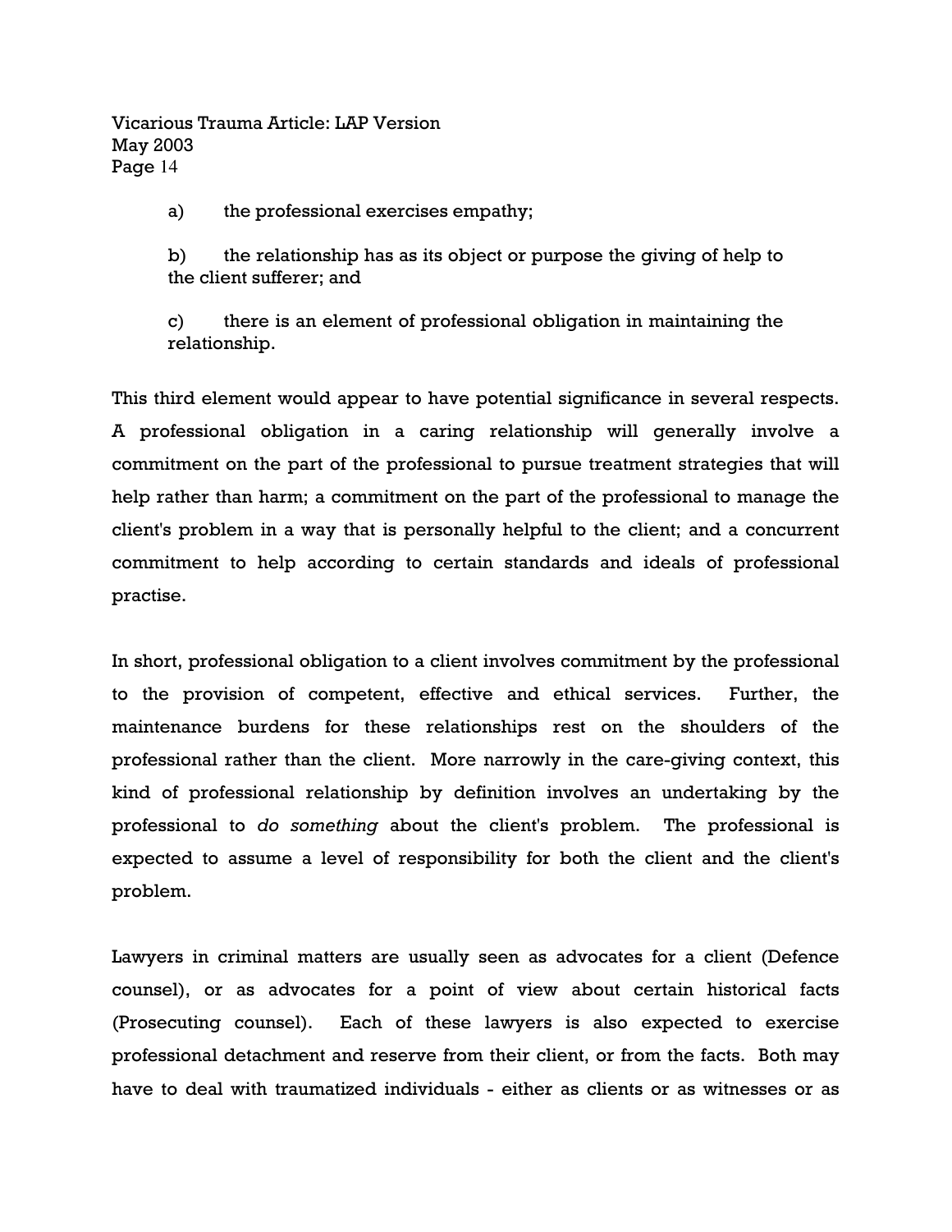a) the professional exercises empathy;

b) the relationship has as its object or purpose the giving of help to the client sufferer; and

c) there is an element of professional obligation in maintaining the relationship.

This third element would appear to have potential significance in several respects. A professional obligation in a caring relationship will generally involve a commitment on the part of the professional to pursue treatment strategies that will help rather than harm; a commitment on the part of the professional to manage the client's problem in a way that is personally helpful to the client; and a concurrent commitment to help according to certain standards and ideals of professional practise.

In short, professional obligation to a client involves commitment by the professional to the provision of competent, effective and ethical services. Further, the maintenance burdens for these relationships rest on the shoulders of the professional rather than the client. More narrowly in the care-giving context, this kind of professional relationship by definition involves an undertaking by the professional to *do something* about the client's problem. The professional is expected to assume a level of responsibility for both the client and the client's problem.

Lawyers in criminal matters are usually seen as advocates for a client (Defence counsel), or as advocates for a point of view about certain historical facts (Prosecuting counsel). Each of these lawyers is also expected to exercise professional detachment and reserve from their client, or from the facts. Both may have to deal with traumatized individuals - either as clients or as witnesses or as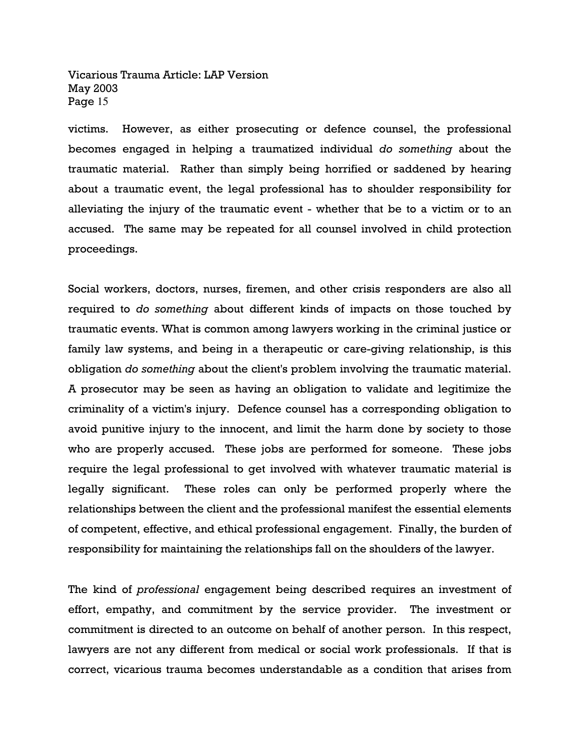victims. However, as either prosecuting or defence counsel, the professional becomes engaged in helping a traumatized individual *do something* about the traumatic material. Rather than simply being horrified or saddened by hearing about a traumatic event, the legal professional has to shoulder responsibility for alleviating the injury of the traumatic event - whether that be to a victim or to an accused. The same may be repeated for all counsel involved in child protection proceedings.

Social workers, doctors, nurses, firemen, and other crisis responders are also all required to *do something* about different kinds of impacts on those touched by traumatic events. What is common among lawyers working in the criminal justice or family law systems, and being in a therapeutic or care-giving relationship, is this obligation *do something* about the client's problem involving the traumatic material. A prosecutor may be seen as having an obligation to validate and legitimize the criminality of a victim's injury. Defence counsel has a corresponding obligation to avoid punitive injury to the innocent, and limit the harm done by society to those who are properly accused. These jobs are performed for someone. These jobs require the legal professional to get involved with whatever traumatic material is legally significant. These roles can only be performed properly where the relationships between the client and the professional manifest the essential elements of competent, effective, and ethical professional engagement. Finally, the burden of responsibility for maintaining the relationships fall on the shoulders of the lawyer.

The kind of *professional* engagement being described requires an investment of effort, empathy, and commitment by the service provider. The investment or commitment is directed to an outcome on behalf of another person. In this respect, lawyers are not any different from medical or social work professionals. If that is correct, vicarious trauma becomes understandable as a condition that arises from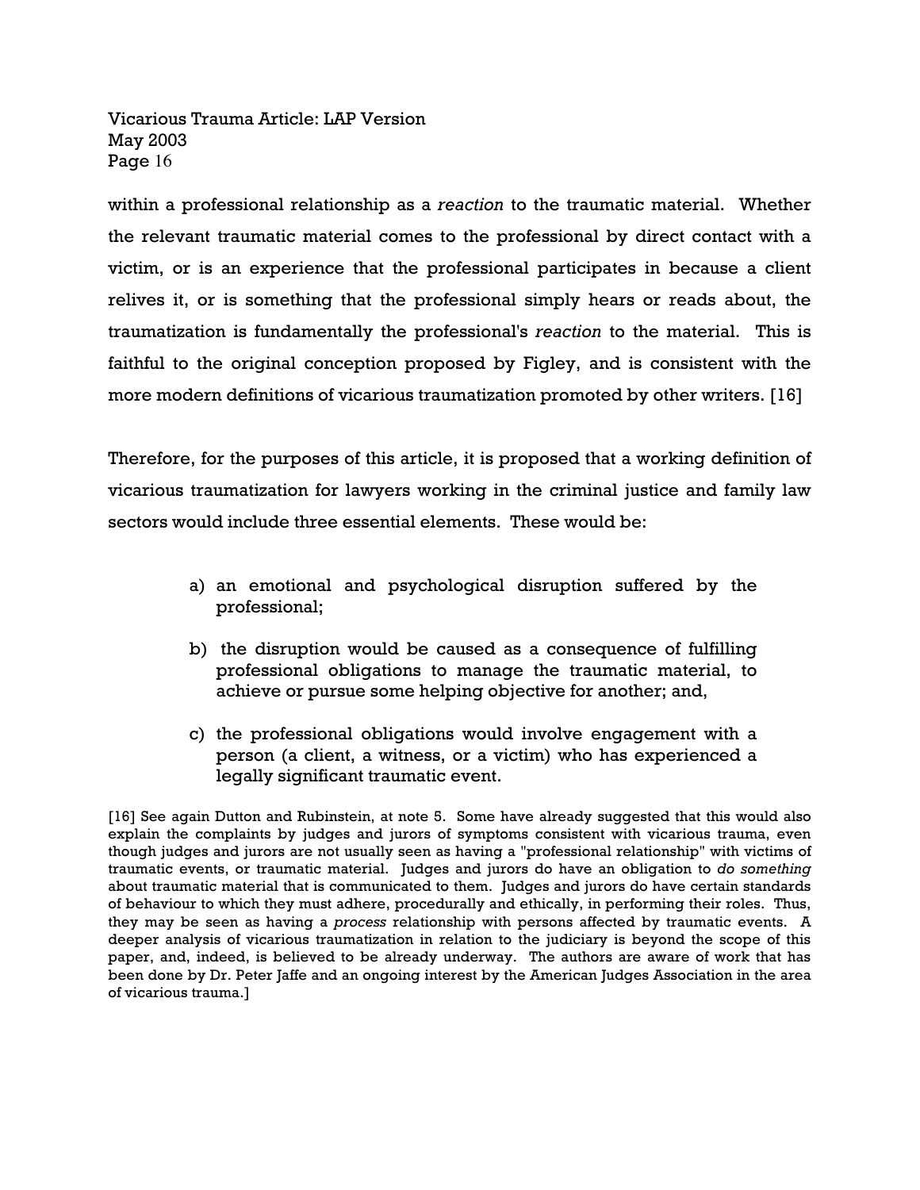within a professional relationship as a *reaction* to the traumatic material. Whether the relevant traumatic material comes to the professional by direct contact with a victim, or is an experience that the professional participates in because a client relives it, or is something that the professional simply hears or reads about, the traumatization is fundamentally the professional's *reaction* to the material. This is faithful to the original conception proposed by Figley, and is consistent with the more modern definitions of vicarious traumatization promoted by other writers. [16]

Therefore, for the purposes of this article, it is proposed that a working definition of vicarious traumatization for lawyers working in the criminal justice and family law sectors would include three essential elements. These would be:

a) an emotional and psychological disruption suffered by the professional;

b) the disruption would be caused as a consequence of fulfilling professional obligations to manage the traumatic material, to achieve or pursue some helping objective for another; and,

c) the professional obligations would involve engagement with a person (a client, a witness, or a victim) who has experienced a legally significant traumatic event.

[16] See again Dutton and Rubinstein, at note 5. Some have already suggested that this would also explain the complaints by judges and jurors of symptoms consistent with vicarious trauma, even though judges and jurors are not usually seen as having a "professional relationship" with victims of traumatic events, or traumatic material. Judges and jurors do have an obligation to *do something* about traumatic material that is communicated to them. Judges and jurors do have certain standards of behaviour to which they must adhere, procedurally and ethically, in performing their roles. Thus, they may be seen as having a *process* relationship with persons affected by traumatic events. A deeper analysis of vicarious traumatization in relation to the judiciary is beyond the scope of this paper, and, indeed, is believed to be already underway. The authors are aware of work that has been done by Dr. Peter Jaffe and an ongoing interest by the American Judges Association in the area of vicarious trauma.]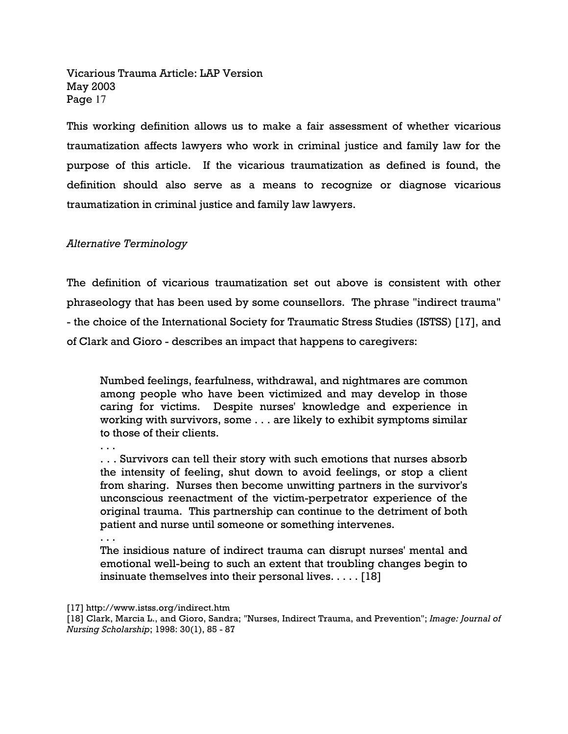This working definition allows us to make a fair assessment of whether vicarious traumatization affects lawyers who work in criminal justice and family law for the purpose of this article. If the vicarious traumatization as defined is found, the definition should also serve as a means to recognize or diagnose vicarious traumatization in criminal justice and family law lawyers.

*Alternative Terminology*

The definition of vicarious traumatization set out above is consistent with other phraseology that has been used by some counsellors. The phrase "indirect trauma" - the choice of the International Society for Traumatic Stress Studies (ISTSS) [17], and of Clark and Gioro - describes an impact that happens to caregivers:

> Numbed feelings, fearfulness, withdrawal, and nightmares are common among people who have been victimized and may develop in those caring for victims. Despite nurses' knowledge and experience in working with survivors, some . . . are likely to exhibit symptoms similar to those of their clients.
>
> . . .
>
> . . . Survivors can tell their story with such emotions that nurses absorb the intensity of feeling, shut down to avoid feelings, or stop a client from sharing. Nurses then become unwitting partners in the survivor's unconscious reenactment of the victim-perpetrator experience of the original trauma. This partnership can continue to the detriment of both patient and nurse until someone or something intervenes.
>
> . . .
>
> The insidious nature of indirect trauma can disrupt nurses' mental and emotional well-being to such an extent that troubling changes begin to insinuate themselves into their personal lives. . . . . [18]

[17] http://www.istss.org/indirect.htm

[18] Clark, Marcia L., and Gioro, Sandra; "Nurses, Indirect Trauma, and Prevention"; *Image: Journal of Nursing Scholarship*; 1998: 30(1), 85 - 87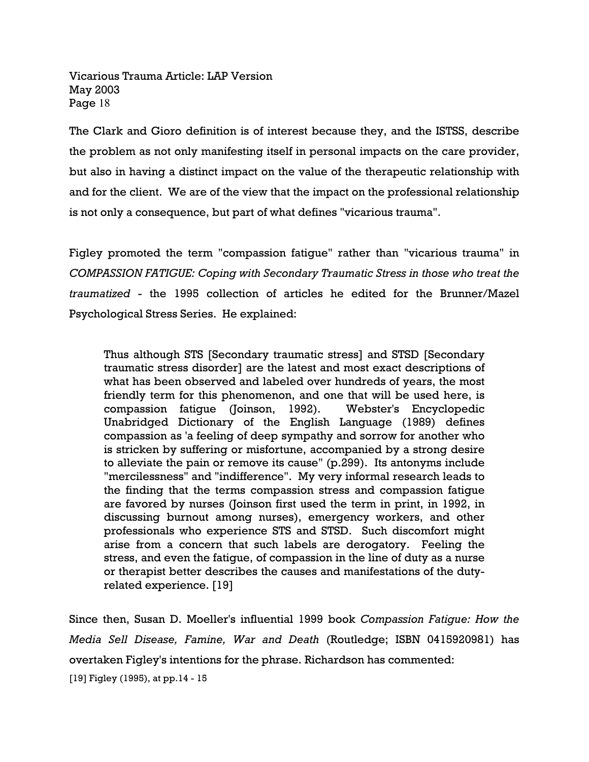The Clark and Gioro definition is of interest because they, and the ISTSS, describe the problem as not only manifesting itself in personal impacts on the care provider, but also in having a distinct impact on the value of the therapeutic relationship with and for the client. We are of the view that the impact on the professional relationship is not only a consequence, but part of what defines "vicarious trauma".

Figley promoted the term "compassion fatigue" rather than "vicarious trauma" in *COMPASSION FATIGUE: Coping with Secondary Traumatic Stress in those who treat the traumatized* - the 1995 collection of articles he edited for the Brunner/Mazel Psychological Stress Series. He explained:

> Thus although STS [Secondary traumatic stress] and STSD [Secondary traumatic stress disorder] are the latest and most exact descriptions of what has been observed and labeled over hundreds of years, the most friendly term for this phenomenon, and one that will be used here, is compassion fatigue (Joinson, 1992). Webster's Encyclopedic Unabridged Dictionary of the English Language (1989) defines compassion as 'a feeling of deep sympathy and sorrow for another who is stricken by suffering or misfortune, accompanied by a strong desire to alleviate the pain or remove its cause" (p.299). Its antonyms include "mercilessness" and "indifference". My very informal research leads to the finding that the terms compassion stress and compassion fatigue are favored by nurses (Joinson first used the term in print, in 1992, in discussing burnout among nurses), emergency workers, and other professionals who experience STS and STSD. Such discomfort might arise from a concern that such labels are derogatory. Feeling the stress, and even the fatigue, of compassion in the line of duty as a nurse or therapist better describes the causes and manifestations of the duty-related experience. [19]

Since then, Susan D. Moeller's influential 1999 book *Compassion Fatigue: How the Media Sell Disease, Famine, War and Death* (Routledge; ISBN 0415920981) has overtaken Figley's intentions for the phrase. Richardson has commented:

[19] Figley (1995), at pp.14 - 15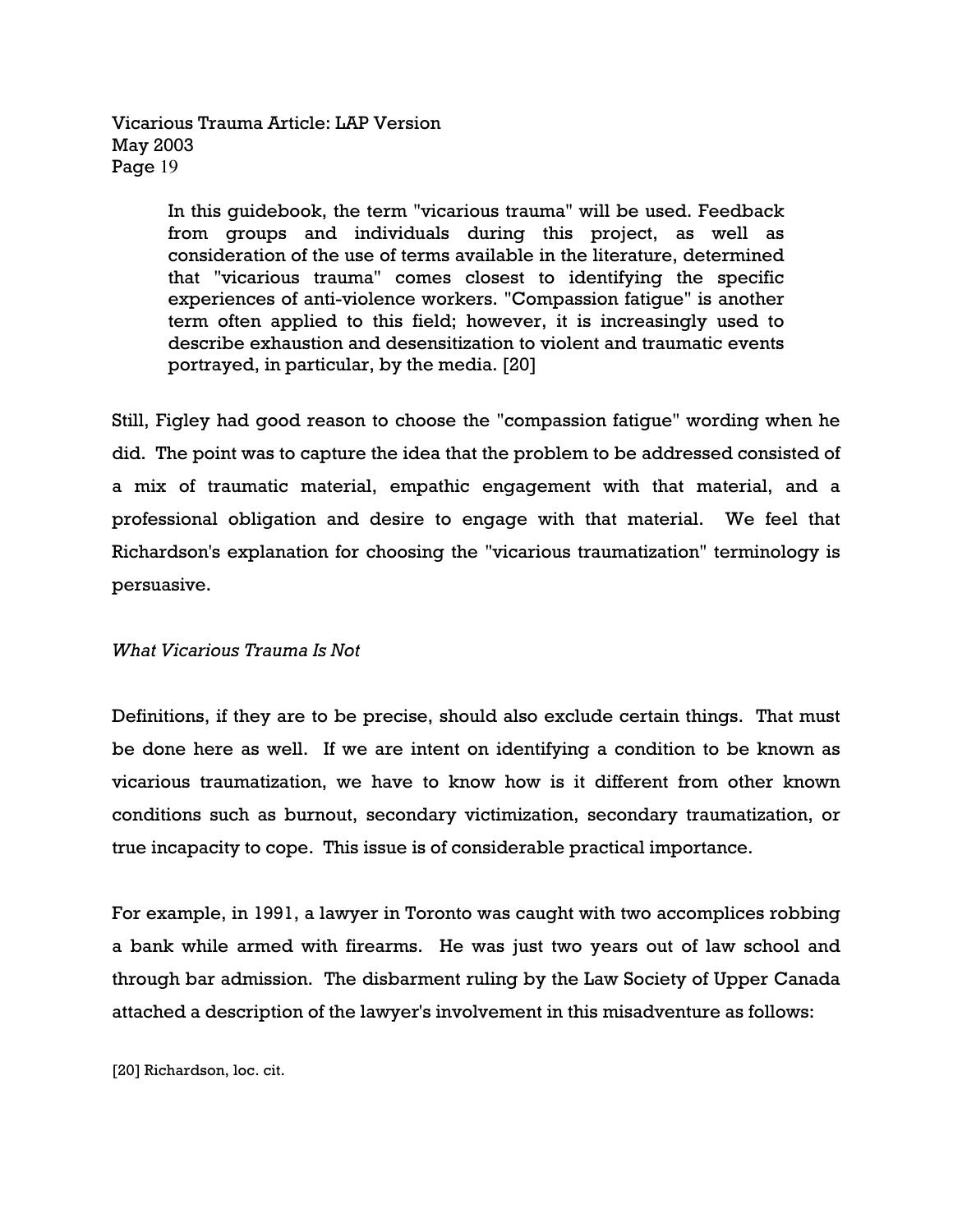> In this guidebook, the term "vicarious trauma" will be used. Feedback from groups and individuals during this project, as well as consideration of the use of terms available in the literature, determined that "vicarious trauma" comes closest to identifying the specific experiences of anti-violence workers. "Compassion fatigue" is another term often applied to this field; however, it is increasingly used to describe exhaustion and desensitization to violent and traumatic events portrayed, in particular, by the media. [20]

Still, Figley had good reason to choose the "compassion fatigue" wording when he did. The point was to capture the idea that the problem to be addressed consisted of a mix of traumatic material, empathic engagement with that material, and a professional obligation and desire to engage with that material. We feel that Richardson's explanation for choosing the "vicarious traumatization" terminology is persuasive.

*What Vicarious Trauma Is Not*

Definitions, if they are to be precise, should also exclude certain things. That must be done here as well. If we are intent on identifying a condition to be known as vicarious traumatization, we have to know how is it different from other known conditions such as burnout, secondary victimization, secondary traumatization, or true incapacity to cope. This issue is of considerable practical importance.

For example, in 1991, a lawyer in Toronto was caught with two accomplices robbing a bank while armed with firearms. He was just two years out of law school and through bar admission. The disbarment ruling by the Law Society of Upper Canada attached a description of the lawyer's involvement in this misadventure as follows:

[20] Richardson, loc. cit.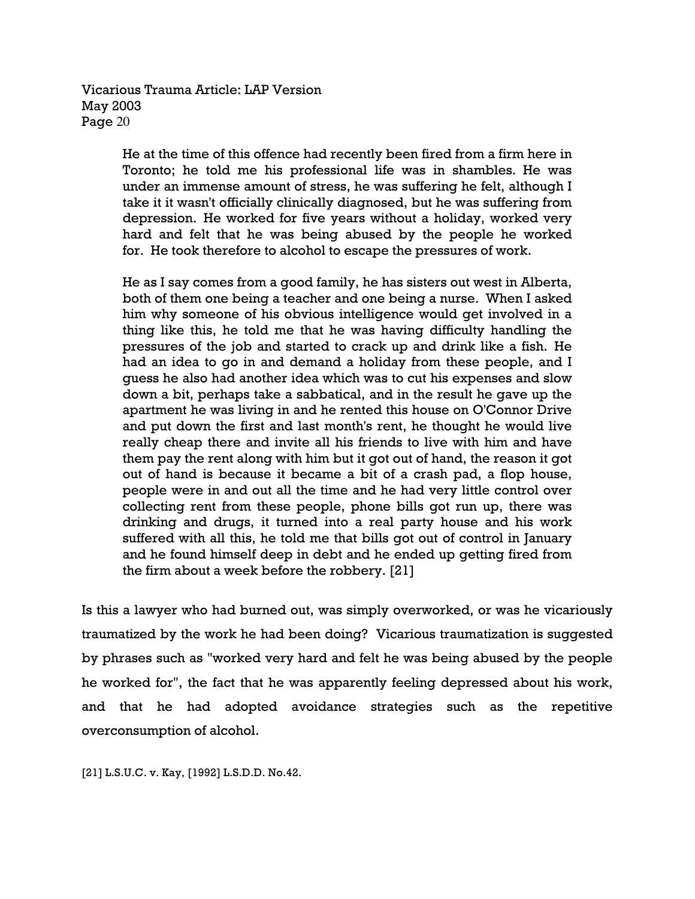> He at the time of this offence had recently been fired from a firm here in Toronto; he told me his professional life was in shambles. He was under an immense amount of stress, he was suffering he felt, although I take it it wasn't officially clinically diagnosed, but he was suffering from depression. He worked for five years without a holiday, worked very hard and felt that he was being abused by the people he worked for. He took therefore to alcohol to escape the pressures of work.
>
> He as I say comes from a good family, he has sisters out west in Alberta, both of them one being a teacher and one being a nurse. When I asked him why someone of his obvious intelligence would get involved in a thing like this, he told me that he was having difficulty handling the pressures of the job and started to crack up and drink like a fish. He had an idea to go in and demand a holiday from these people, and I guess he also had another idea which was to cut his expenses and slow down a bit, perhaps take a sabbatical, and in the result he gave up the apartment he was living in and he rented this house on O'Connor Drive and put down the first and last month's rent, he thought he would live really cheap there and invite all his friends to live with him and have them pay the rent along with him but it got out of hand, the reason it got out of hand is because it became a bit of a crash pad, a flop house, people were in and out all the time and he had very little control over collecting rent from these people, phone bills got run up, there was drinking and drugs, it turned into a real party house and his work suffered with all this, he told me that bills got out of control in January and he found himself deep in debt and he ended up getting fired from the firm about a week before the robbery. [21]

Is this a lawyer who had burned out, was simply overworked, or was he vicariously traumatized by the work he had been doing? Vicarious traumatization is suggested by phrases such as "worked very hard and felt he was being abused by the people he worked for", the fact that he was apparently feeling depressed about his work, and that he had adopted avoidance strategies such as the repetitive overconsumption of alcohol.

[21] L.S.U.C. v. Kay, [1992] L.S.D.D. No.42.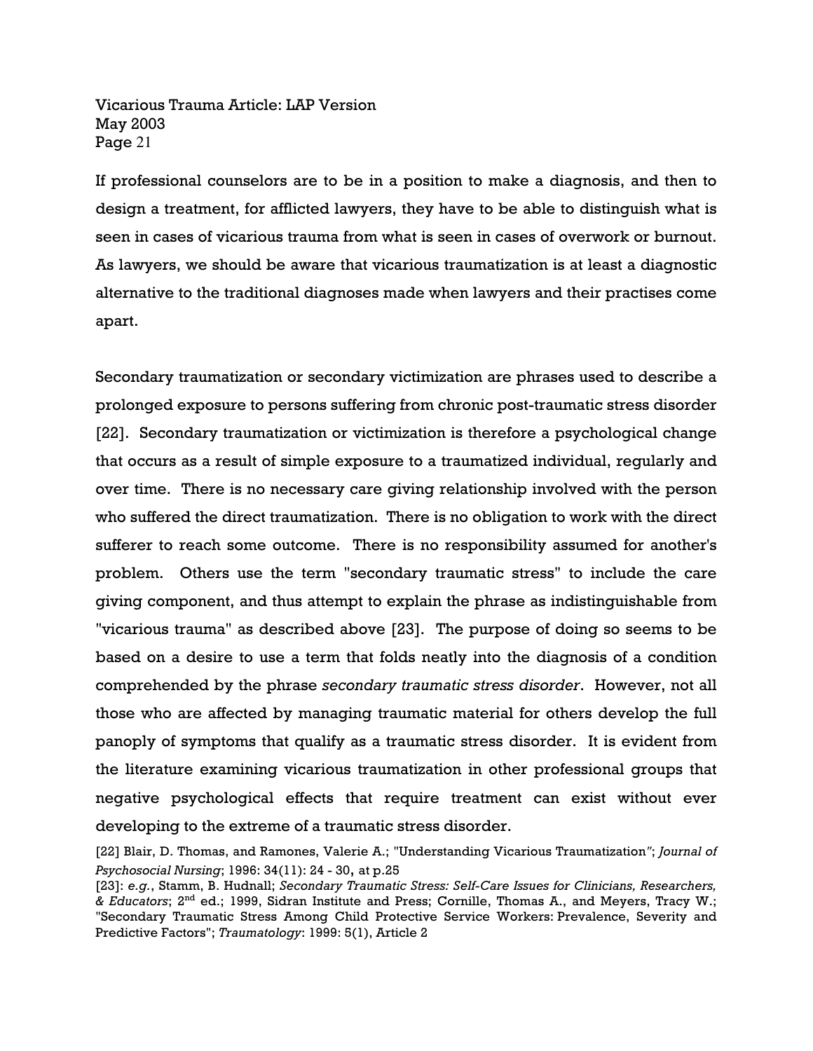If professional counselors are to be in a position to make a diagnosis, and then to design a treatment, for afflicted lawyers, they have to be able to distinguish what is seen in cases of vicarious trauma from what is seen in cases of overwork or burnout. As lawyers, we should be aware that vicarious traumatization is at least a diagnostic alternative to the traditional diagnoses made when lawyers and their practises come apart.

Secondary traumatization or secondary victimization are phrases used to describe a prolonged exposure to persons suffering from chronic post-traumatic stress disorder [22]. Secondary traumatization or victimization is therefore a psychological change that occurs as a result of simple exposure to a traumatized individual, regularly and over time. There is no necessary care giving relationship involved with the person who suffered the direct traumatization. There is no obligation to work with the direct sufferer to reach some outcome. There is no responsibility assumed for another's problem. Others use the term "secondary traumatic stress" to include the care giving component, and thus attempt to explain the phrase as indistinguishable from "vicarious trauma" as described above [23]. The purpose of doing so seems to be based on a desire to use a term that folds neatly into the diagnosis of a condition comprehended by the phrase *secondary traumatic stress disorder*. However, not all those who are affected by managing traumatic material for others develop the full panoply of symptoms that qualify as a traumatic stress disorder. It is evident from the literature examining vicarious traumatization in other professional groups that negative psychological effects that require treatment can exist without ever developing to the extreme of a traumatic stress disorder.

[22] Blair, D. Thomas, and Ramones, Valerie A.; "Understanding Vicarious Traumatization"; *Journal of Psychosocial Nursing*; 1996: 34(11): 24 - 30, at p.25

[23]: *e.g.*, Stamm, B. Hudnall; *Secondary Traumatic Stress: Self-Care Issues for Clinicians, Researchers, & Educators*; 2nd ed.; 1999, Sidran Institute and Press; Cornille, Thomas A., and Meyers, Tracy W.; "Secondary Traumatic Stress Among Child Protective Service Workers: Prevalence, Severity and Predictive Factors"; *Traumatology*: 1999: 5(1), Article 2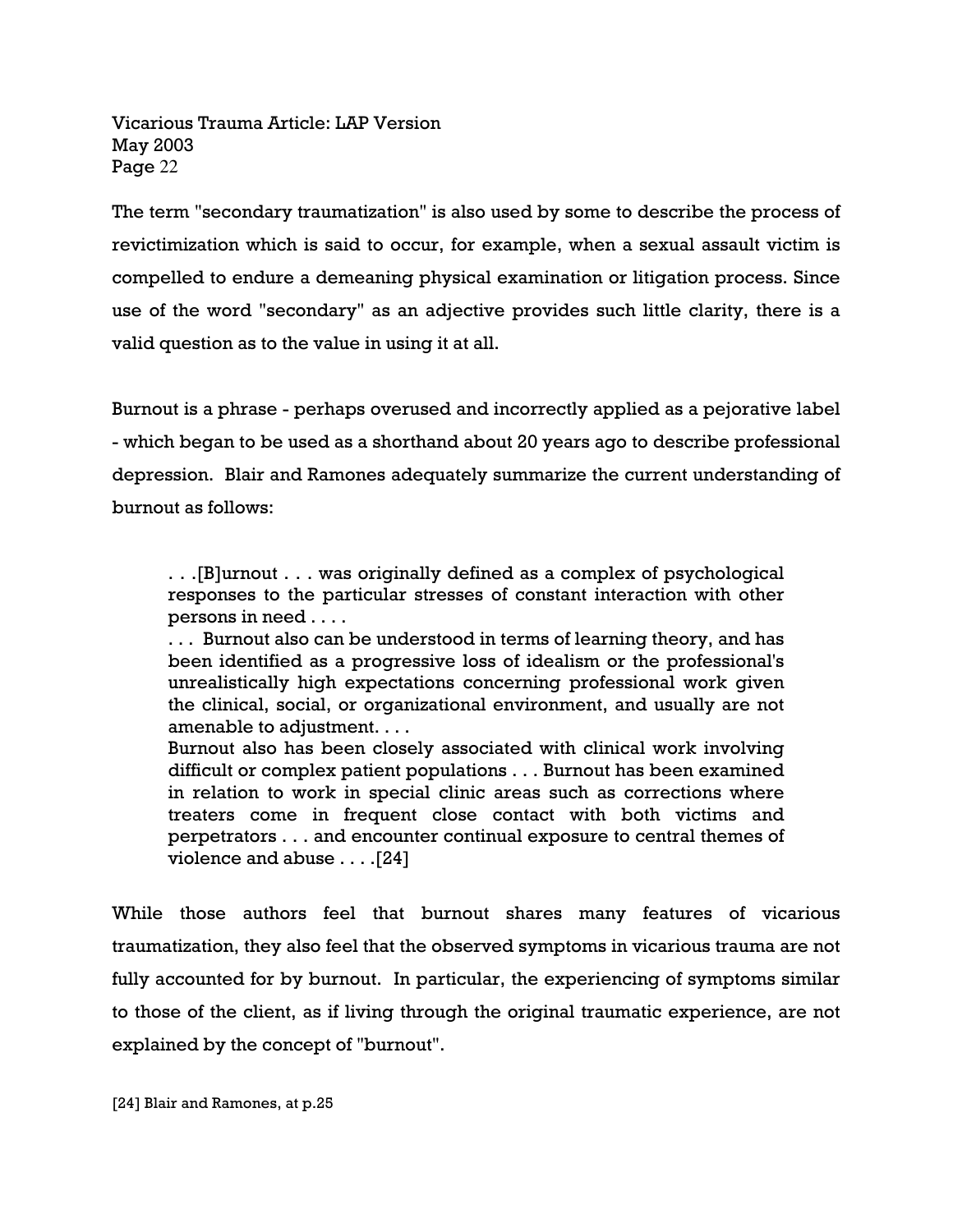The term "secondary traumatization" is also used by some to describe the process of revictimization which is said to occur, for example, when a sexual assault victim is compelled to endure a demeaning physical examination or litigation process. Since use of the word "secondary" as an adjective provides such little clarity, there is a valid question as to the value in using it at all.

Burnout is a phrase - perhaps overused and incorrectly applied as a pejorative label - which began to be used as a shorthand about 20 years ago to describe professional depression. Blair and Ramones adequately summarize the current understanding of burnout as follows:

> . . .[B]urnout . . . was originally defined as a complex of psychological responses to the particular stresses of constant interaction with other persons in need . . . .
> . . . Burnout also can be understood in terms of learning theory, and has been identified as a progressive loss of idealism or the professional's unrealistically high expectations concerning professional work given the clinical, social, or organizational environment, and usually are not amenable to adjustment. . . .
> Burnout also has been closely associated with clinical work involving difficult or complex patient populations . . . Burnout has been examined in relation to work in special clinic areas such as corrections where treaters come in frequent close contact with both victims and perpetrators . . . and encounter continual exposure to central themes of violence and abuse . . . .[24]

While those authors feel that burnout shares many features of vicarious traumatization, they also feel that the observed symptoms in vicarious trauma are not fully accounted for by burnout. In particular, the experiencing of symptoms similar to those of the client, as if living through the original traumatic experience, are not explained by the concept of "burnout".

[24] Blair and Ramones, at p.25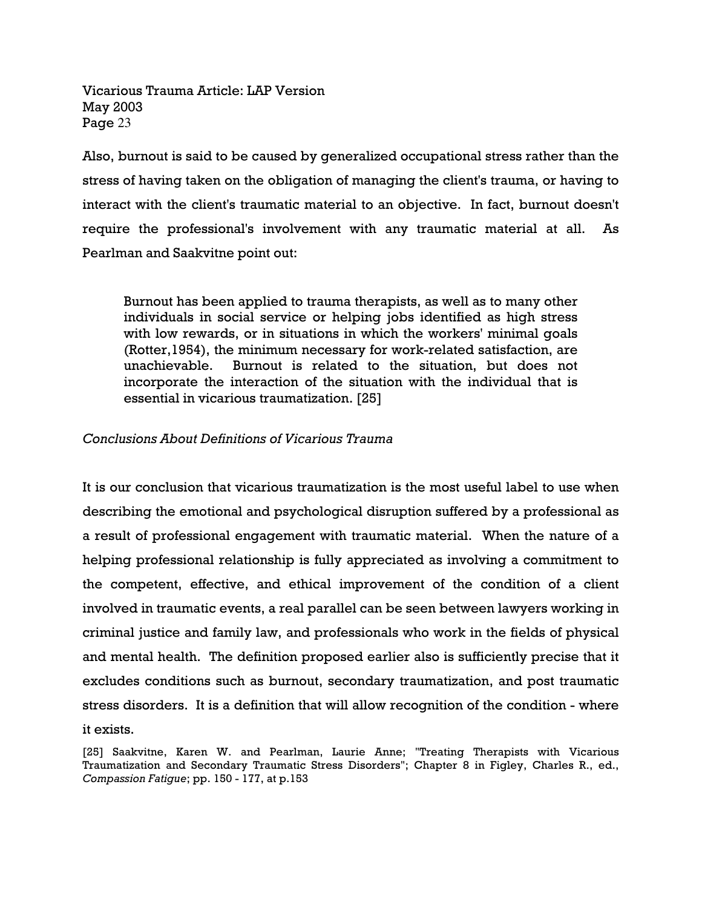Also, burnout is said to be caused by generalized occupational stress rather than the stress of having taken on the obligation of managing the client's trauma, or having to interact with the client's traumatic material to an objective. In fact, burnout doesn't require the professional's involvement with any traumatic material at all. As Pearlman and Saakvitne point out:

> Burnout has been applied to trauma therapists, as well as to many other individuals in social service or helping jobs identified as high stress with low rewards, or in situations in which the workers' minimal goals (Rotter,1954), the minimum necessary for work-related satisfaction, are unachievable. Burnout is related to the situation, but does not incorporate the interaction of the situation with the individual that is essential in vicarious traumatization. [25]

*Conclusions About Definitions of Vicarious Trauma*

It is our conclusion that vicarious traumatization is the most useful label to use when describing the emotional and psychological disruption suffered by a professional as a result of professional engagement with traumatic material. When the nature of a helping professional relationship is fully appreciated as involving a commitment to the competent, effective, and ethical improvement of the condition of a client involved in traumatic events, a real parallel can be seen between lawyers working in criminal justice and family law, and professionals who work in the fields of physical and mental health. The definition proposed earlier also is sufficiently precise that it excludes conditions such as burnout, secondary traumatization, and post traumatic stress disorders. It is a definition that will allow recognition of the condition - where it exists.

[25] Saakvitne, Karen W. and Pearlman, Laurie Anne; "Treating Therapists with Vicarious Traumatization and Secondary Traumatic Stress Disorders"; Chapter 8 in Figley, Charles R., ed., *Compassion Fatigue*; pp. 150 - 177, at p.153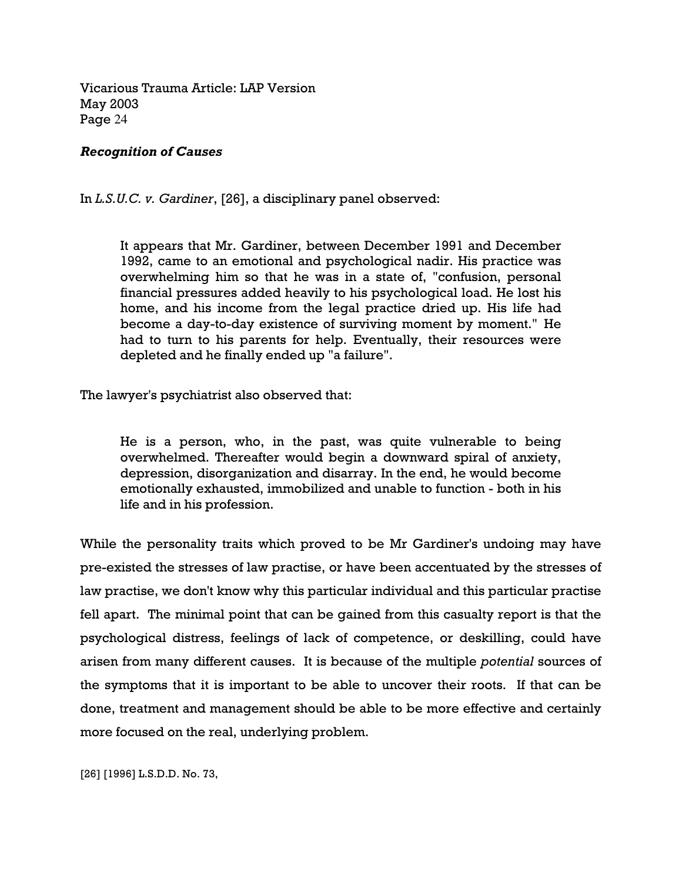***Recognition of Causes***

In *L.S.U.C. v. Gardiner*, [26], a disciplinary panel observed:

> It appears that Mr. Gardiner, between December 1991 and December 1992, came to an emotional and psychological nadir. His practice was overwhelming him so that he was in a state of, "confusion, personal financial pressures added heavily to his psychological load. He lost his home, and his income from the legal practice dried up. His life had become a day-to-day existence of surviving moment by moment." He had to turn to his parents for help. Eventually, their resources were depleted and he finally ended up "a failure".

The lawyer's psychiatrist also observed that:

> He is a person, who, in the past, was quite vulnerable to being overwhelmed. Thereafter would begin a downward spiral of anxiety, depression, disorganization and disarray. In the end, he would become emotionally exhausted, immobilized and unable to function - both in his life and in his profession.

While the personality traits which proved to be Mr Gardiner's undoing may have pre-existed the stresses of law practise, or have been accentuated by the stresses of law practise, we don't know why this particular individual and this particular practise fell apart. The minimal point that can be gained from this casualty report is that the psychological distress, feelings of lack of competence, or deskilling, could have arisen from many different causes. It is because of the multiple *potential* sources of the symptoms that it is important to be able to uncover their roots. If that can be done, treatment and management should be able to be more effective and certainly more focused on the real, underlying problem.

[26] [1996] L.S.D.D. No. 73,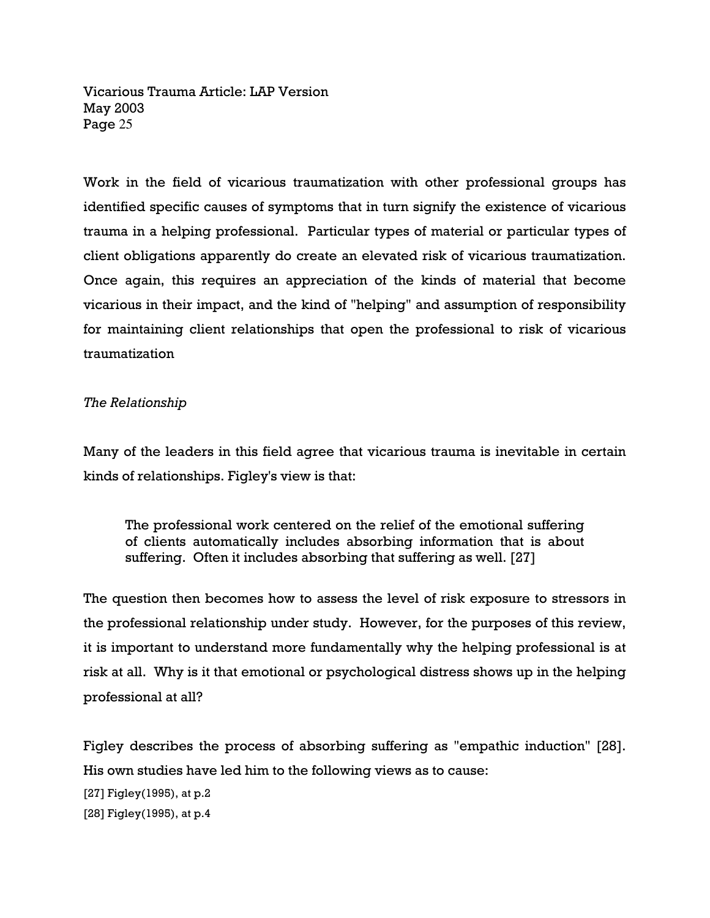Work in the field of vicarious traumatization with other professional groups has identified specific causes of symptoms that in turn signify the existence of vicarious trauma in a helping professional. Particular types of material or particular types of client obligations apparently do create an elevated risk of vicarious traumatization. Once again, this requires an appreciation of the kinds of material that become vicarious in their impact, and the kind of "helping" and assumption of responsibility for maintaining client relationships that open the professional to risk of vicarious traumatization

*The Relationship*

Many of the leaders in this field agree that vicarious trauma is inevitable in certain kinds of relationships. Figley's view is that:

> The professional work centered on the relief of the emotional suffering of clients automatically includes absorbing information that is about suffering. Often it includes absorbing that suffering as well. [27]

The question then becomes how to assess the level of risk exposure to stressors in the professional relationship under study. However, for the purposes of this review, it is important to understand more fundamentally why the helping professional is at risk at all. Why is it that emotional or psychological distress shows up in the helping professional at all?

Figley describes the process of absorbing suffering as "empathic induction" [28]. His own studies have led him to the following views as to cause:

[27] Figley(1995), at p.2

[28] Figley(1995), at p.4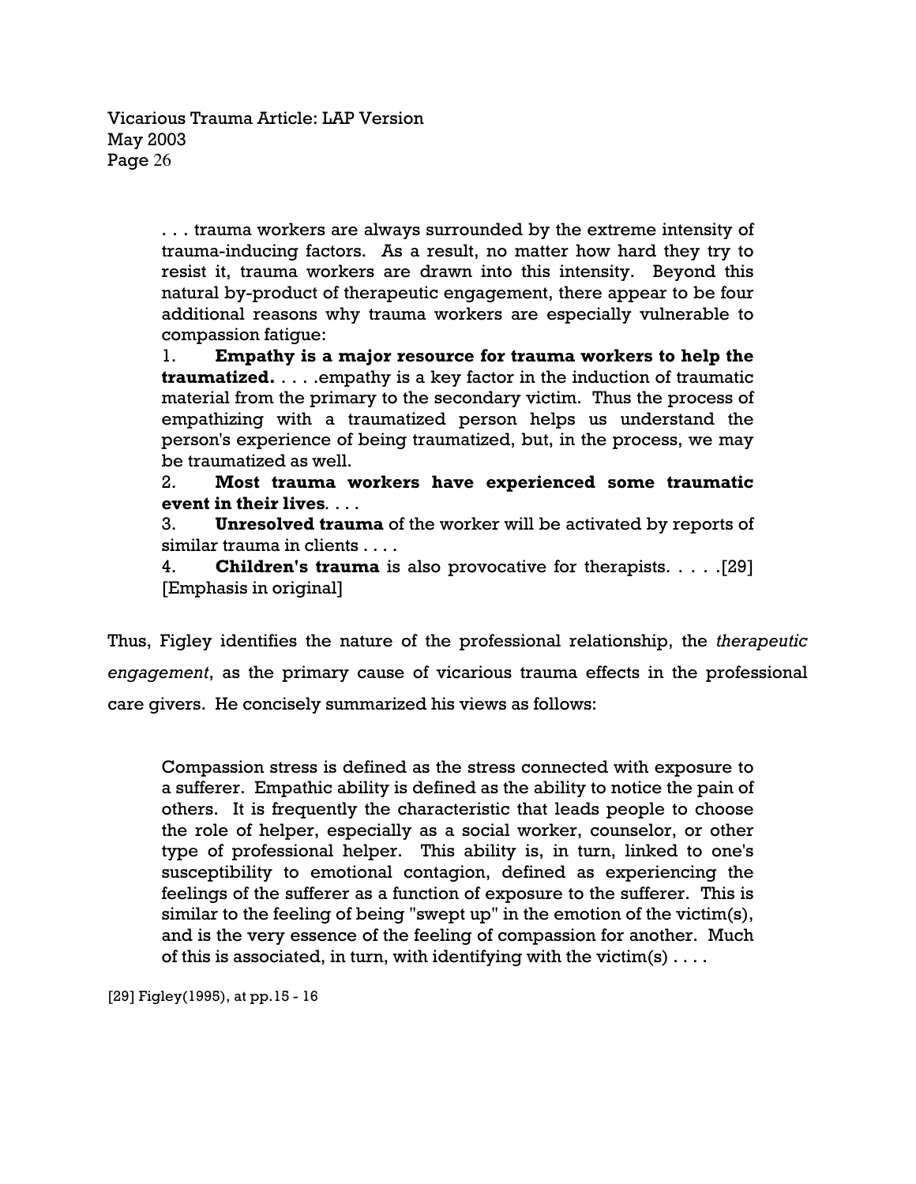> . . . trauma workers are always surrounded by the extreme intensity of trauma-inducing factors. As a result, no matter how hard they try to resist it, trauma workers are drawn into this intensity. Beyond this natural by-product of therapeutic engagement, there appear to be four additional reasons why trauma workers are especially vulnerable to compassion fatigue:
>
> 1. **Empathy is a major resource for trauma workers to help the traumatized.** . . . .empathy is a key factor in the induction of traumatic material from the primary to the secondary victim. Thus the process of empathizing with a traumatized person helps us understand the person's experience of being traumatized, but, in the process, we may be traumatized as well.
> 2. **Most trauma workers have experienced some traumatic event in their lives**. . . .
> 3. **Unresolved trauma** of the worker will be activated by reports of similar trauma in clients . . . .
> 4. **Children's trauma** is also provocative for therapists. . . . .[29] [Emphasis in original]

Thus, Figley identifies the nature of the professional relationship, the *therapeutic engagement*, as the primary cause of vicarious trauma effects in the professional care givers. He concisely summarized his views as follows:

> Compassion stress is defined as the stress connected with exposure to a sufferer. Empathic ability is defined as the ability to notice the pain of others. It is frequently the characteristic that leads people to choose the role of helper, especially as a social worker, counselor, or other type of professional helper. This ability is, in turn, linked to one's susceptibility to emotional contagion, defined as experiencing the feelings of the sufferer as a function of exposure to the sufferer. This is similar to the feeling of being "swept up" in the emotion of the victim(s), and is the very essence of the feeling of compassion for another. Much of this is associated, in turn, with identifying with the victim(s) . . . .

[29] Figley(1995), at pp.15 - 16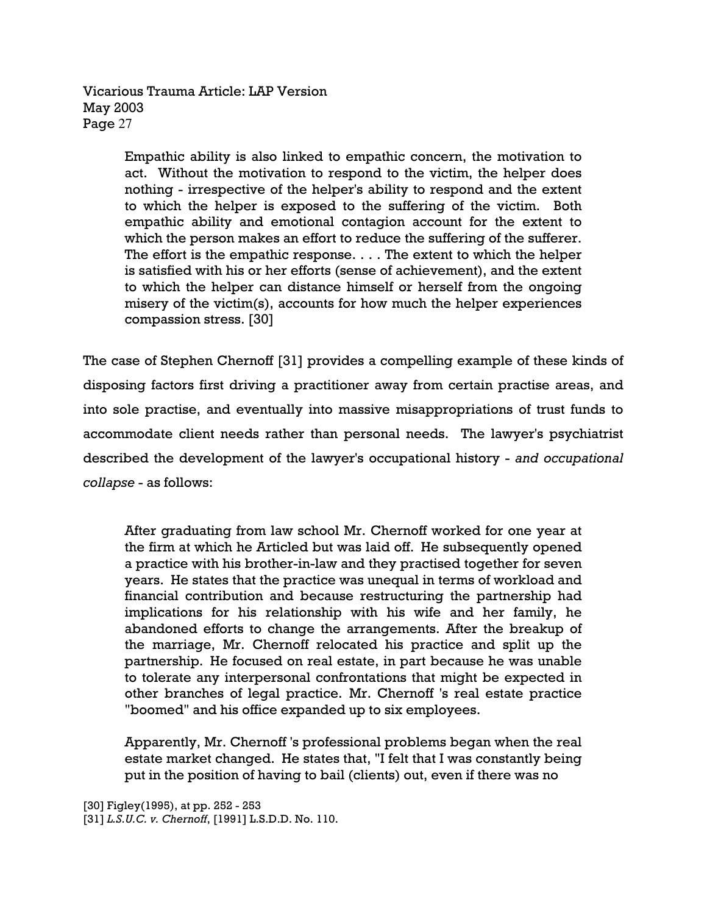> Empathic ability is also linked to empathic concern, the motivation to act. Without the motivation to respond to the victim, the helper does nothing - irrespective of the helper's ability to respond and the extent to which the helper is exposed to the suffering of the victim. Both empathic ability and emotional contagion account for the extent to which the person makes an effort to reduce the suffering of the sufferer. The effort is the empathic response. . . . The extent to which the helper is satisfied with his or her efforts (sense of achievement), and the extent to which the helper can distance himself or herself from the ongoing misery of the victim(s), accounts for how much the helper experiences compassion stress. [30]

The case of Stephen Chernoff [31] provides a compelling example of these kinds of disposing factors first driving a practitioner away from certain practise areas, and into sole practise, and eventually into massive misappropriations of trust funds to accommodate client needs rather than personal needs. The lawyer's psychiatrist described the development of the lawyer's occupational history - *and occupational collapse* - as follows:

> After graduating from law school Mr. Chernoff worked for one year at the firm at which he Articled but was laid off. He subsequently opened a practice with his brother-in-law and they practised together for seven years. He states that the practice was unequal in terms of workload and financial contribution and because restructuring the partnership had implications for his relationship with his wife and her family, he abandoned efforts to change the arrangements. After the breakup of the marriage, Mr. Chernoff relocated his practice and split up the partnership. He focused on real estate, in part because he was unable to tolerate any interpersonal confrontations that might be expected in other branches of legal practice. Mr. Chernoff 's real estate practice "boomed" and his office expanded up to six employees.
>
> Apparently, Mr. Chernoff 's professional problems began when the real estate market changed. He states that, "I felt that I was constantly being put in the position of having to bail (clients) out, even if there was no

[30] Figley(1995), at pp. 252 - 253
[31] *L.S.U.C. v. Chernoff*, [1991] L.S.D.D. No. 110.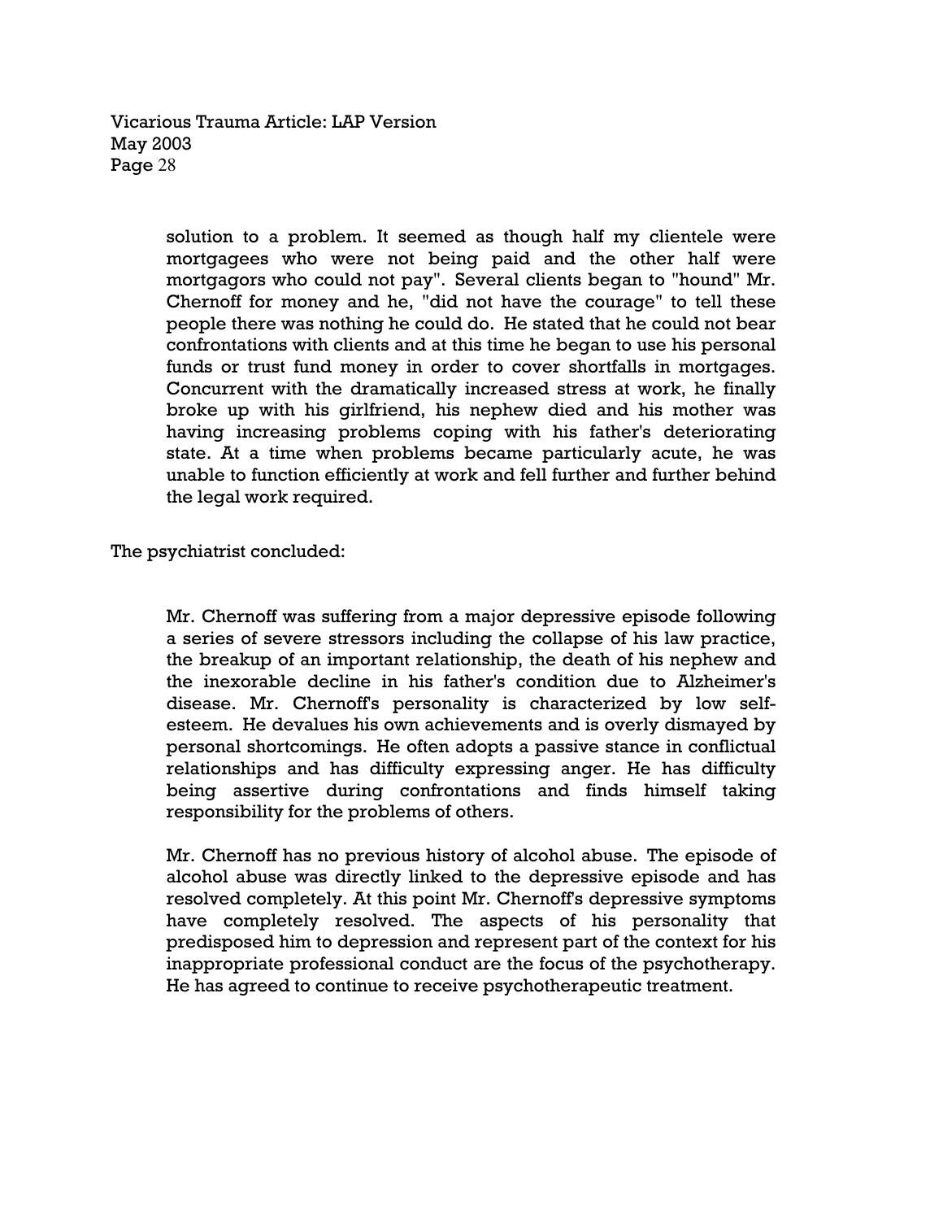> solution to a problem. It seemed as though half my clientele were mortgagees who were not being paid and the other half were mortgagors who could not pay". Several clients began to "hound" Mr. Chernoff for money and he, "did not have the courage" to tell these people there was nothing he could do. He stated that he could not bear confrontations with clients and at this time he began to use his personal funds or trust fund money in order to cover shortfalls in mortgages. Concurrent with the dramatically increased stress at work, he finally broke up with his girlfriend, his nephew died and his mother was having increasing problems coping with his father's deteriorating state. At a time when problems became particularly acute, he was unable to function efficiently at work and fell further and further behind the legal work required.

The psychiatrist concluded:

> Mr. Chernoff was suffering from a major depressive episode following a series of severe stressors including the collapse of his law practice, the breakup of an important relationship, the death of his nephew and the inexorable decline in his father's condition due to Alzheimer's disease. Mr. Chernoff's personality is characterized by low self-esteem. He devalues his own achievements and is overly dismayed by personal shortcomings. He often adopts a passive stance in conflictual relationships and has difficulty expressing anger. He has difficulty being assertive during confrontations and finds himself taking responsibility for the problems of others.
>
> Mr. Chernoff has no previous history of alcohol abuse. The episode of alcohol abuse was directly linked to the depressive episode and has resolved completely. At this point Mr. Chernoff's depressive symptoms have completely resolved. The aspects of his personality that predisposed him to depression and represent part of the context for his inappropriate professional conduct are the focus of the psychotherapy. He has agreed to continue to receive psychotherapeutic treatment.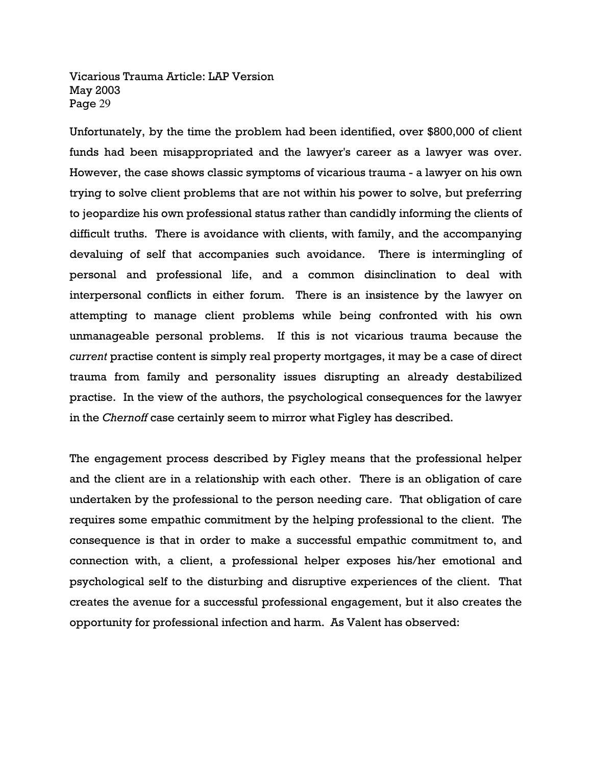Unfortunately, by the time the problem had been identified, over $800,000 of client funds had been misappropriated and the lawyer's career as a lawyer was over. However, the case shows classic symptoms of vicarious trauma - a lawyer on his own trying to solve client problems that are not within his power to solve, but preferring to jeopardize his own professional status rather than candidly informing the clients of difficult truths. There is avoidance with clients, with family, and the accompanying devaluing of self that accompanies such avoidance. There is intermingling of personal and professional life, and a common disinclination to deal with interpersonal conflicts in either forum. There is an insistence by the lawyer on attempting to manage client problems while being confronted with his own unmanageable personal problems. If this is not vicarious trauma because the *current* practise content is simply real property mortgages, it may be a case of direct trauma from family and personality issues disrupting an already destabilized practise. In the view of the authors, the psychological consequences for the lawyer in the *Chernoff* case certainly seem to mirror what Figley has described.

The engagement process described by Figley means that the professional helper and the client are in a relationship with each other. There is an obligation of care undertaken by the professional to the person needing care. That obligation of care requires some empathic commitment by the helping professional to the client. The consequence is that in order to make a successful empathic commitment to, and connection with, a client, a professional helper exposes his/her emotional and psychological self to the disturbing and disruptive experiences of the client. That creates the avenue for a successful professional engagement, but it also creates the opportunity for professional infection and harm. As Valent has observed: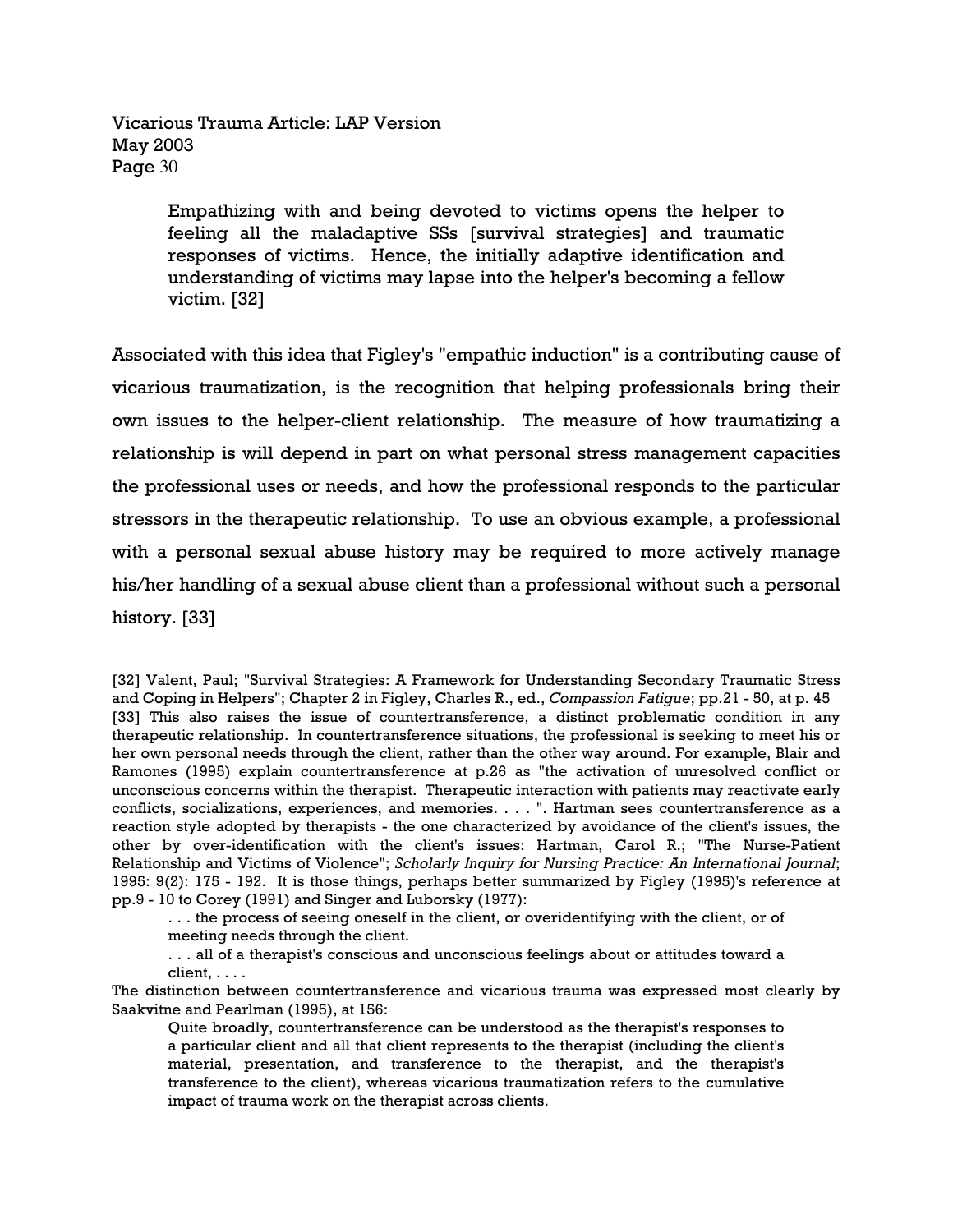> Empathizing with and being devoted to victims opens the helper to feeling all the maladaptive SSs [survival strategies] and traumatic responses of victims. Hence, the initially adaptive identification and understanding of victims may lapse into the helper's becoming a fellow victim. [32]

Associated with this idea that Figley's "empathic induction" is a contributing cause of vicarious traumatization, is the recognition that helping professionals bring their own issues to the helper-client relationship. The measure of how traumatizing a relationship is will depend in part on what personal stress management capacities the professional uses or needs, and how the professional responds to the particular stressors in the therapeutic relationship. To use an obvious example, a professional with a personal sexual abuse history may be required to more actively manage his/her handling of a sexual abuse client than a professional without such a personal history. [33]

[32] Valent, Paul; "Survival Strategies: A Framework for Understanding Secondary Traumatic Stress and Coping in Helpers"; Chapter 2 in Figley, Charles R., ed., *Compassion Fatigue*; pp.21 - 50, at p. 45

[33] This also raises the issue of countertransference, a distinct problematic condition in any therapeutic relationship. In countertransference situations, the professional is seeking to meet his or her own personal needs through the client, rather than the other way around. For example, Blair and Ramones (1995) explain countertransference at p.26 as "the activation of unresolved conflict or unconscious concerns within the therapist. Therapeutic interaction with patients may reactivate early conflicts, socializations, experiences, and memories. . . . ". Hartman sees countertransference as a reaction style adopted by therapists - the one characterized by avoidance of the client's issues, the other by over-identification with the client's issues: Hartman, Carol R.; "The Nurse-Patient Relationship and Victims of Violence"; *Scholarly Inquiry for Nursing Practice: An International Journal*; 1995: 9(2): 175 - 192. It is those things, perhaps better summarized by Figley (1995)'s reference at pp.9 - 10 to Corey (1991) and Singer and Luborsky (1977):

> . . . the process of seeing oneself in the client, or overidentifying with the client, or of meeting needs through the client.
>
> . . . all of a therapist's conscious and unconscious feelings about or attitudes toward a client, . . . .

The distinction between countertransference and vicarious trauma was expressed most clearly by Saakvitne and Pearlman (1995), at 156:

> Quite broadly, countertransference can be understood as the therapist's responses to a particular client and all that client represents to the therapist (including the client's material, presentation, and transference to the therapist, and the therapist's transference to the client), whereas vicarious traumatization refers to the cumulative impact of trauma work on the therapist across clients.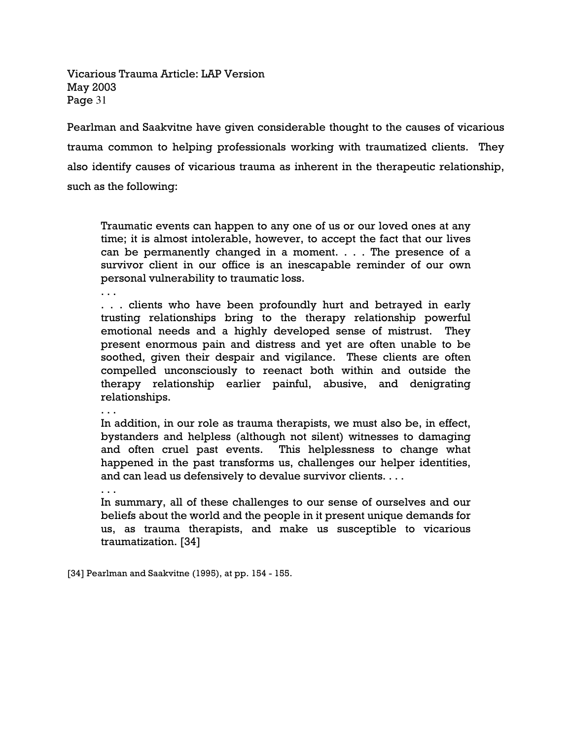Pearlman and Saakvitne have given considerable thought to the causes of vicarious trauma common to helping professionals working with traumatized clients. They also identify causes of vicarious trauma as inherent in the therapeutic relationship, such as the following:

> Traumatic events can happen to any one of us or our loved ones at any time; it is almost intolerable, however, to accept the fact that our lives can be permanently changed in a moment. . . . The presence of a survivor client in our office is an inescapable reminder of our own personal vulnerability to traumatic loss.
>
> . . .
>
> . . . clients who have been profoundly hurt and betrayed in early trusting relationships bring to the therapy relationship powerful emotional needs and a highly developed sense of mistrust. They present enormous pain and distress and yet are often unable to be soothed, given their despair and vigilance. These clients are often compelled unconsciously to reenact both within and outside the therapy relationship earlier painful, abusive, and denigrating relationships.
>
> . . .
>
> In addition, in our role as trauma therapists, we must also be, in effect, bystanders and helpless (although not silent) witnesses to damaging and often cruel past events. This helplessness to change what happened in the past transforms us, challenges our helper identities, and can lead us defensively to devalue survivor clients. . . .
>
> . . .
>
> In summary, all of these challenges to our sense of ourselves and our beliefs about the world and the people in it present unique demands for us, as trauma therapists, and make us susceptible to vicarious traumatization. [34]

[34] Pearlman and Saakvitne (1995), at pp. 154 - 155.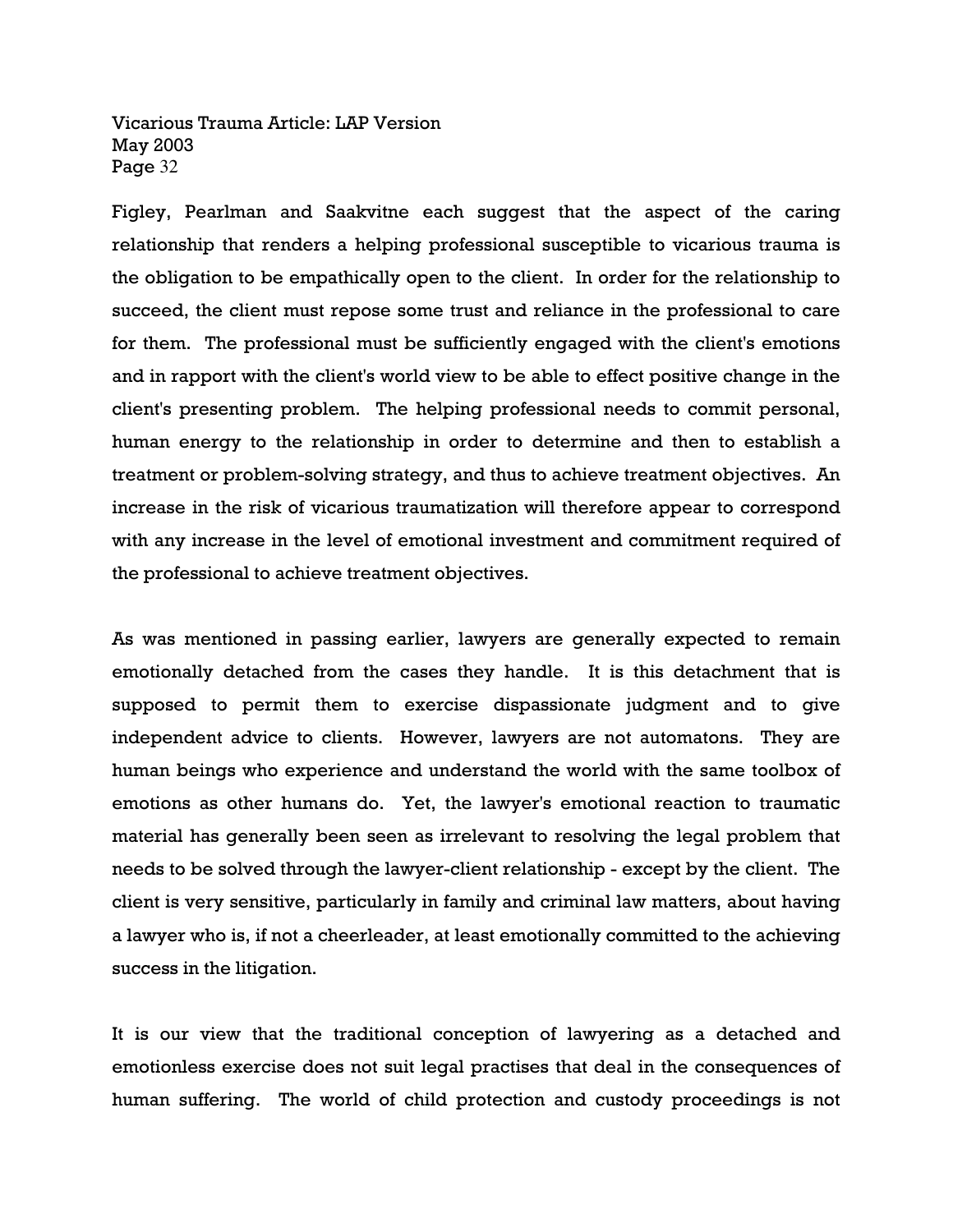Figley, Pearlman and Saakvitne each suggest that the aspect of the caring relationship that renders a helping professional susceptible to vicarious trauma is the obligation to be empathically open to the client. In order for the relationship to succeed, the client must repose some trust and reliance in the professional to care for them. The professional must be sufficiently engaged with the client's emotions and in rapport with the client's world view to be able to effect positive change in the client's presenting problem. The helping professional needs to commit personal, human energy to the relationship in order to determine and then to establish a treatment or problem-solving strategy, and thus to achieve treatment objectives. An increase in the risk of vicarious traumatization will therefore appear to correspond with any increase in the level of emotional investment and commitment required of the professional to achieve treatment objectives.

As was mentioned in passing earlier, lawyers are generally expected to remain emotionally detached from the cases they handle. It is this detachment that is supposed to permit them to exercise dispassionate judgment and to give independent advice to clients. However, lawyers are not automatons. They are human beings who experience and understand the world with the same toolbox of emotions as other humans do. Yet, the lawyer's emotional reaction to traumatic material has generally been seen as irrelevant to resolving the legal problem that needs to be solved through the lawyer-client relationship - except by the client. The client is very sensitive, particularly in family and criminal law matters, about having a lawyer who is, if not a cheerleader, at least emotionally committed to the achieving success in the litigation.

It is our view that the traditional conception of lawyering as a detached and emotionless exercise does not suit legal practises that deal in the consequences of human suffering. The world of child protection and custody proceedings is not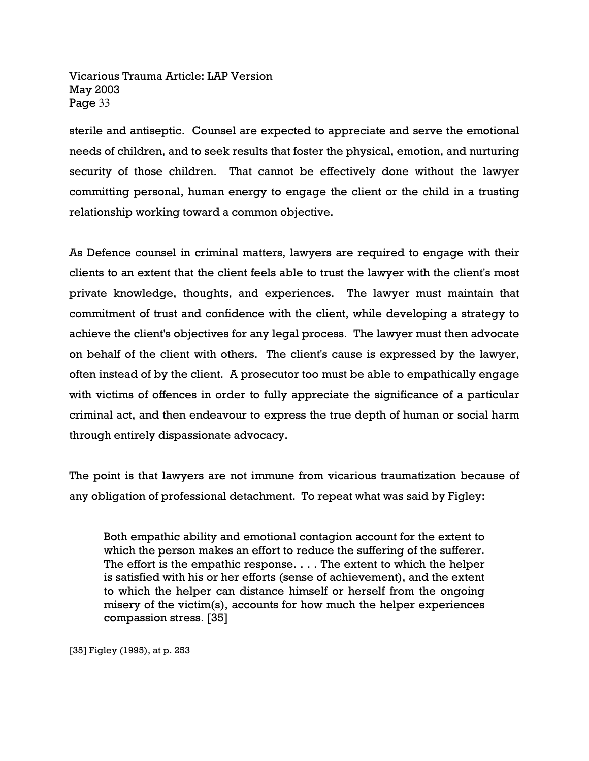sterile and antiseptic. Counsel are expected to appreciate and serve the emotional needs of children, and to seek results that foster the physical, emotion, and nurturing security of those children. That cannot be effectively done without the lawyer committing personal, human energy to engage the client or the child in a trusting relationship working toward a common objective.

As Defence counsel in criminal matters, lawyers are required to engage with their clients to an extent that the client feels able to trust the lawyer with the client's most private knowledge, thoughts, and experiences. The lawyer must maintain that commitment of trust and confidence with the client, while developing a strategy to achieve the client's objectives for any legal process. The lawyer must then advocate on behalf of the client with others. The client's cause is expressed by the lawyer, often instead of by the client. A prosecutor too must be able to empathically engage with victims of offences in order to fully appreciate the significance of a particular criminal act, and then endeavour to express the true depth of human or social harm through entirely dispassionate advocacy.

The point is that lawyers are not immune from vicarious traumatization because of any obligation of professional detachment. To repeat what was said by Figley:

> Both empathic ability and emotional contagion account for the extent to which the person makes an effort to reduce the suffering of the sufferer. The effort is the empathic response. . . . The extent to which the helper is satisfied with his or her efforts (sense of achievement), and the extent to which the helper can distance himself or herself from the ongoing misery of the victim(s), accounts for how much the helper experiences compassion stress. [35]

[35] Figley (1995), at p. 253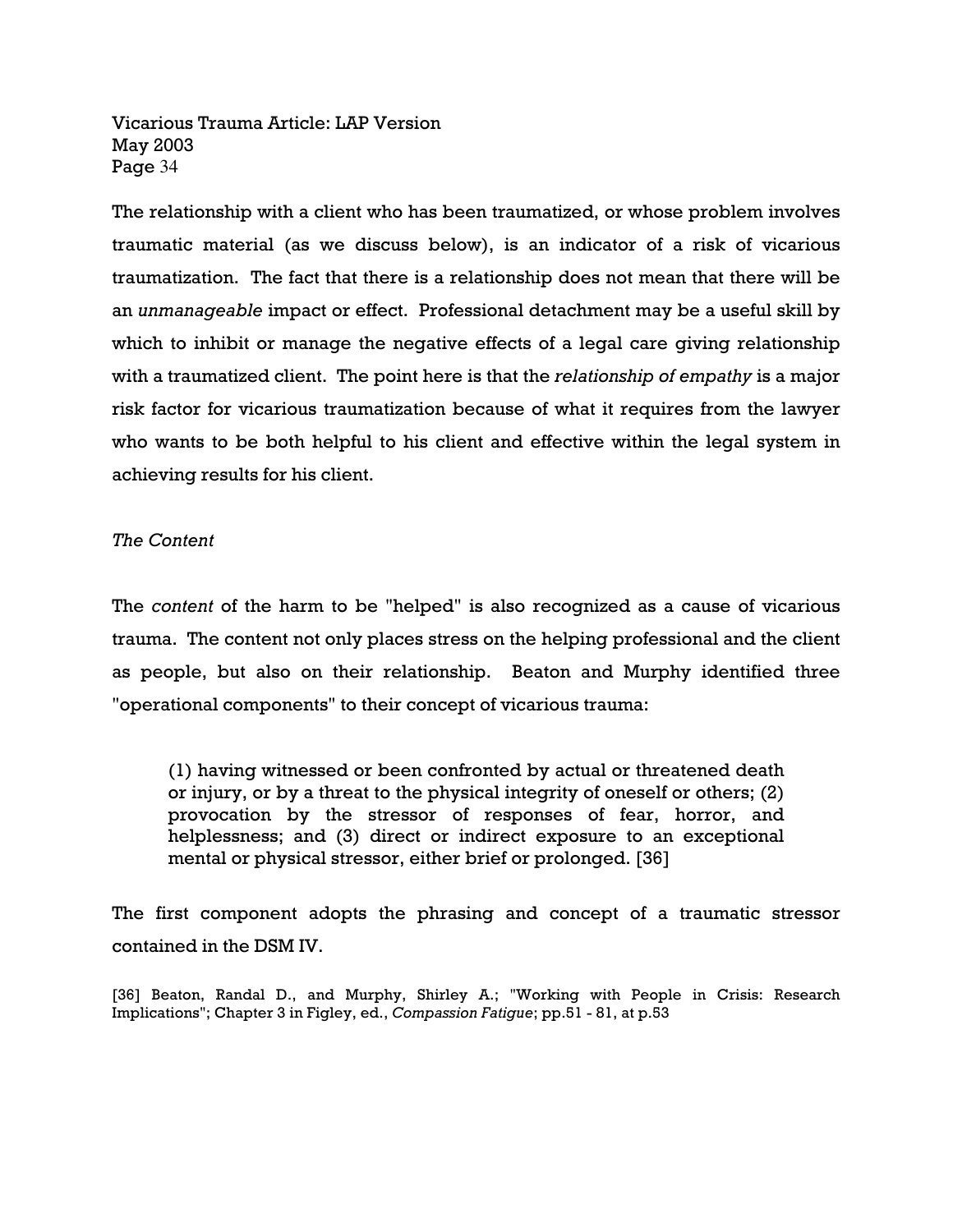The relationship with a client who has been traumatized, or whose problem involves traumatic material (as we discuss below), is an indicator of a risk of vicarious traumatization. The fact that there is a relationship does not mean that there will be an *unmanageable* impact or effect. Professional detachment may be a useful skill by which to inhibit or manage the negative effects of a legal care giving relationship with a traumatized client. The point here is that the *relationship of empathy* is a major risk factor for vicarious traumatization because of what it requires from the lawyer who wants to be both helpful to his client and effective within the legal system in achieving results for his client.

*The Content*

The *content* of the harm to be "helped" is also recognized as a cause of vicarious trauma. The content not only places stress on the helping professional and the client as people, but also on their relationship. Beaton and Murphy identified three "operational components" to their concept of vicarious trauma:

> (1) having witnessed or been confronted by actual or threatened death or injury, or by a threat to the physical integrity of oneself or others; (2) provocation by the stressor of responses of fear, horror, and helplessness; and (3) direct or indirect exposure to an exceptional mental or physical stressor, either brief or prolonged. [36]

The first component adopts the phrasing and concept of a traumatic stressor contained in the DSM IV.

[36] Beaton, Randal D., and Murphy, Shirley A.; "Working with People in Crisis: Research Implications"; Chapter 3 in Figley, ed., *Compassion Fatigue*; pp.51 - 81, at p.53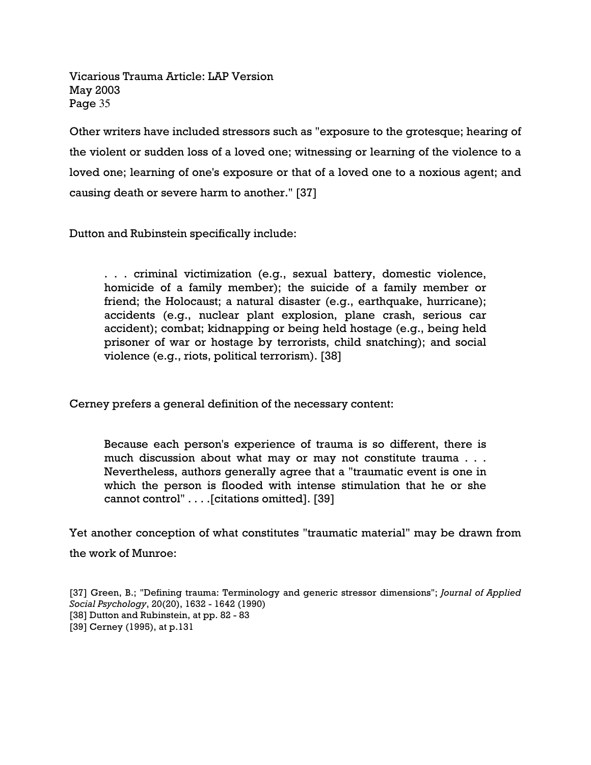Other writers have included stressors such as "exposure to the grotesque; hearing of the violent or sudden loss of a loved one; witnessing or learning of the violence to a loved one; learning of one's exposure or that of a loved one to a noxious agent; and causing death or severe harm to another." [37]

Dutton and Rubinstein specifically include:

> . . . criminal victimization (e.g., sexual battery, domestic violence, homicide of a family member); the suicide of a family member or friend; the Holocaust; a natural disaster (e.g., earthquake, hurricane); accidents (e.g., nuclear plant explosion, plane crash, serious car accident); combat; kidnapping or being held hostage (e.g., being held prisoner of war or hostage by terrorists, child snatching); and social violence (e.g., riots, political terrorism). [38]

Cerney prefers a general definition of the necessary content:

> Because each person's experience of trauma is so different, there is much discussion about what may or may not constitute trauma . . . Nevertheless, authors generally agree that a "traumatic event is one in which the person is flooded with intense stimulation that he or she cannot control" . . . .[citations omitted]. [39]

Yet another conception of what constitutes "traumatic material" may be drawn from the work of Munroe:

[37] Green, B.; "Defining trauma: Terminology and generic stressor dimensions"; *Journal of Applied Social Psychology*, 20(20), 1632 - 1642 (1990)
[38] Dutton and Rubinstein, at pp. 82 - 83
[39] Cerney (1995), at p.131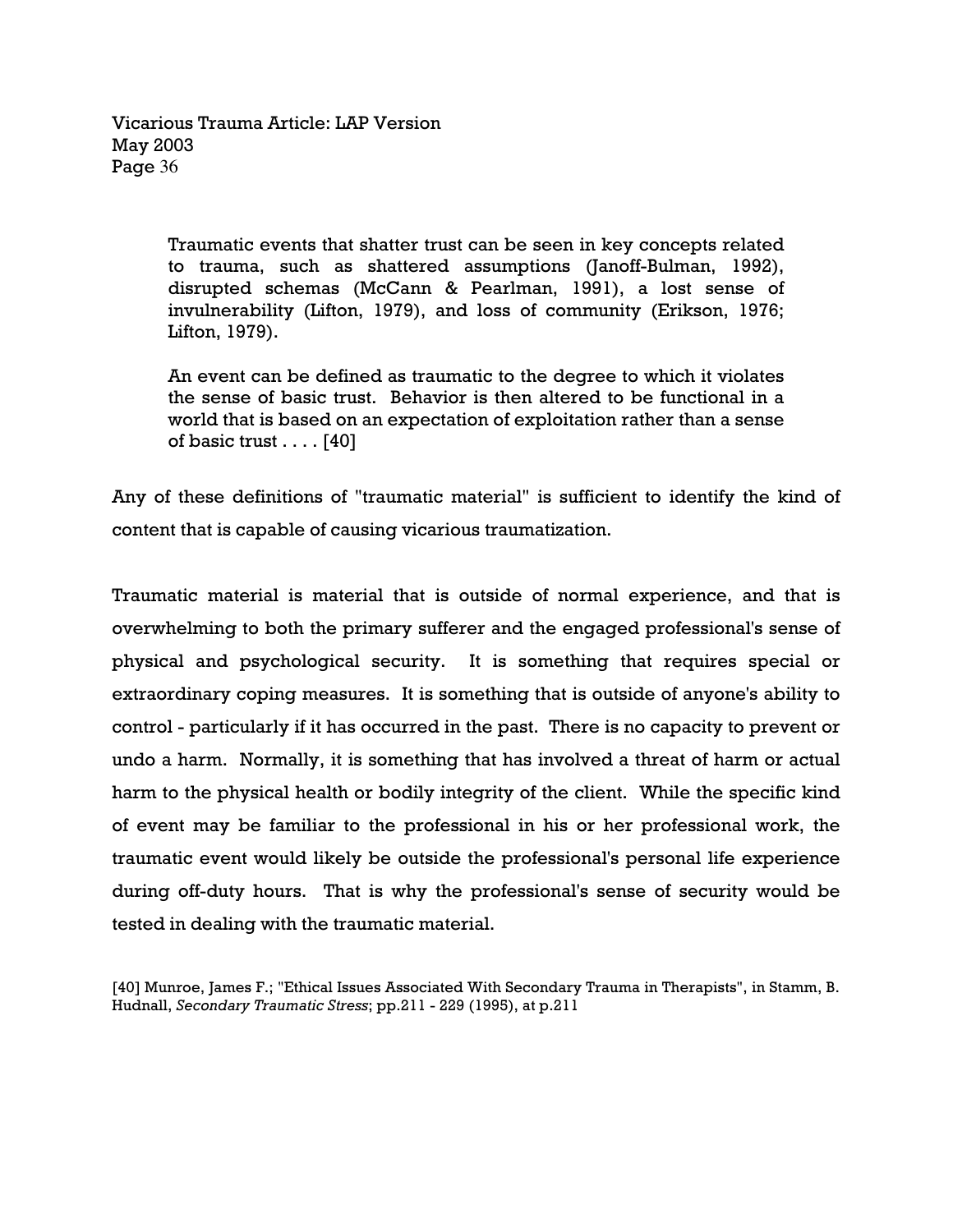> Traumatic events that shatter trust can be seen in key concepts related to trauma, such as shattered assumptions (Janoff-Bulman, 1992), disrupted schemas (McCann & Pearlman, 1991), a lost sense of invulnerability (Lifton, 1979), and loss of community (Erikson, 1976; Lifton, 1979).
>
> An event can be defined as traumatic to the degree to which it violates the sense of basic trust. Behavior is then altered to be functional in a world that is based on an expectation of exploitation rather than a sense of basic trust . . . . [40]

Any of these definitions of "traumatic material" is sufficient to identify the kind of content that is capable of causing vicarious traumatization.

Traumatic material is material that is outside of normal experience, and that is overwhelming to both the primary sufferer and the engaged professional's sense of physical and psychological security. It is something that requires special or extraordinary coping measures. It is something that is outside of anyone's ability to control - particularly if it has occurred in the past. There is no capacity to prevent or undo a harm. Normally, it is something that has involved a threat of harm or actual harm to the physical health or bodily integrity of the client. While the specific kind of event may be familiar to the professional in his or her professional work, the traumatic event would likely be outside the professional's personal life experience during off-duty hours. That is why the professional's sense of security would be tested in dealing with the traumatic material.

[40] Munroe, James F.; "Ethical Issues Associated With Secondary Trauma in Therapists", in Stamm, B. Hudnall, *Secondary Traumatic Stress*; pp.211 - 229 (1995), at p.211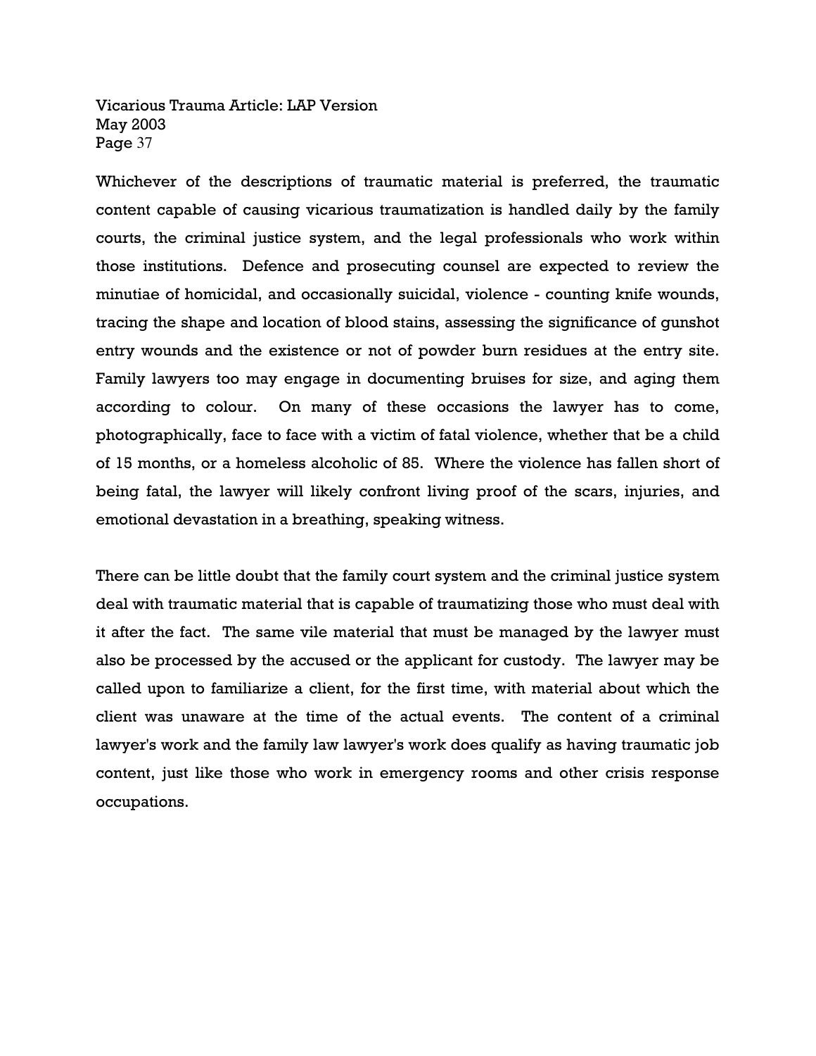Whichever of the descriptions of traumatic material is preferred, the traumatic content capable of causing vicarious traumatization is handled daily by the family courts, the criminal justice system, and the legal professionals who work within those institutions. Defence and prosecuting counsel are expected to review the minutiae of homicidal, and occasionally suicidal, violence - counting knife wounds, tracing the shape and location of blood stains, assessing the significance of gunshot entry wounds and the existence or not of powder burn residues at the entry site. Family lawyers too may engage in documenting bruises for size, and aging them according to colour. On many of these occasions the lawyer has to come, photographically, face to face with a victim of fatal violence, whether that be a child of 15 months, or a homeless alcoholic of 85. Where the violence has fallen short of being fatal, the lawyer will likely confront living proof of the scars, injuries, and emotional devastation in a breathing, speaking witness.

There can be little doubt that the family court system and the criminal justice system deal with traumatic material that is capable of traumatizing those who must deal with it after the fact. The same vile material that must be managed by the lawyer must also be processed by the accused or the applicant for custody. The lawyer may be called upon to familiarize a client, for the first time, with material about which the client was unaware at the time of the actual events. The content of a criminal lawyer's work and the family law lawyer's work does qualify as having traumatic job content, just like those who work in emergency rooms and other crisis response occupations.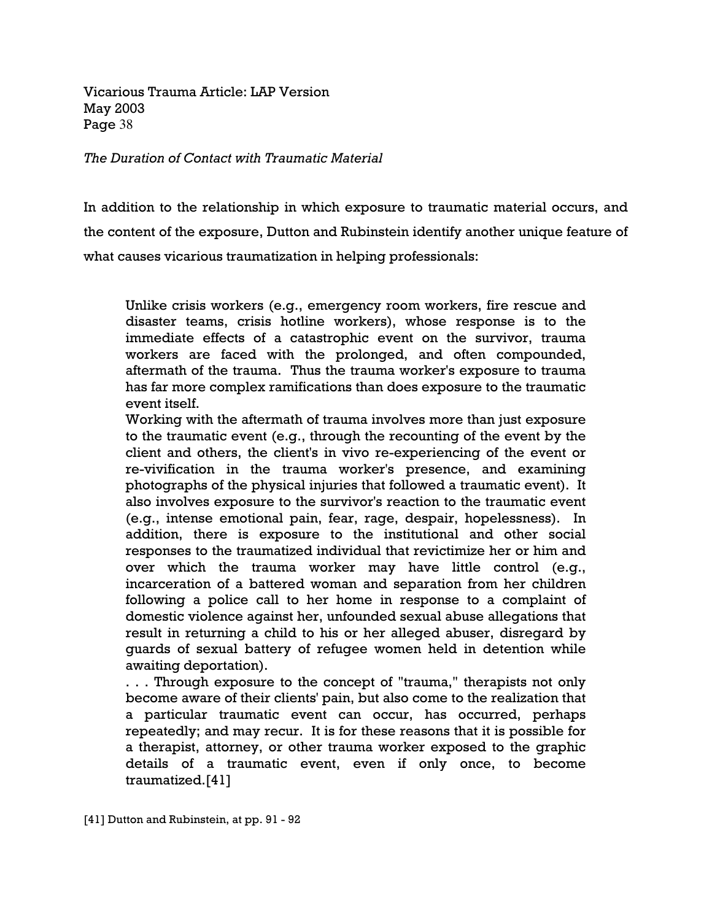*The Duration of Contact with Traumatic Material*

In addition to the relationship in which exposure to traumatic material occurs, and the content of the exposure, Dutton and Rubinstein identify another unique feature of what causes vicarious traumatization in helping professionals:

> Unlike crisis workers (e.g., emergency room workers, fire rescue and disaster teams, crisis hotline workers), whose response is to the immediate effects of a catastrophic event on the survivor, trauma workers are faced with the prolonged, and often compounded, aftermath of the trauma. Thus the trauma worker's exposure to trauma has far more complex ramifications than does exposure to the traumatic event itself.
>
> Working with the aftermath of trauma involves more than just exposure to the traumatic event (e.g., through the recounting of the event by the client and others, the client's in vivo re-experiencing of the event or re-vivification in the trauma worker's presence, and examining photographs of the physical injuries that followed a traumatic event). It also involves exposure to the survivor's reaction to the traumatic event (e.g., intense emotional pain, fear, rage, despair, hopelessness). In addition, there is exposure to the institutional and other social responses to the traumatized individual that revictimize her or him and over which the trauma worker may have little control (e.g., incarceration of a battered woman and separation from her children following a police call to her home in response to a complaint of domestic violence against her, unfounded sexual abuse allegations that result in returning a child to his or her alleged abuser, disregard by guards of sexual battery of refugee women held in detention while awaiting deportation).
>
> . . . Through exposure to the concept of "trauma," therapists not only become aware of their clients' pain, but also come to the realization that a particular traumatic event can occur, has occurred, perhaps repeatedly; and may recur. It is for these reasons that it is possible for a therapist, attorney, or other trauma worker exposed to the graphic details of a traumatic event, even if only once, to become traumatized.[41]

[41] Dutton and Rubinstein, at pp. 91 - 92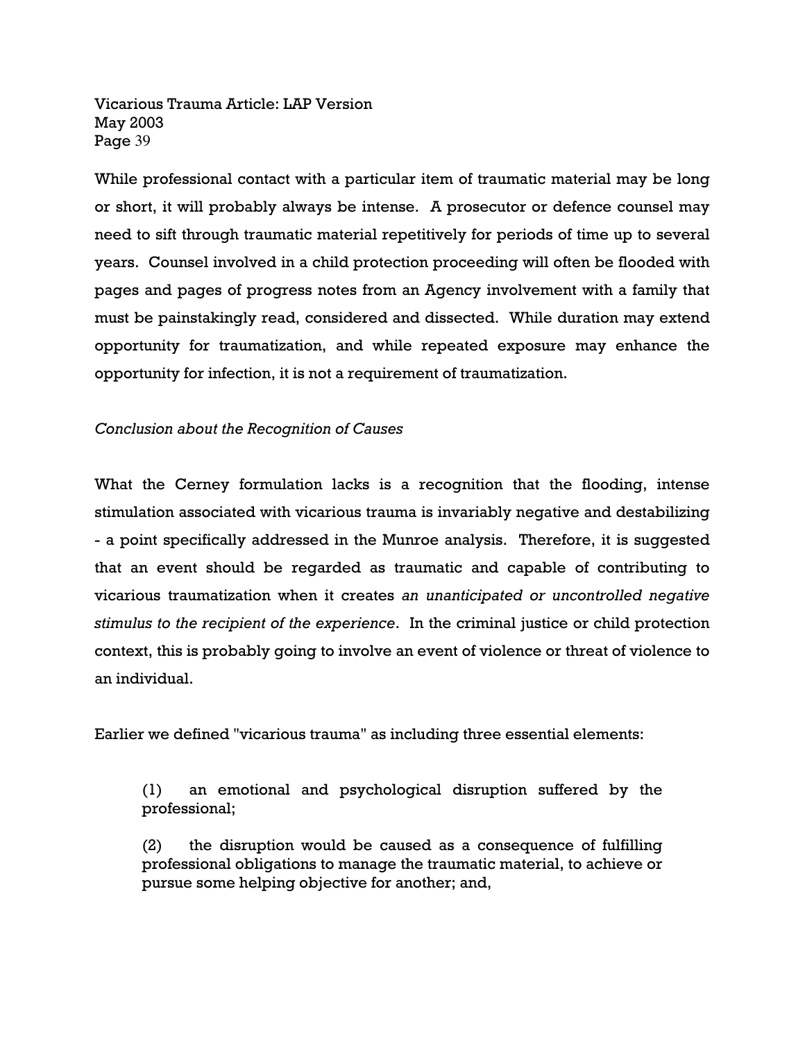While professional contact with a particular item of traumatic material may be long or short, it will probably always be intense. A prosecutor or defence counsel may need to sift through traumatic material repetitively for periods of time up to several years. Counsel involved in a child protection proceeding will often be flooded with pages and pages of progress notes from an Agency involvement with a family that must be painstakingly read, considered and dissected. While duration may extend opportunity for traumatization, and while repeated exposure may enhance the opportunity for infection, it is not a requirement of traumatization.

*Conclusion about the Recognition of Causes*

What the Cerney formulation lacks is a recognition that the flooding, intense stimulation associated with vicarious trauma is invariably negative and destabilizing - a point specifically addressed in the Munroe analysis. Therefore, it is suggested that an event should be regarded as traumatic and capable of contributing to vicarious traumatization when it creates *an unanticipated or uncontrolled negative stimulus to the recipient of the experience*. In the criminal justice or child protection context, this is probably going to involve an event of violence or threat of violence to an individual.

Earlier we defined "vicarious trauma" as including three essential elements:

> (1) an emotional and psychological disruption suffered by the professional;
>
> (2) the disruption would be caused as a consequence of fulfilling professional obligations to manage the traumatic material, to achieve or pursue some helping objective for another; and,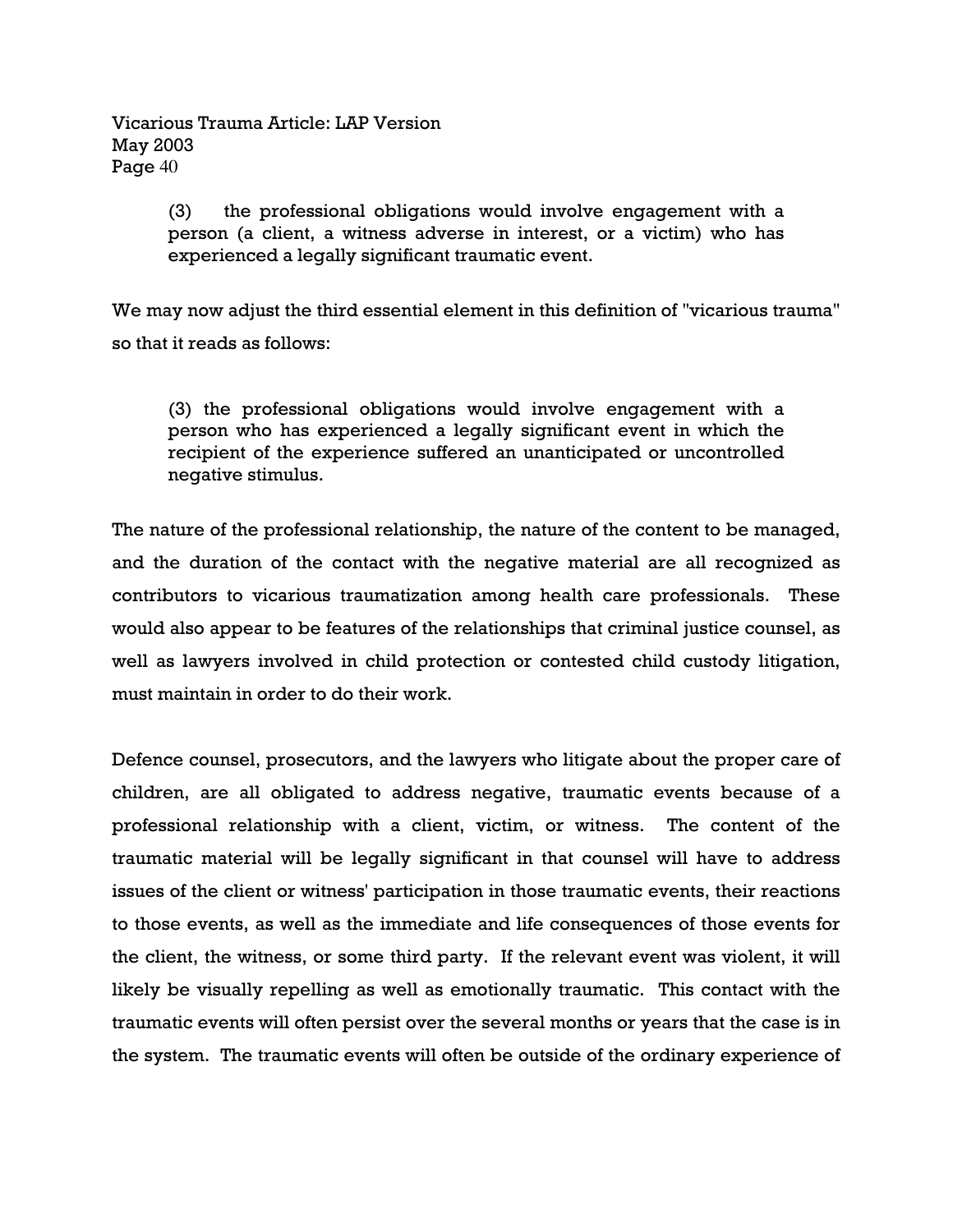> (3) the professional obligations would involve engagement with a person (a client, a witness adverse in interest, or a victim) who has experienced a legally significant traumatic event.

We may now adjust the third essential element in this definition of "vicarious trauma" so that it reads as follows:

> (3) the professional obligations would involve engagement with a person who has experienced a legally significant event in which the recipient of the experience suffered an unanticipated or uncontrolled negative stimulus.

The nature of the professional relationship, the nature of the content to be managed, and the duration of the contact with the negative material are all recognized as contributors to vicarious traumatization among health care professionals. These would also appear to be features of the relationships that criminal justice counsel, as well as lawyers involved in child protection or contested child custody litigation, must maintain in order to do their work.

Defence counsel, prosecutors, and the lawyers who litigate about the proper care of children, are all obligated to address negative, traumatic events because of a professional relationship with a client, victim, or witness. The content of the traumatic material will be legally significant in that counsel will have to address issues of the client or witness' participation in those traumatic events, their reactions to those events, as well as the immediate and life consequences of those events for the client, the witness, or some third party. If the relevant event was violent, it will likely be visually repelling as well as emotionally traumatic. This contact with the traumatic events will often persist over the several months or years that the case is in the system. The traumatic events will often be outside of the ordinary experience of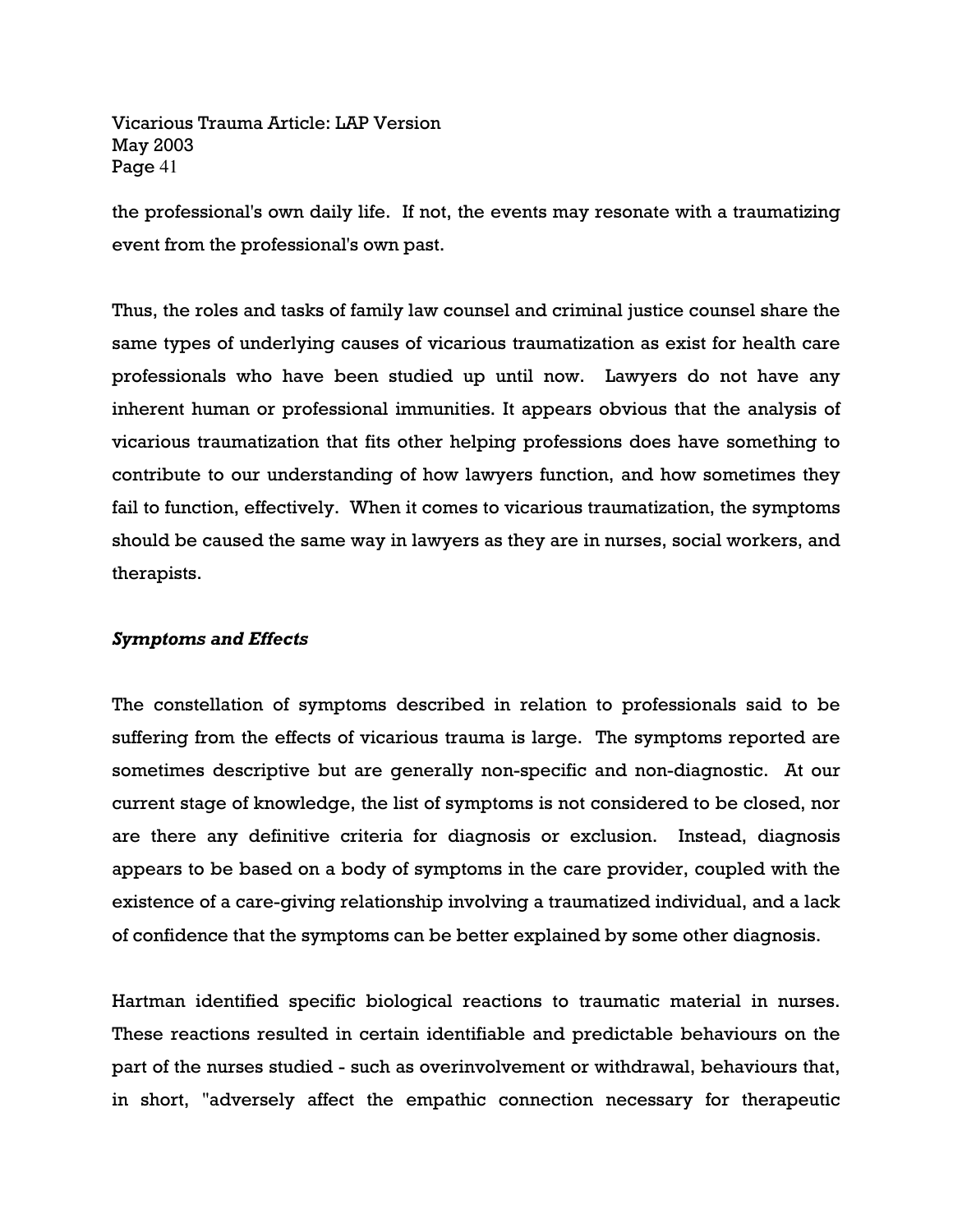the professional's own daily life. If not, the events may resonate with a traumatizing event from the professional's own past.

Thus, the roles and tasks of family law counsel and criminal justice counsel share the same types of underlying causes of vicarious traumatization as exist for health care professionals who have been studied up until now. Lawyers do not have any inherent human or professional immunities. It appears obvious that the analysis of vicarious traumatization that fits other helping professions does have something to contribute to our understanding of how lawyers function, and how sometimes they fail to function, effectively. When it comes to vicarious traumatization, the symptoms should be caused the same way in lawyers as they are in nurses, social workers, and therapists.

### *Symptoms and Effects*

The constellation of symptoms described in relation to professionals said to be suffering from the effects of vicarious trauma is large. The symptoms reported are sometimes descriptive but are generally non-specific and non-diagnostic. At our current stage of knowledge, the list of symptoms is not considered to be closed, nor are there any definitive criteria for diagnosis or exclusion. Instead, diagnosis appears to be based on a body of symptoms in the care provider, coupled with the existence of a care-giving relationship involving a traumatized individual, and a lack of confidence that the symptoms can be better explained by some other diagnosis.

Hartman identified specific biological reactions to traumatic material in nurses. These reactions resulted in certain identifiable and predictable behaviours on the part of the nurses studied - such as overinvolvement or withdrawal, behaviours that, in short, "adversely affect the empathic connection necessary for therapeutic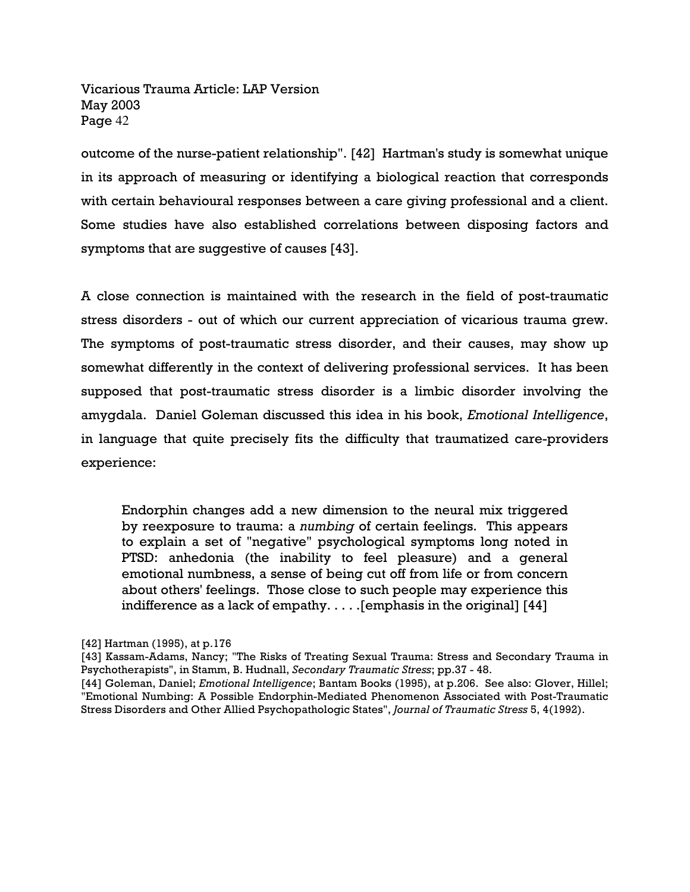outcome of the nurse-patient relationship". [42] Hartman's study is somewhat unique in its approach of measuring or identifying a biological reaction that corresponds with certain behavioural responses between a care giving professional and a client. Some studies have also established correlations between disposing factors and symptoms that are suggestive of causes [43].

A close connection is maintained with the research in the field of post-traumatic stress disorders - out of which our current appreciation of vicarious trauma grew. The symptoms of post-traumatic stress disorder, and their causes, may show up somewhat differently in the context of delivering professional services. It has been supposed that post-traumatic stress disorder is a limbic disorder involving the amygdala. Daniel Goleman discussed this idea in his book, *Emotional Intelligence*, in language that quite precisely fits the difficulty that traumatized care-providers experience:

> Endorphin changes add a new dimension to the neural mix triggered by reexposure to trauma: a *numbing* of certain feelings. This appears to explain a set of "negative" psychological symptoms long noted in PTSD: anhedonia (the inability to feel pleasure) and a general emotional numbness, a sense of being cut off from life or from concern about others' feelings. Those close to such people may experience this indifference as a lack of empathy. . . . .[emphasis in the original] [44]

[42] Hartman (1995), at p.176

[43] Kassam-Adams, Nancy; "The Risks of Treating Sexual Trauma: Stress and Secondary Trauma in Psychotherapists", in Stamm, B. Hudnall, *Secondary Traumatic Stress*; pp.37 - 48.

[44] Goleman, Daniel; *Emotional Intelligence*; Bantam Books (1995), at p.206. See also: Glover, Hillel; "Emotional Numbing: A Possible Endorphin-Mediated Phenomenon Associated with Post-Traumatic Stress Disorders and Other Allied Psychopathologic States", *Journal of Traumatic Stress* 5, 4(1992).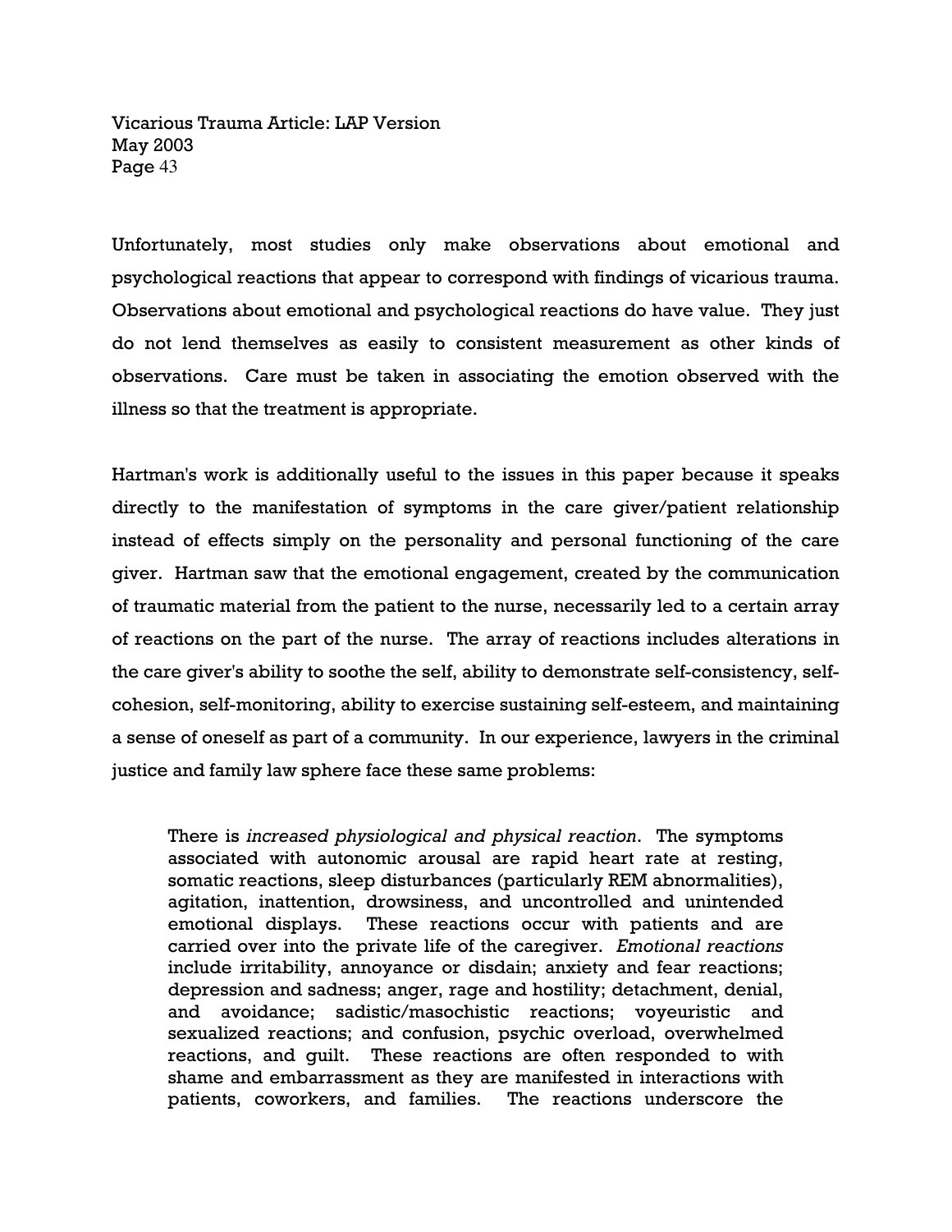Unfortunately, most studies only make observations about emotional and psychological reactions that appear to correspond with findings of vicarious trauma. Observations about emotional and psychological reactions do have value. They just do not lend themselves as easily to consistent measurement as other kinds of observations. Care must be taken in associating the emotion observed with the illness so that the treatment is appropriate.

Hartman's work is additionally useful to the issues in this paper because it speaks directly to the manifestation of symptoms in the care giver/patient relationship instead of effects simply on the personality and personal functioning of the care giver. Hartman saw that the emotional engagement, created by the communication of traumatic material from the patient to the nurse, necessarily led to a certain array of reactions on the part of the nurse. The array of reactions includes alterations in the care giver's ability to soothe the self, ability to demonstrate self-consistency, self-cohesion, self-monitoring, ability to exercise sustaining self-esteem, and maintaining a sense of oneself as part of a community. In our experience, lawyers in the criminal justice and family law sphere face these same problems:

> There is *increased physiological and physical reaction*. The symptoms associated with autonomic arousal are rapid heart rate at resting, somatic reactions, sleep disturbances (particularly REM abnormalities), agitation, inattention, drowsiness, and uncontrolled and unintended emotional displays. These reactions occur with patients and are carried over into the private life of the caregiver. *Emotional reactions* include irritability, annoyance or disdain; anxiety and fear reactions; depression and sadness; anger, rage and hostility; detachment, denial, and avoidance; sadistic/masochistic reactions; voyeuristic and sexualized reactions; and confusion, psychic overload, overwhelmed reactions, and guilt. These reactions are often responded to with shame and embarrassment as they are manifested in interactions with patients, coworkers, and families. The reactions underscore the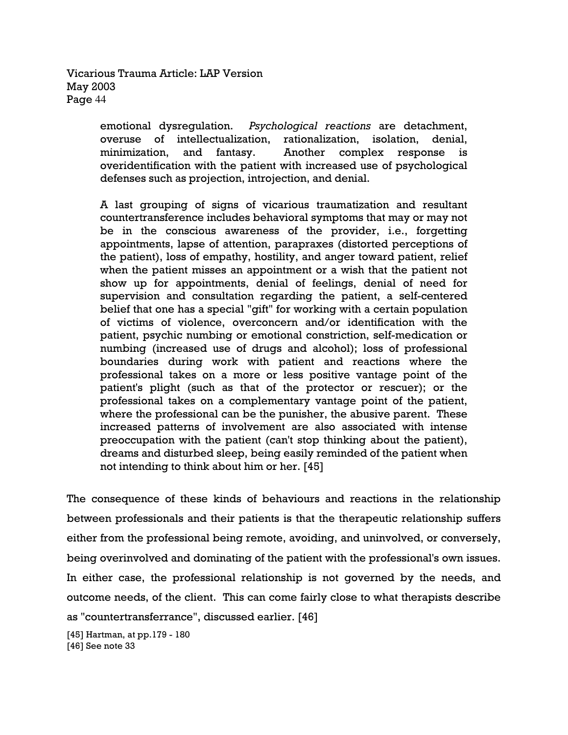> emotional dysregulation. *Psychological reactions* are detachment, overuse of intellectualization, rationalization, isolation, denial, minimization, and fantasy. Another complex response is overidentification with the patient with increased use of psychological defenses such as projection, introjection, and denial.
>
> A last grouping of signs of vicarious traumatization and resultant countertransference includes behavioral symptoms that may or may not be in the conscious awareness of the provider, i.e., forgetting appointments, lapse of attention, parapraxes (distorted perceptions of the patient), loss of empathy, hostility, and anger toward patient, relief when the patient misses an appointment or a wish that the patient not show up for appointments, denial of feelings, denial of need for supervision and consultation regarding the patient, a self-centered belief that one has a special "gift" for working with a certain population of victims of violence, overconcern and/or identification with the patient, psychic numbing or emotional constriction, self-medication or numbing (increased use of drugs and alcohol); loss of professional boundaries during work with patient and reactions where the professional takes on a more or less positive vantage point of the patient's plight (such as that of the protector or rescuer); or the professional takes on a complementary vantage point of the patient, where the professional can be the punisher, the abusive parent. These increased patterns of involvement are also associated with intense preoccupation with the patient (can't stop thinking about the patient), dreams and disturbed sleep, being easily reminded of the patient when not intending to think about him or her. [45]

The consequence of these kinds of behaviours and reactions in the relationship between professionals and their patients is that the therapeutic relationship suffers either from the professional being remote, avoiding, and uninvolved, or conversely, being overinvolved and dominating of the patient with the professional's own issues. In either case, the professional relationship is not governed by the needs, and outcome needs, of the client. This can come fairly close to what therapists describe as "countertransferrance", discussed earlier. [46]

[45] Hartman, at pp.179 - 180
[46] See note 33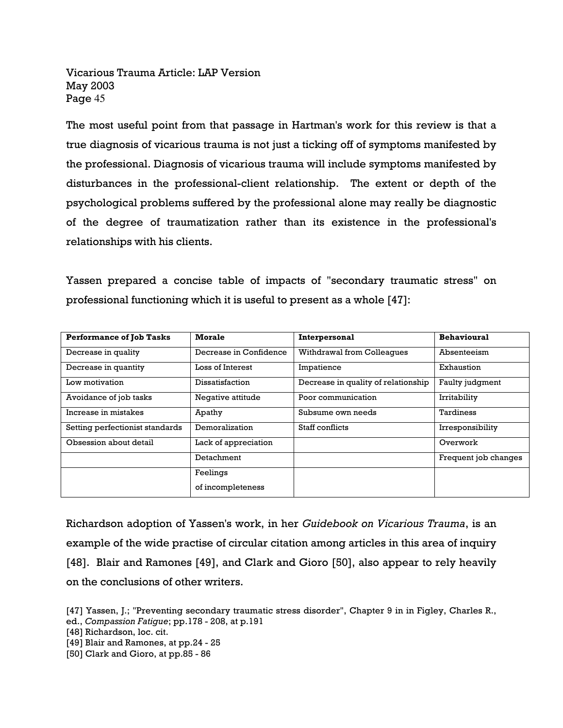The most useful point from that passage in Hartman's work for this review is that a true diagnosis of vicarious trauma is not just a ticking off of symptoms manifested by the professional. Diagnosis of vicarious trauma will include symptoms manifested by disturbances in the professional-client relationship. The extent or depth of the psychological problems suffered by the professional alone may really be diagnostic of the degree of traumatization rather than its existence in the professional's relationships with his clients.

Yassen prepared a concise table of impacts of "secondary traumatic stress" on professional functioning which it is useful to present as a whole [47]:

| **Performance of Job Tasks** | **Morale** | **Interpersonal** | **Behavioural** |
|---|---|---|---|
| Decrease in quality | Decrease in Confidence | Withdrawal from Colleagues | Absenteeism |
| Decrease in quantity | Loss of Interest | Impatience | Exhaustion |
| Low motivation | Dissatisfaction | Decrease in quality of relationship | Faulty judgment |
| Avoidance of job tasks | Negative attitude | Poor communication | Irritability |
| Increase in mistakes | Apathy | Subsume own needs | Tardiness |
| Setting perfectionist standards | Demoralization | Staff conflicts | Irresponsibility |
| Obsession about detail | Lack of appreciation | | Overwork |
| | Detachment | | Frequent job changes |
| | Feelings of incompleteness | | |

Richardson adoption of Yassen's work, in her *Guidebook on Vicarious Trauma*, is an example of the wide practise of circular citation among articles in this area of inquiry [48]. Blair and Ramones [49], and Clark and Gioro [50], also appear to rely heavily on the conclusions of other writers.

[47] Yassen, J.; "Preventing secondary traumatic stress disorder", Chapter 9 in in Figley, Charles R., ed., *Compassion Fatigue*; pp.178 - 208, at p.191
[48] Richardson, loc. cit.
[49] Blair and Ramones, at pp.24 - 25
[50] Clark and Gioro, at pp.85 - 86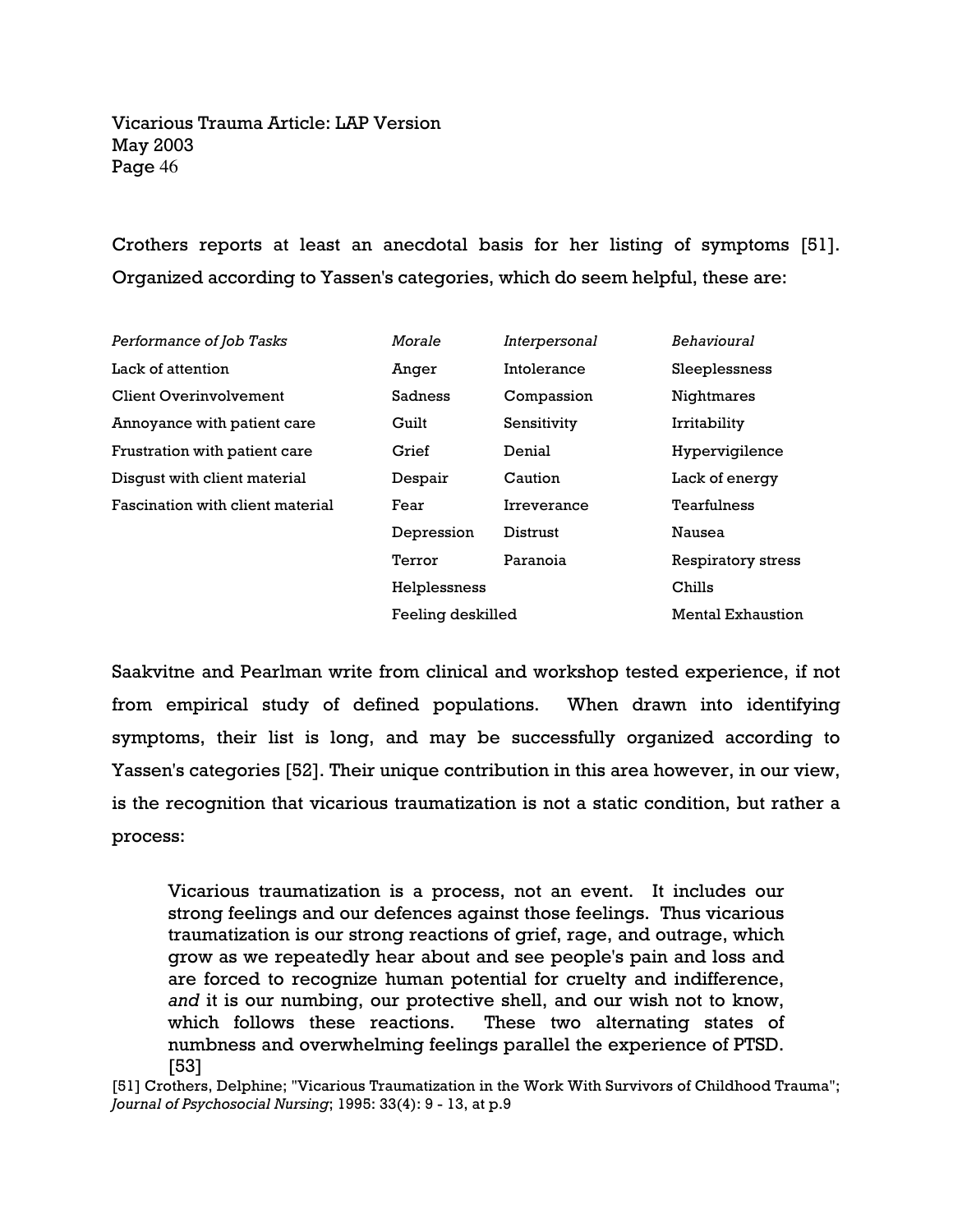Crothers reports at least an anecdotal basis for her listing of symptoms [51]. Organized according to Yassen's categories, which do seem helpful, these are:

| *Performance of Job Tasks* | *Morale* | *Interpersonal* | *Behavioural* |
|---|---|---|---|
| Lack of attention | Anger | Intolerance | Sleeplessness |
| Client Overinvolvement | Sadness | Compassion | Nightmares |
| Annoyance with patient care | Guilt | Sensitivity | Irritability |
| Frustration with patient care | Grief | Denial | Hypervigilence |
| Disgust with client material | Despair | Caution | Lack of energy |
| Fascination with client material | Fear | Irreverance | Tearfulness |
| | Depression | Distrust | Nausea |
| | Terror | Paranoia | Respiratory stress |
| | Helplessness | | Chills |
| | Feeling deskilled | | Mental Exhaustion |

Saakvitne and Pearlman write from clinical and workshop tested experience, if not from empirical study of defined populations. When drawn into identifying symptoms, their list is long, and may be successfully organized according to Yassen's categories [52]. Their unique contribution in this area however, in our view, is the recognition that vicarious traumatization is not a static condition, but rather a process:

> Vicarious traumatization is a process, not an event. It includes our strong feelings and our defences against those feelings. Thus vicarious traumatization is our strong reactions of grief, rage, and outrage, which grow as we repeatedly hear about and see people's pain and loss and are forced to recognize human potential for cruelty and indifference, *and* it is our numbing, our protective shell, and our wish not to know, which follows these reactions. These two alternating states of numbness and overwhelming feelings parallel the experience of PTSD. [53]

[51] Crothers, Delphine; "Vicarious Traumatization in the Work With Survivors of Childhood Trauma"; *Journal of Psychosocial Nursing*; 1995: 33(4): 9 - 13, at p.9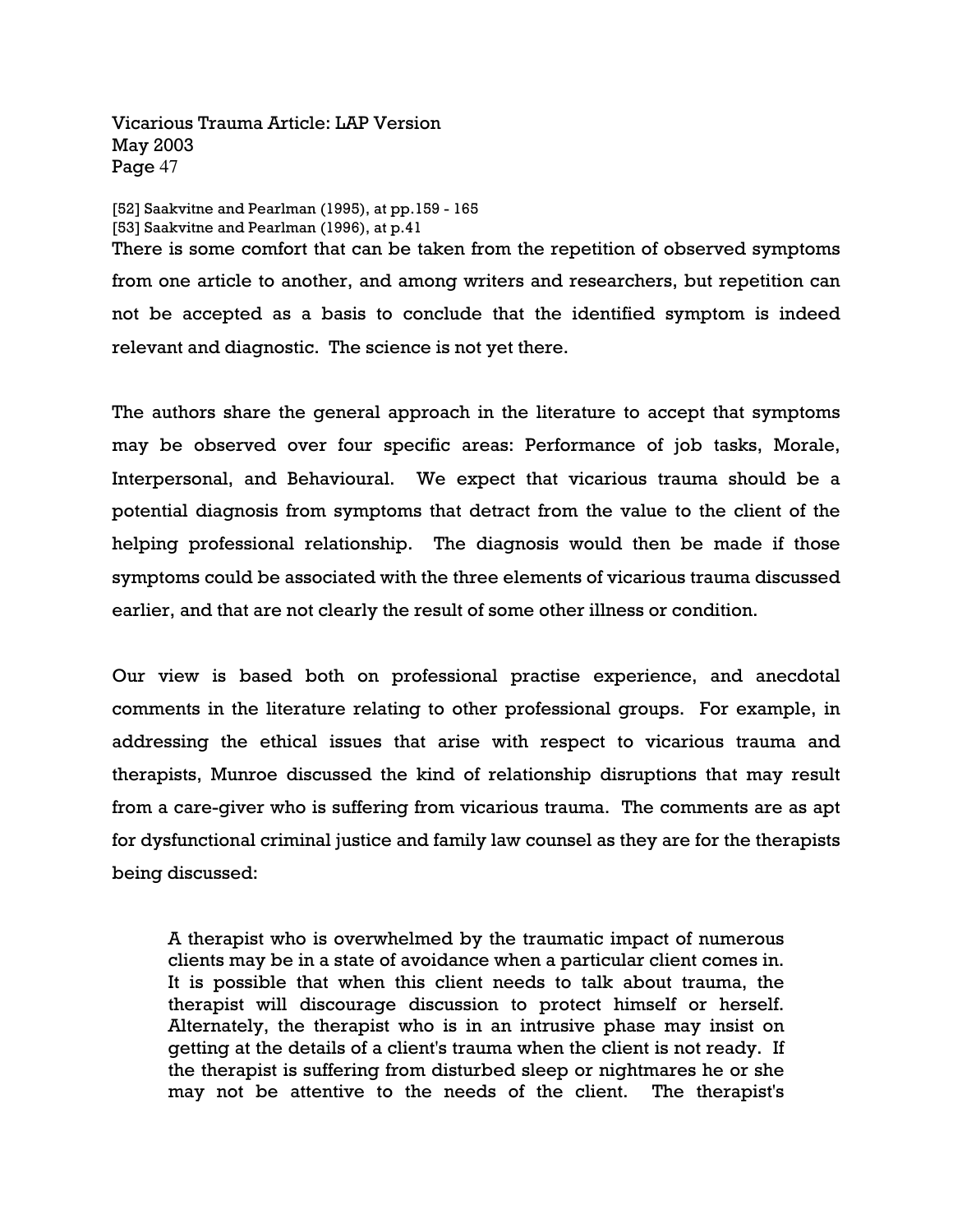[52] Saakvitne and Pearlman (1995), at pp.159 - 165
[53] Saakvitne and Pearlman (1996), at p.41

There is some comfort that can be taken from the repetition of observed symptoms from one article to another, and among writers and researchers, but repetition can not be accepted as a basis to conclude that the identified symptom is indeed relevant and diagnostic. The science is not yet there.

The authors share the general approach in the literature to accept that symptoms may be observed over four specific areas: Performance of job tasks, Morale, Interpersonal, and Behavioural. We expect that vicarious trauma should be a potential diagnosis from symptoms that detract from the value to the client of the helping professional relationship. The diagnosis would then be made if those symptoms could be associated with the three elements of vicarious trauma discussed earlier, and that are not clearly the result of some other illness or condition.

Our view is based both on professional practise experience, and anecdotal comments in the literature relating to other professional groups. For example, in addressing the ethical issues that arise with respect to vicarious trauma and therapists, Munroe discussed the kind of relationship disruptions that may result from a care-giver who is suffering from vicarious trauma. The comments are as apt for dysfunctional criminal justice and family law counsel as they are for the therapists being discussed:

> A therapist who is overwhelmed by the traumatic impact of numerous clients may be in a state of avoidance when a particular client comes in. It is possible that when this client needs to talk about trauma, the therapist will discourage discussion to protect himself or herself. Alternately, the therapist who is in an intrusive phase may insist on getting at the details of a client's trauma when the client is not ready. If the therapist is suffering from disturbed sleep or nightmares he or she may not be attentive to the needs of the client. The therapist's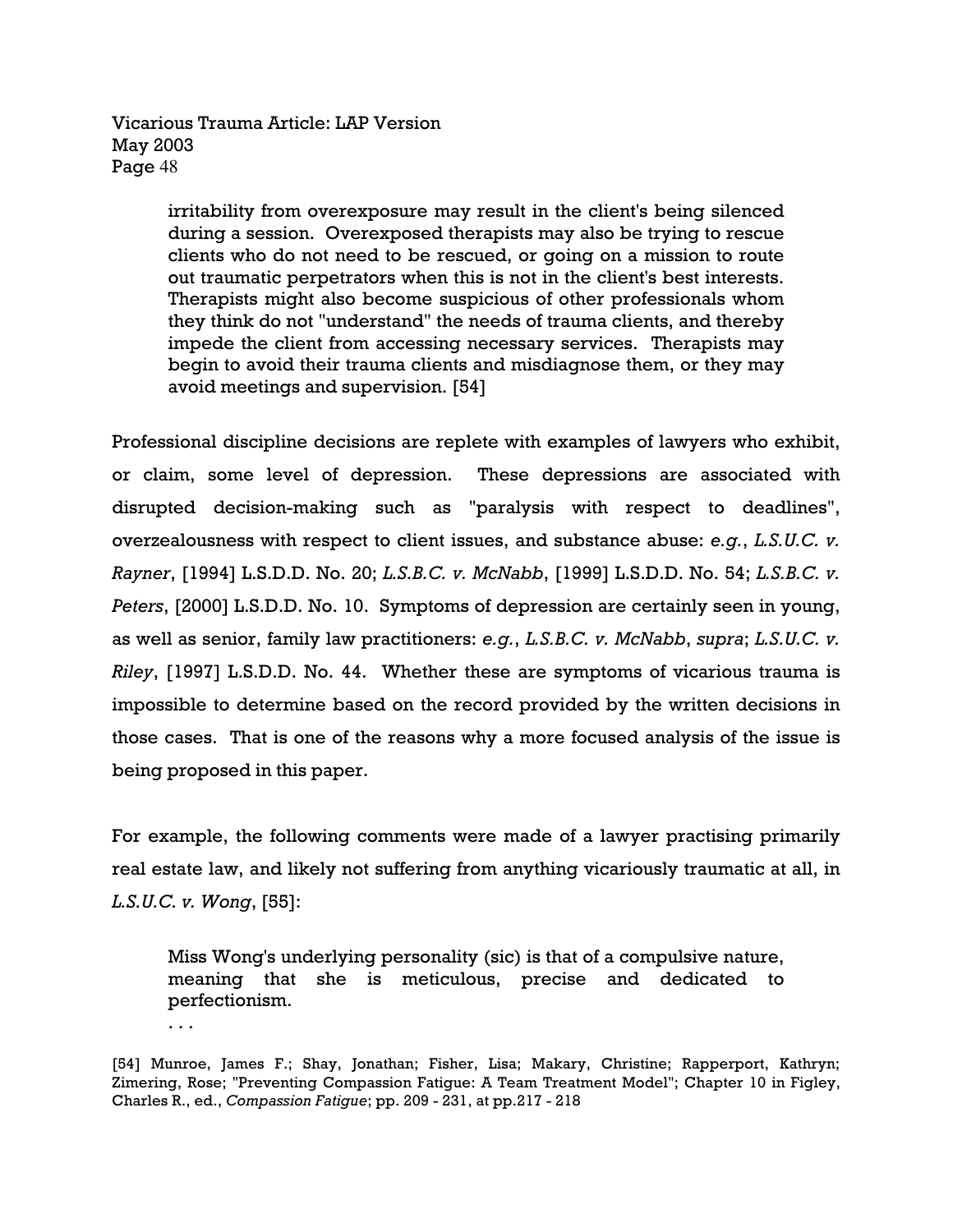> irritability from overexposure may result in the client's being silenced during a session. Overexposed therapists may also be trying to rescue clients who do not need to be rescued, or going on a mission to route out traumatic perpetrators when this is not in the client's best interests. Therapists might also become suspicious of other professionals whom they think do not "understand" the needs of trauma clients, and thereby impede the client from accessing necessary services. Therapists may begin to avoid their trauma clients and misdiagnose them, or they may avoid meetings and supervision. [54]

Professional discipline decisions are replete with examples of lawyers who exhibit, or claim, some level of depression. These depressions are associated with disrupted decision-making such as "paralysis with respect to deadlines", overzealousness with respect to client issues, and substance abuse: *e.g.*, *L.S.U.C. v. Rayner*, [1994] L.S.D.D. No. 20; *L.S.B.C. v. McNabb*, [1999] L.S.D.D. No. 54; *L.S.B.C. v. Peters*, [2000] L.S.D.D. No. 10. Symptoms of depression are certainly seen in young, as well as senior, family law practitioners: *e.g.*, *L.S.B.C. v. McNabb*, *supra*; *L.S.U.C. v. Riley*, [1997] L.S.D.D. No. 44. Whether these are symptoms of vicarious trauma is impossible to determine based on the record provided by the written decisions in those cases. That is one of the reasons why a more focused analysis of the issue is being proposed in this paper.

For example, the following comments were made of a lawyer practising primarily real estate law, and likely not suffering from anything vicariously traumatic at all, in *L.S.U.C. v. Wong*, [55]:

> Miss Wong's underlying personality (sic) is that of a compulsive nature, meaning that she is meticulous, precise and dedicated to perfectionism.
>
> . . .

[54] Munroe, James F.; Shay, Jonathan; Fisher, Lisa; Makary, Christine; Rapperport, Kathryn; Zimering, Rose; "Preventing Compassion Fatigue: A Team Treatment Model"; Chapter 10 in Figley, Charles R., ed., *Compassion Fatigue*; pp. 209 - 231, at pp.217 - 218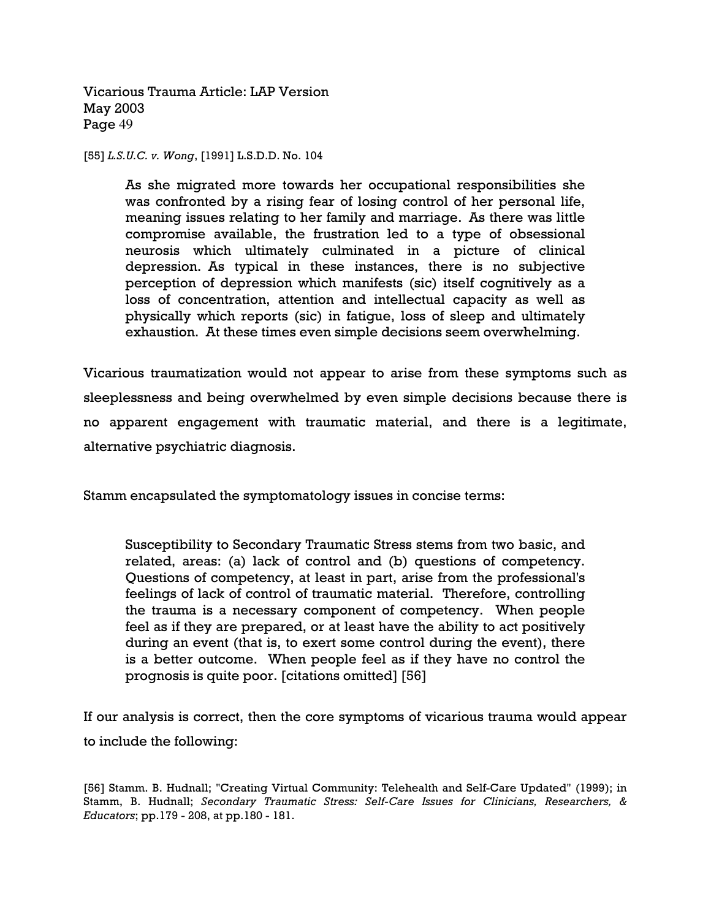[55] *L.S.U.C. v. Wong*, [1991] L.S.D.D. No. 104

> As she migrated more towards her occupational responsibilities she was confronted by a rising fear of losing control of her personal life, meaning issues relating to her family and marriage. As there was little compromise available, the frustration led to a type of obsessional neurosis which ultimately culminated in a picture of clinical depression. As typical in these instances, there is no subjective perception of depression which manifests (sic) itself cognitively as a loss of concentration, attention and intellectual capacity as well as physically which reports (sic) in fatigue, loss of sleep and ultimately exhaustion. At these times even simple decisions seem overwhelming.

Vicarious traumatization would not appear to arise from these symptoms such as sleeplessness and being overwhelmed by even simple decisions because there is no apparent engagement with traumatic material, and there is a legitimate, alternative psychiatric diagnosis.

Stamm encapsulated the symptomatology issues in concise terms:

> Susceptibility to Secondary Traumatic Stress stems from two basic, and related, areas: (a) lack of control and (b) questions of competency. Questions of competency, at least in part, arise from the professional's feelings of lack of control of traumatic material. Therefore, controlling the trauma is a necessary component of competency. When people feel as if they are prepared, or at least have the ability to act positively during an event (that is, to exert some control during the event), there is a better outcome. When people feel as if they have no control the prognosis is quite poor. [citations omitted] [56]

If our analysis is correct, then the core symptoms of vicarious trauma would appear to include the following:

[56] Stamm. B. Hudnall; "Creating Virtual Community: Telehealth and Self-Care Updated" (1999); in Stamm, B. Hudnall; *Secondary Traumatic Stress: Self-Care Issues for Clinicians, Researchers, & Educators*; pp.179 - 208, at pp.180 - 181.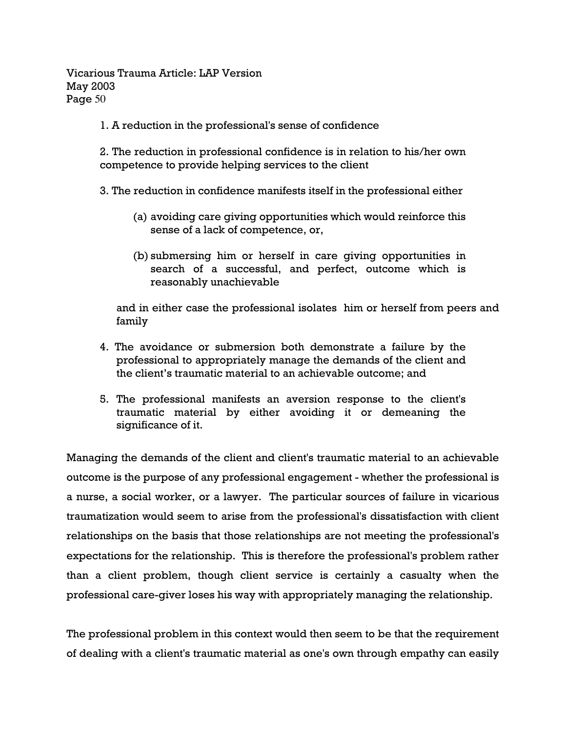1. A reduction in the professional's sense of confidence

2. The reduction in professional confidence is in relation to his/her own competence to provide helping services to the client

3. The reduction in confidence manifests itself in the professional either

   (a) avoiding care giving opportunities which would reinforce this sense of a lack of competence, or,

   (b) submersing him or herself in care giving opportunities in search of a successful, and perfect, outcome which is reasonably unachievable

   and in either case the professional isolates him or herself from peers and family

4. The avoidance or submersion both demonstrate a failure by the professional to appropriately manage the demands of the client and the client's traumatic material to an achievable outcome; and

5. The professional manifests an aversion response to the client's traumatic material by either avoiding it or demeaning the significance of it.

Managing the demands of the client and client's traumatic material to an achievable outcome is the purpose of any professional engagement - whether the professional is a nurse, a social worker, or a lawyer. The particular sources of failure in vicarious traumatization would seem to arise from the professional's dissatisfaction with client relationships on the basis that those relationships are not meeting the professional's expectations for the relationship. This is therefore the professional's problem rather than a client problem, though client service is certainly a casualty when the professional care-giver loses his way with appropriately managing the relationship.

The professional problem in this context would then seem to be that the requirement of dealing with a client's traumatic material as one's own through empathy can easily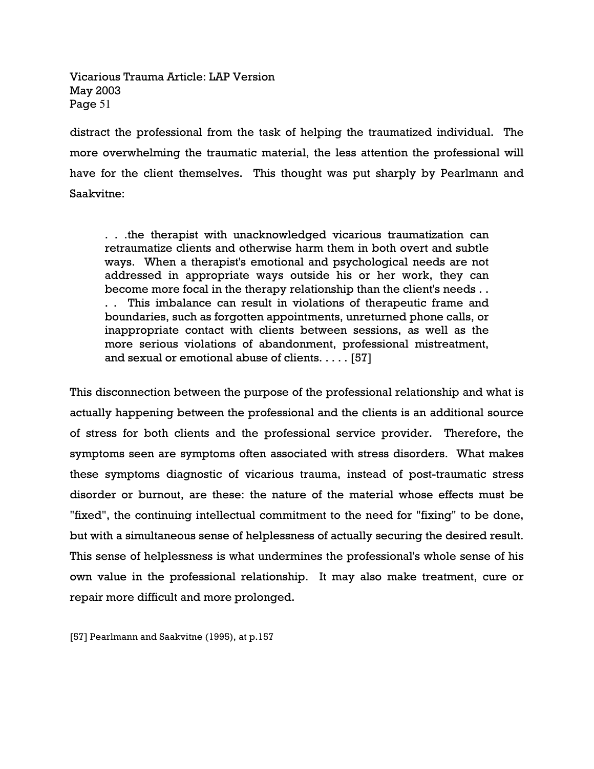distract the professional from the task of helping the traumatized individual. The more overwhelming the traumatic material, the less attention the professional will have for the client themselves. This thought was put sharply by Pearlmann and Saakvitne:

> . . .the therapist with unacknowledged vicarious traumatization can retraumatize clients and otherwise harm them in both overt and subtle ways. When a therapist's emotional and psychological needs are not addressed in appropriate ways outside his or her work, they can become more focal in the therapy relationship than the client's needs . . . . This imbalance can result in violations of therapeutic frame and boundaries, such as forgotten appointments, unreturned phone calls, or inappropriate contact with clients between sessions, as well as the more serious violations of abandonment, professional mistreatment, and sexual or emotional abuse of clients. . . . . [57]

This disconnection between the purpose of the professional relationship and what is actually happening between the professional and the clients is an additional source of stress for both clients and the professional service provider. Therefore, the symptoms seen are symptoms often associated with stress disorders. What makes these symptoms diagnostic of vicarious trauma, instead of post-traumatic stress disorder or burnout, are these: the nature of the material whose effects must be "fixed", the continuing intellectual commitment to the need for "fixing" to be done, but with a simultaneous sense of helplessness of actually securing the desired result. This sense of helplessness is what undermines the professional's whole sense of his own value in the professional relationship. It may also make treatment, cure or repair more difficult and more prolonged.

[57] Pearlmann and Saakvitne (1995), at p.157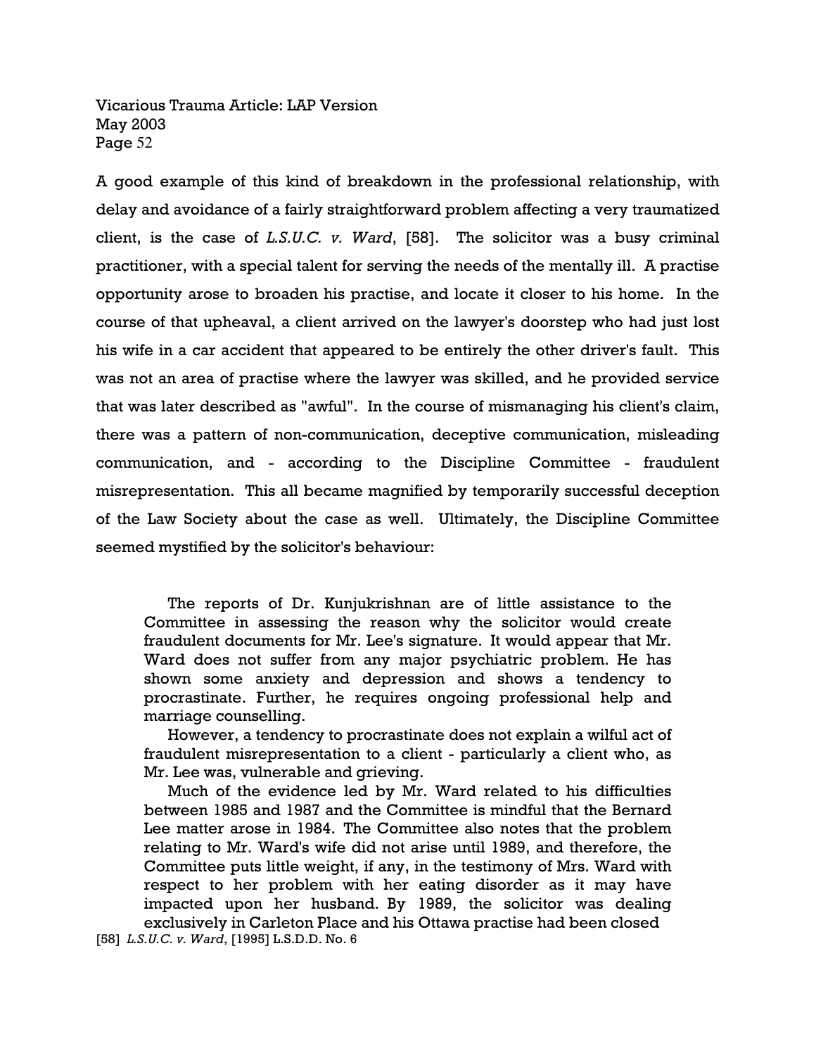A good example of this kind of breakdown in the professional relationship, with delay and avoidance of a fairly straightforward problem affecting a very traumatized client, is the case of *L.S.U.C. v. Ward*, [58]. The solicitor was a busy criminal practitioner, with a special talent for serving the needs of the mentally ill. A practise opportunity arose to broaden his practise, and locate it closer to his home. In the course of that upheaval, a client arrived on the lawyer's doorstep who had just lost his wife in a car accident that appeared to be entirely the other driver's fault. This was not an area of practise where the lawyer was skilled, and he provided service that was later described as "awful". In the course of mismanaging his client's claim, there was a pattern of non-communication, deceptive communication, misleading communication, and - according to the Discipline Committee - fraudulent misrepresentation. This all became magnified by temporarily successful deception of the Law Society about the case as well. Ultimately, the Discipline Committee seemed mystified by the solicitor's behaviour:

> The reports of Dr. Kunjukrishnan are of little assistance to the Committee in assessing the reason why the solicitor would create fraudulent documents for Mr. Lee's signature. It would appear that Mr. Ward does not suffer from any major psychiatric problem. He has shown some anxiety and depression and shows a tendency to procrastinate. Further, he requires ongoing professional help and marriage counselling.
>
> However, a tendency to procrastinate does not explain a wilful act of fraudulent misrepresentation to a client - particularly a client who, as Mr. Lee was, vulnerable and grieving.
>
> Much of the evidence led by Mr. Ward related to his difficulties between 1985 and 1987 and the Committee is mindful that the Bernard Lee matter arose in 1984. The Committee also notes that the problem relating to Mr. Ward's wife did not arise until 1989, and therefore, the Committee puts little weight, if any, in the testimony of Mrs. Ward with respect to her problem with her eating disorder as it may have impacted upon her husband. By 1989, the solicitor was dealing exclusively in Carleton Place and his Ottawa practise had been closed

[58] *L.S.U.C. v. Ward*, [1995] L.S.D.D. No. 6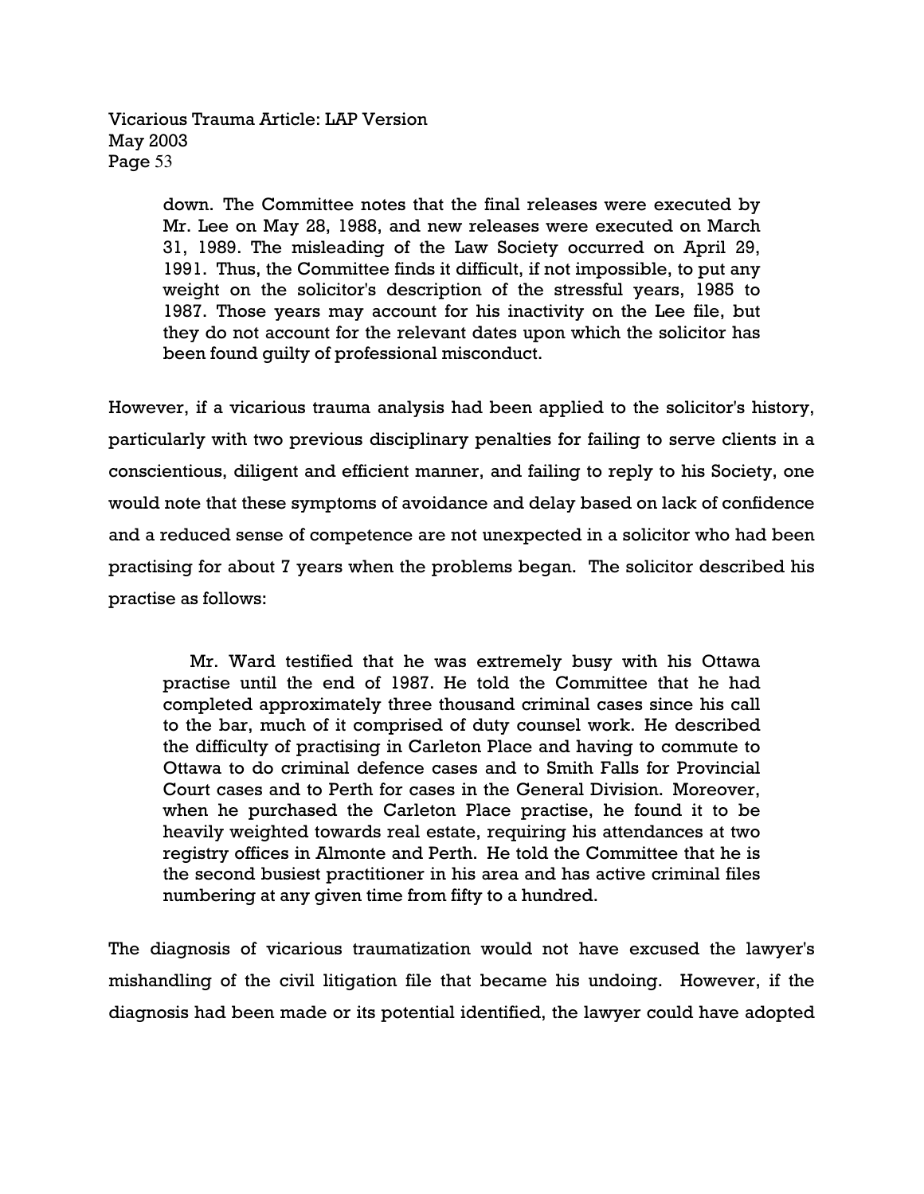> down. The Committee notes that the final releases were executed by Mr. Lee on May 28, 1988, and new releases were executed on March 31, 1989. The misleading of the Law Society occurred on April 29, 1991. Thus, the Committee finds it difficult, if not impossible, to put any weight on the solicitor's description of the stressful years, 1985 to 1987. Those years may account for his inactivity on the Lee file, but they do not account for the relevant dates upon which the solicitor has been found guilty of professional misconduct.

However, if a vicarious trauma analysis had been applied to the solicitor's history, particularly with two previous disciplinary penalties for failing to serve clients in a conscientious, diligent and efficient manner, and failing to reply to his Society, one would note that these symptoms of avoidance and delay based on lack of confidence and a reduced sense of competence are not unexpected in a solicitor who had been practising for about 7 years when the problems began. The solicitor described his practise as follows:

> Mr. Ward testified that he was extremely busy with his Ottawa practise until the end of 1987. He told the Committee that he had completed approximately three thousand criminal cases since his call to the bar, much of it comprised of duty counsel work. He described the difficulty of practising in Carleton Place and having to commute to Ottawa to do criminal defence cases and to Smith Falls for Provincial Court cases and to Perth for cases in the General Division. Moreover, when he purchased the Carleton Place practise, he found it to be heavily weighted towards real estate, requiring his attendances at two registry offices in Almonte and Perth. He told the Committee that he is the second busiest practitioner in his area and has active criminal files numbering at any given time from fifty to a hundred.

The diagnosis of vicarious traumatization would not have excused the lawyer's mishandling of the civil litigation file that became his undoing. However, if the diagnosis had been made or its potential identified, the lawyer could have adopted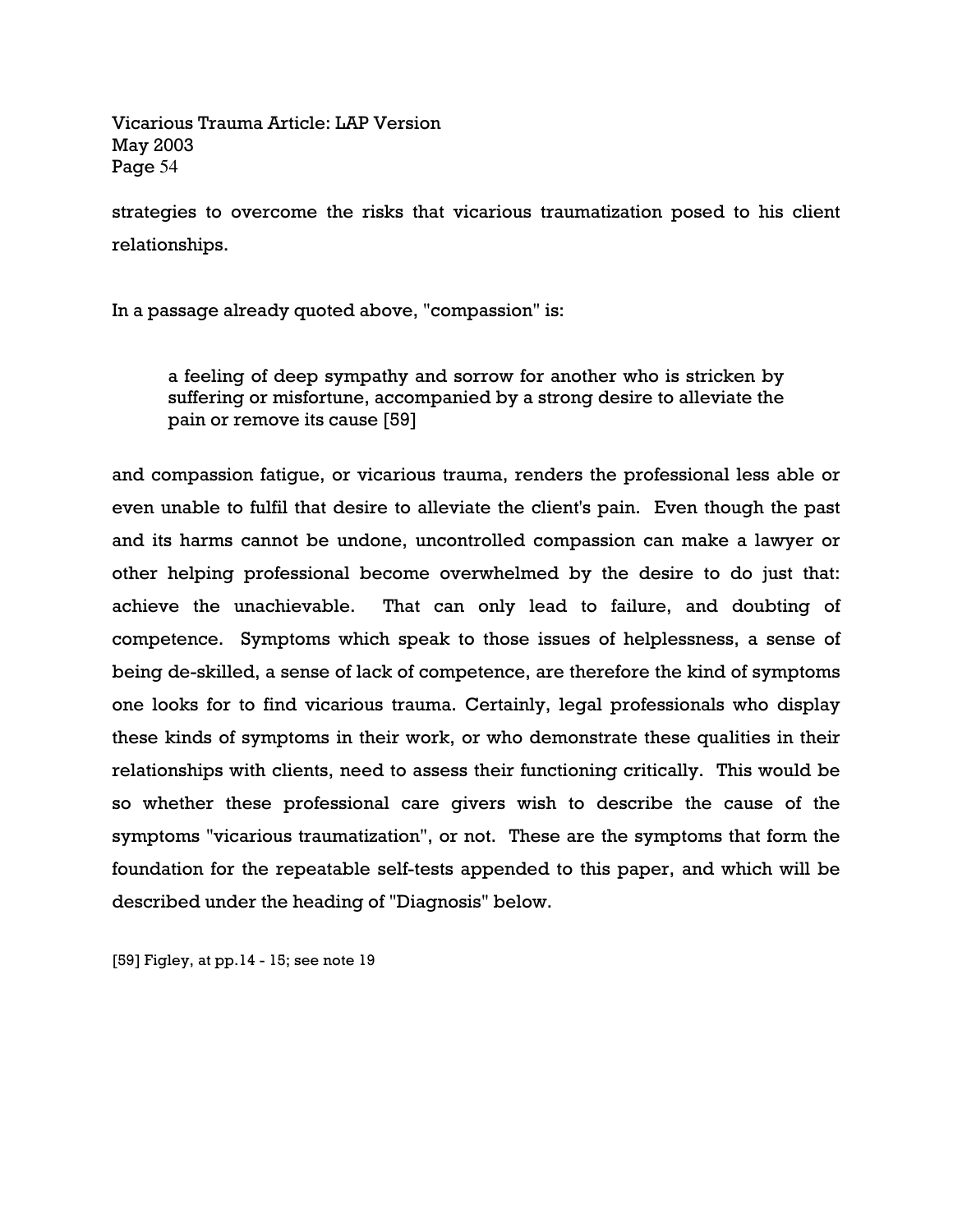strategies to overcome the risks that vicarious traumatization posed to his client relationships.

In a passage already quoted above, "compassion" is:

> a feeling of deep sympathy and sorrow for another who is stricken by suffering or misfortune, accompanied by a strong desire to alleviate the pain or remove its cause [59]

and compassion fatigue, or vicarious trauma, renders the professional less able or even unable to fulfil that desire to alleviate the client's pain. Even though the past and its harms cannot be undone, uncontrolled compassion can make a lawyer or other helping professional become overwhelmed by the desire to do just that: achieve the unachievable. That can only lead to failure, and doubting of competence. Symptoms which speak to those issues of helplessness, a sense of being de-skilled, a sense of lack of competence, are therefore the kind of symptoms one looks for to find vicarious trauma. Certainly, legal professionals who display these kinds of symptoms in their work, or who demonstrate these qualities in their relationships with clients, need to assess their functioning critically. This would be so whether these professional care givers wish to describe the cause of the symptoms "vicarious traumatization", or not. These are the symptoms that form the foundation for the repeatable self-tests appended to this paper, and which will be described under the heading of "Diagnosis" below.

[59] Figley, at pp.14 - 15; see note 19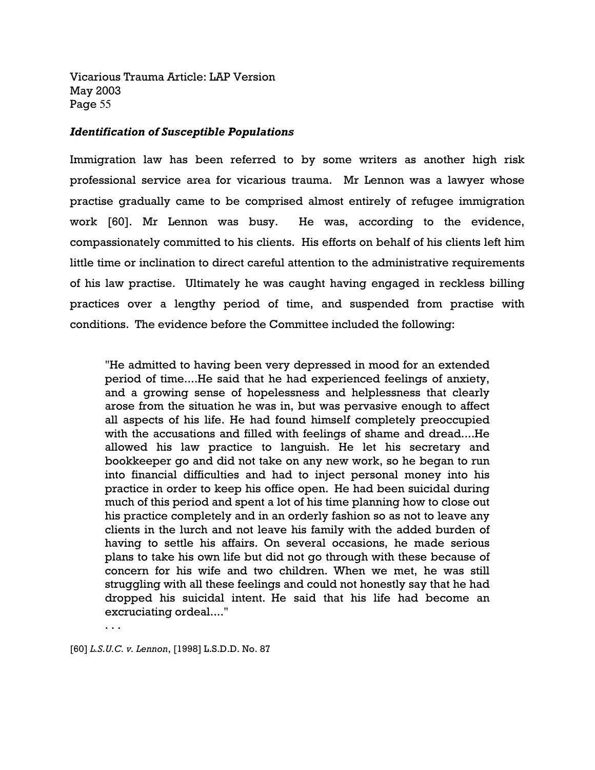### *Identification of Susceptible Populations*

Immigration law has been referred to by some writers as another high risk professional service area for vicarious trauma. Mr Lennon was a lawyer whose practise gradually came to be comprised almost entirely of refugee immigration work [60]. Mr Lennon was busy. He was, according to the evidence, compassionately committed to his clients. His efforts on behalf of his clients left him little time or inclination to direct careful attention to the administrative requirements of his law practise. Ultimately he was caught having engaged in reckless billing practices over a lengthy period of time, and suspended from practise with conditions. The evidence before the Committee included the following:

> "He admitted to having been very depressed in mood for an extended period of time....He said that he had experienced feelings of anxiety, and a growing sense of hopelessness and helplessness that clearly arose from the situation he was in, but was pervasive enough to affect all aspects of his life. He had found himself completely preoccupied with the accusations and filled with feelings of shame and dread....He allowed his law practice to languish. He let his secretary and bookkeeper go and did not take on any new work, so he began to run into financial difficulties and had to inject personal money into his practice in order to keep his office open. He had been suicidal during much of this period and spent a lot of his time planning how to close out his practice completely and in an orderly fashion so as not to leave any clients in the lurch and not leave his family with the added burden of having to settle his affairs. On several occasions, he made serious plans to take his own life but did not go through with these because of concern for his wife and two children. When we met, he was still struggling with all these feelings and could not honestly say that he had dropped his suicidal intent. He said that his life had become an excruciating ordeal...."
>
> . . .

[60] *L.S.U.C. v. Lennon*, [1998] L.S.D.D. No. 87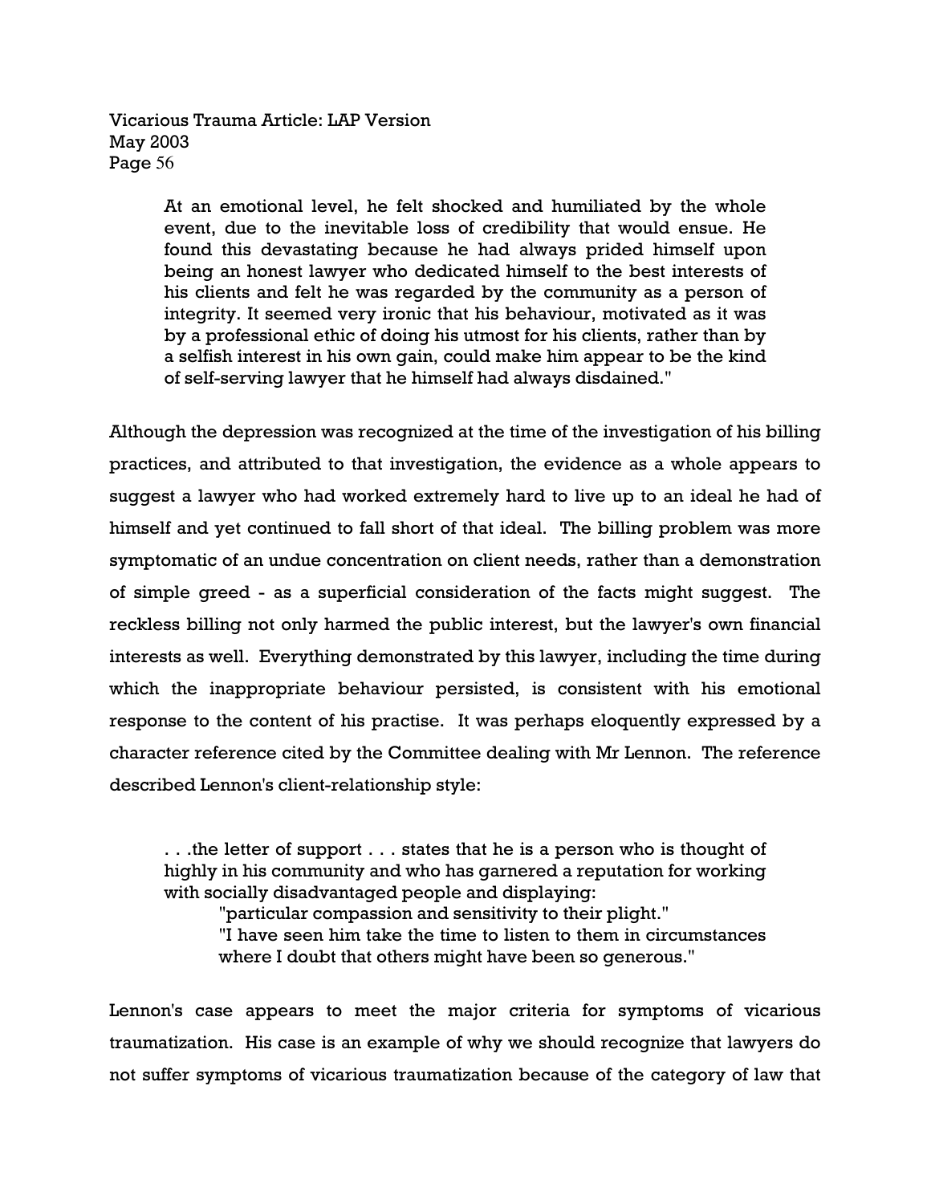> At an emotional level, he felt shocked and humiliated by the whole event, due to the inevitable loss of credibility that would ensue. He found this devastating because he had always prided himself upon being an honest lawyer who dedicated himself to the best interests of his clients and felt he was regarded by the community as a person of integrity. It seemed very ironic that his behaviour, motivated as it was by a professional ethic of doing his utmost for his clients, rather than by a selfish interest in his own gain, could make him appear to be the kind of self-serving lawyer that he himself had always disdained."

Although the depression was recognized at the time of the investigation of his billing practices, and attributed to that investigation, the evidence as a whole appears to suggest a lawyer who had worked extremely hard to live up to an ideal he had of himself and yet continued to fall short of that ideal. The billing problem was more symptomatic of an undue concentration on client needs, rather than a demonstration of simple greed - as a superficial consideration of the facts might suggest. The reckless billing not only harmed the public interest, but the lawyer's own financial interests as well. Everything demonstrated by this lawyer, including the time during which the inappropriate behaviour persisted, is consistent with his emotional response to the content of his practise. It was perhaps eloquently expressed by a character reference cited by the Committee dealing with Mr Lennon. The reference described Lennon's client-relationship style:

> . . .the letter of support . . . states that he is a person who is thought of highly in his community and who has garnered a reputation for working with socially disadvantaged people and displaying:
>
> > "particular compassion and sensitivity to their plight."
> > "I have seen him take the time to listen to them in circumstances where I doubt that others might have been so generous."

Lennon's case appears to meet the major criteria for symptoms of vicarious traumatization. His case is an example of why we should recognize that lawyers do not suffer symptoms of vicarious traumatization because of the category of law that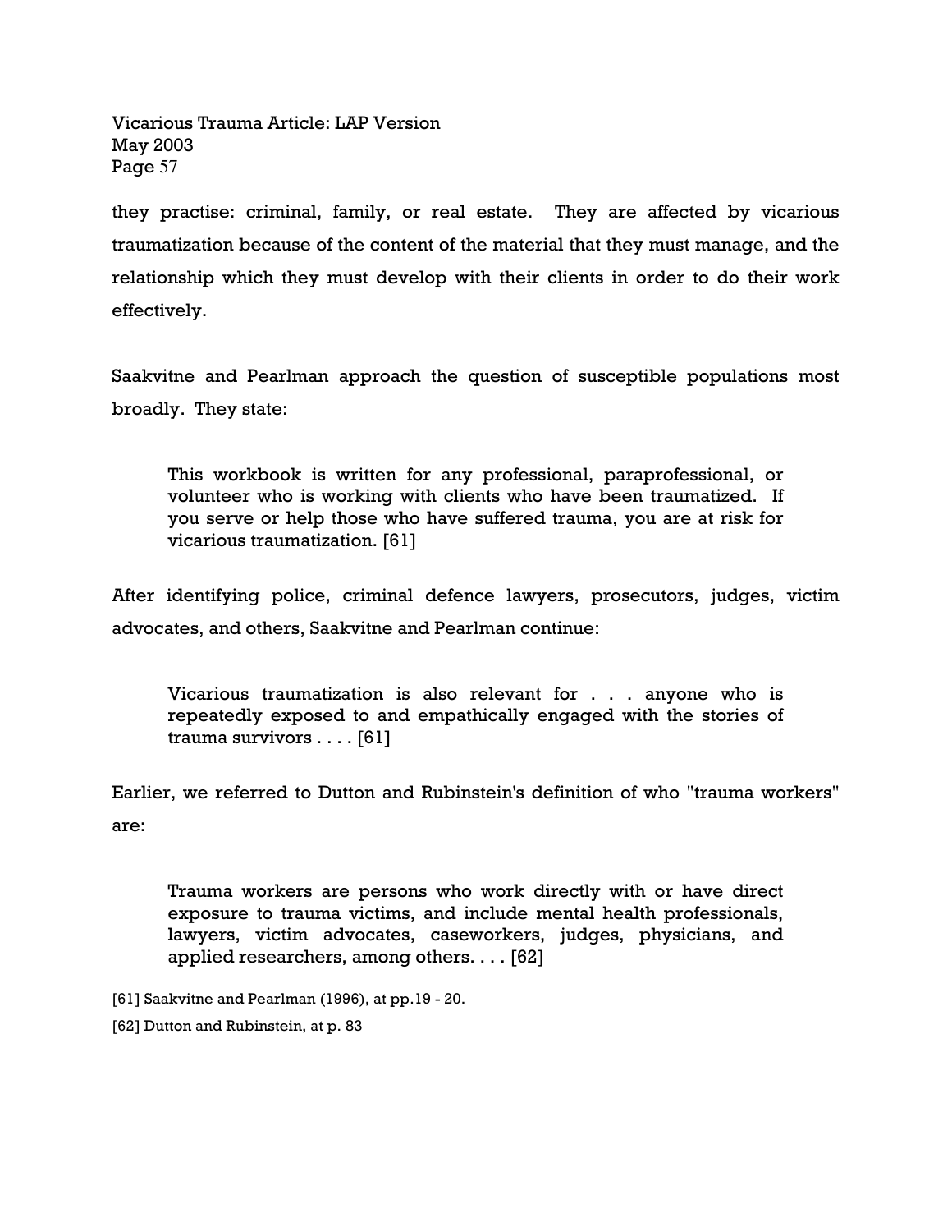they practise: criminal, family, or real estate. They are affected by vicarious traumatization because of the content of the material that they must manage, and the relationship which they must develop with their clients in order to do their work effectively.

Saakvitne and Pearlman approach the question of susceptible populations most broadly. They state:

> This workbook is written for any professional, paraprofessional, or volunteer who is working with clients who have been traumatized. If you serve or help those who have suffered trauma, you are at risk for vicarious traumatization. [61]

After identifying police, criminal defence lawyers, prosecutors, judges, victim advocates, and others, Saakvitne and Pearlman continue:

> Vicarious traumatization is also relevant for . . . anyone who is repeatedly exposed to and empathically engaged with the stories of trauma survivors . . . . [61]

Earlier, we referred to Dutton and Rubinstein's definition of who "trauma workers" are:

> Trauma workers are persons who work directly with or have direct exposure to trauma victims, and include mental health professionals, lawyers, victim advocates, caseworkers, judges, physicians, and applied researchers, among others. . . . [62]

[61] Saakvitne and Pearlman (1996), at pp.19 - 20.

[62] Dutton and Rubinstein, at p. 83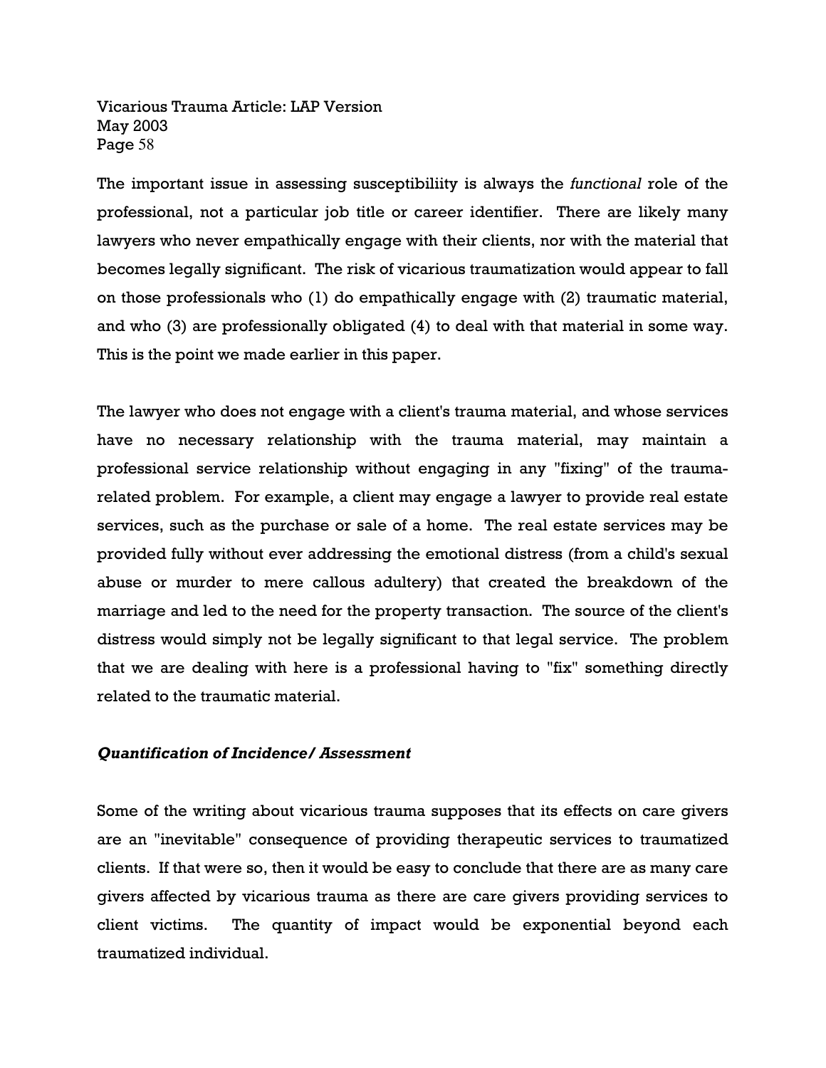The important issue in assessing susceptibiliity is always the *functional* role of the professional, not a particular job title or career identifier. There are likely many lawyers who never empathically engage with their clients, nor with the material that becomes legally significant. The risk of vicarious traumatization would appear to fall on those professionals who (1) do empathically engage with (2) traumatic material, and who (3) are professionally obligated (4) to deal with that material in some way. This is the point we made earlier in this paper.

The lawyer who does not engage with a client's trauma material, and whose services have no necessary relationship with the trauma material, may maintain a professional service relationship without engaging in any "fixing" of the trauma-related problem. For example, a client may engage a lawyer to provide real estate services, such as the purchase or sale of a home. The real estate services may be provided fully without ever addressing the emotional distress (from a child's sexual abuse or murder to mere callous adultery) that created the breakdown of the marriage and led to the need for the property transaction. The source of the client's distress would simply not be legally significant to that legal service. The problem that we are dealing with here is a professional having to "fix" something directly related to the traumatic material.

### *Quantification of Incidence/ Assessment*

Some of the writing about vicarious trauma supposes that its effects on care givers are an "inevitable" consequence of providing therapeutic services to traumatized clients. If that were so, then it would be easy to conclude that there are as many care givers affected by vicarious trauma as there are care givers providing services to client victims. The quantity of impact would be exponential beyond each traumatized individual.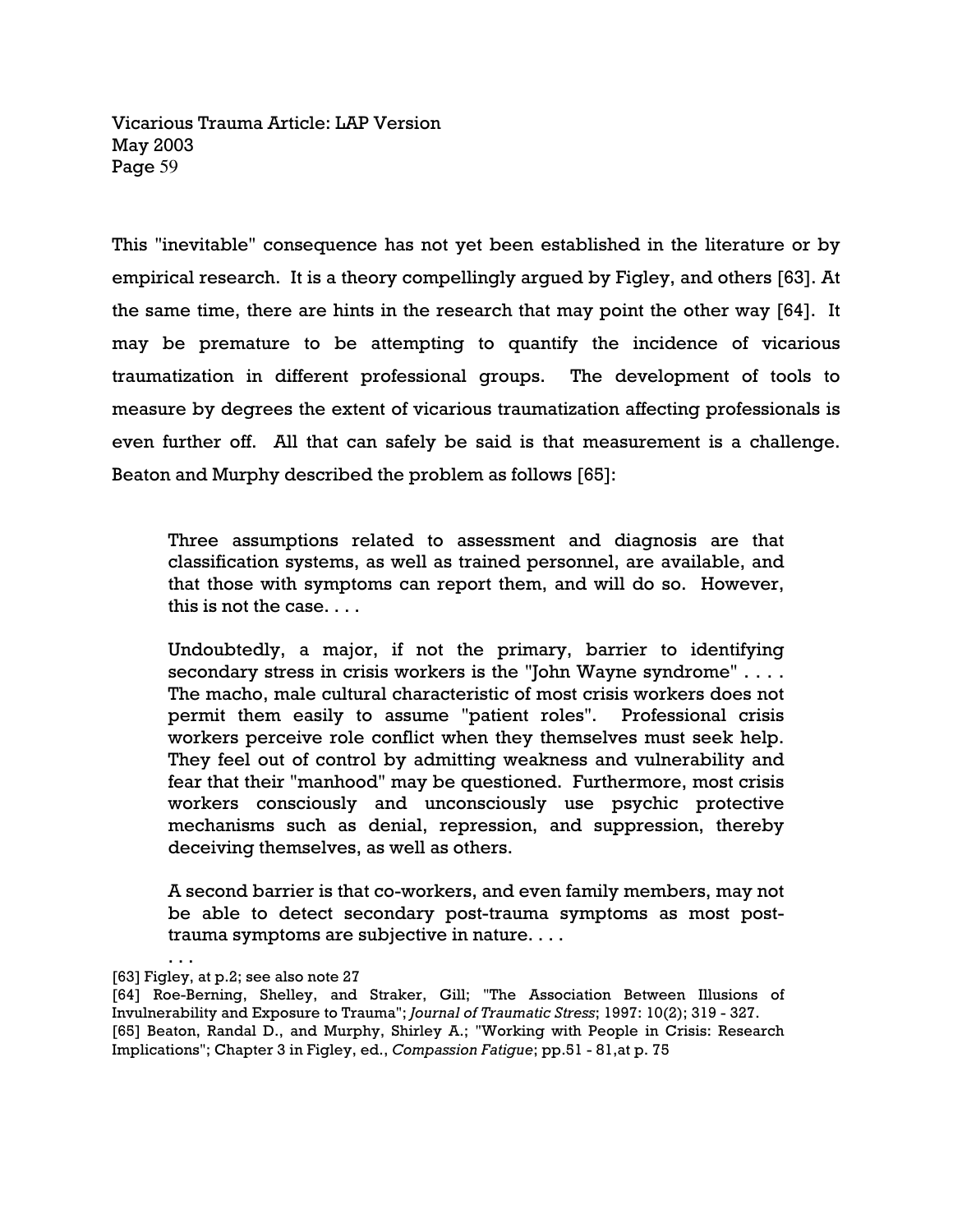This "inevitable" consequence has not yet been established in the literature or by empirical research. It is a theory compellingly argued by Figley, and others [63]. At the same time, there are hints in the research that may point the other way [64]. It may be premature to be attempting to quantify the incidence of vicarious traumatization in different professional groups. The development of tools to measure by degrees the extent of vicarious traumatization affecting professionals is even further off. All that can safely be said is that measurement is a challenge. Beaton and Murphy described the problem as follows [65]:

> Three assumptions related to assessment and diagnosis are that classification systems, as well as trained personnel, are available, and that those with symptoms can report them, and will do so. However, this is not the case. . . .
>
> Undoubtedly, a major, if not the primary, barrier to identifying secondary stress in crisis workers is the "John Wayne syndrome" . . . . The macho, male cultural characteristic of most crisis workers does not permit them easily to assume "patient roles". Professional crisis workers perceive role conflict when they themselves must seek help. They feel out of control by admitting weakness and vulnerability and fear that their "manhood" may be questioned. Furthermore, most crisis workers consciously and unconsciously use psychic protective mechanisms such as denial, repression, and suppression, thereby deceiving themselves, as well as others.
>
> A second barrier is that co-workers, and even family members, may not be able to detect secondary post-trauma symptoms as most post-trauma symptoms are subjective in nature. . . .
>
> . . .

[63] Figley, at p.2; see also note 27

[64] Roe-Berning, Shelley, and Straker, Gill; "The Association Between Illusions of Invulnerability and Exposure to Trauma"; *Journal of Traumatic Stress*; 1997: 10(2); 319 - 327.

[65] Beaton, Randal D., and Murphy, Shirley A.; "Working with People in Crisis: Research Implications"; Chapter 3 in Figley, ed., *Compassion Fatigue*; pp.51 - 81,at p. 75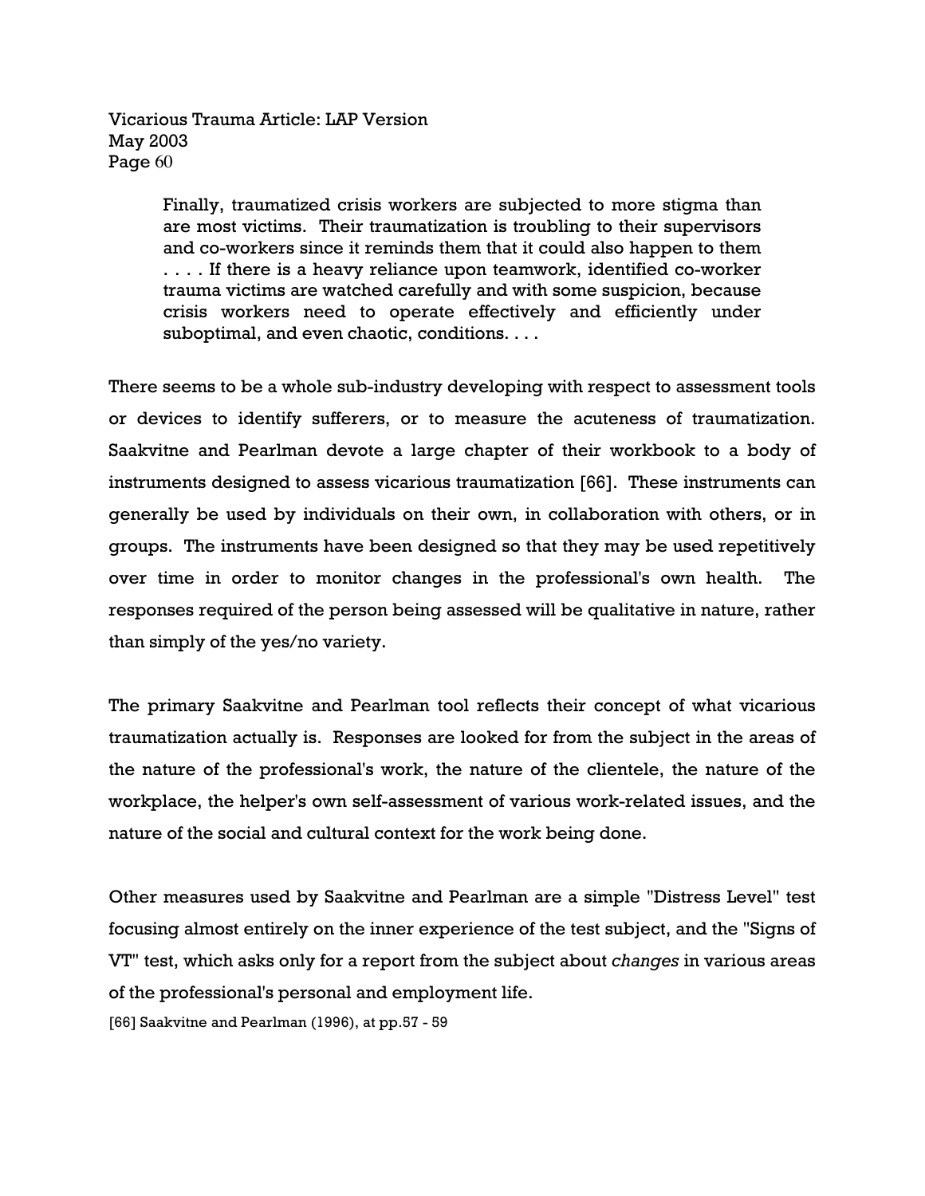> Finally, traumatized crisis workers are subjected to more stigma than are most victims. Their traumatization is troubling to their supervisors and co-workers since it reminds them that it could also happen to them . . . . If there is a heavy reliance upon teamwork, identified co-worker trauma victims are watched carefully and with some suspicion, because crisis workers need to operate effectively and efficiently under suboptimal, and even chaotic, conditions. . . .

There seems to be a whole sub-industry developing with respect to assessment tools or devices to identify sufferers, or to measure the acuteness of traumatization. Saakvitne and Pearlman devote a large chapter of their workbook to a body of instruments designed to assess vicarious traumatization [66]. These instruments can generally be used by individuals on their own, in collaboration with others, or in groups. The instruments have been designed so that they may be used repetitively over time in order to monitor changes in the professional's own health. The responses required of the person being assessed will be qualitative in nature, rather than simply of the yes/no variety.

The primary Saakvitne and Pearlman tool reflects their concept of what vicarious traumatization actually is. Responses are looked for from the subject in the areas of the nature of the professional's work, the nature of the clientele, the nature of the workplace, the helper's own self-assessment of various work-related issues, and the nature of the social and cultural context for the work being done.

Other measures used by Saakvitne and Pearlman are a simple "Distress Level" test focusing almost entirely on the inner experience of the test subject, and the "Signs of VT" test, which asks only for a report from the subject about *changes* in various areas of the professional's personal and employment life.

[66] Saakvitne and Pearlman (1996), at pp.57 - 59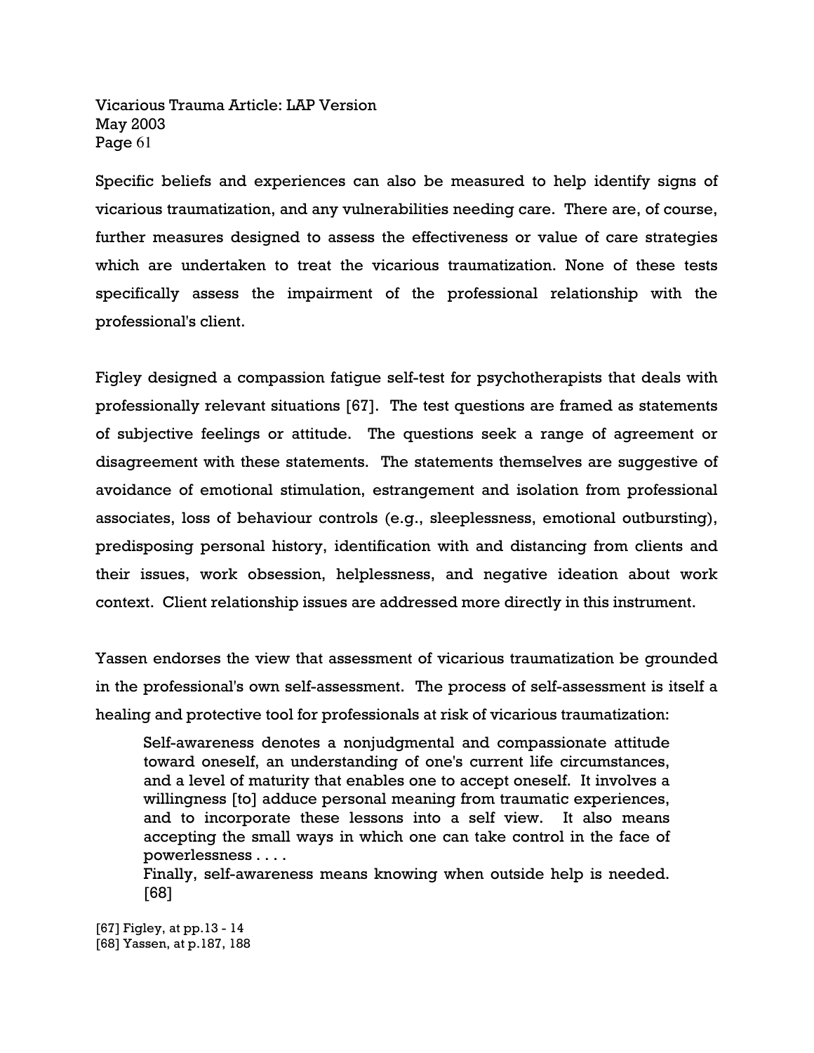Specific beliefs and experiences can also be measured to help identify signs of vicarious traumatization, and any vulnerabilities needing care. There are, of course, further measures designed to assess the effectiveness or value of care strategies which are undertaken to treat the vicarious traumatization. None of these tests specifically assess the impairment of the professional relationship with the professional's client.

Figley designed a compassion fatigue self-test for psychotherapists that deals with professionally relevant situations [67]. The test questions are framed as statements of subjective feelings or attitude. The questions seek a range of agreement or disagreement with these statements. The statements themselves are suggestive of avoidance of emotional stimulation, estrangement and isolation from professional associates, loss of behaviour controls (e.g., sleeplessness, emotional outbursting), predisposing personal history, identification with and distancing from clients and their issues, work obsession, helplessness, and negative ideation about work context. Client relationship issues are addressed more directly in this instrument.

Yassen endorses the view that assessment of vicarious traumatization be grounded in the professional's own self-assessment. The process of self-assessment is itself a healing and protective tool for professionals at risk of vicarious traumatization:

> Self-awareness denotes a nonjudgmental and compassionate attitude toward oneself, an understanding of one's current life circumstances, and a level of maturity that enables one to accept oneself. It involves a willingness [to] adduce personal meaning from traumatic experiences, and to incorporate these lessons into a self view. It also means accepting the small ways in which one can take control in the face of powerlessness . . . .
>
> Finally, self-awareness means knowing when outside help is needed. [68]

[67] Figley, at pp.13 - 14
[68] Yassen, at p.187, 188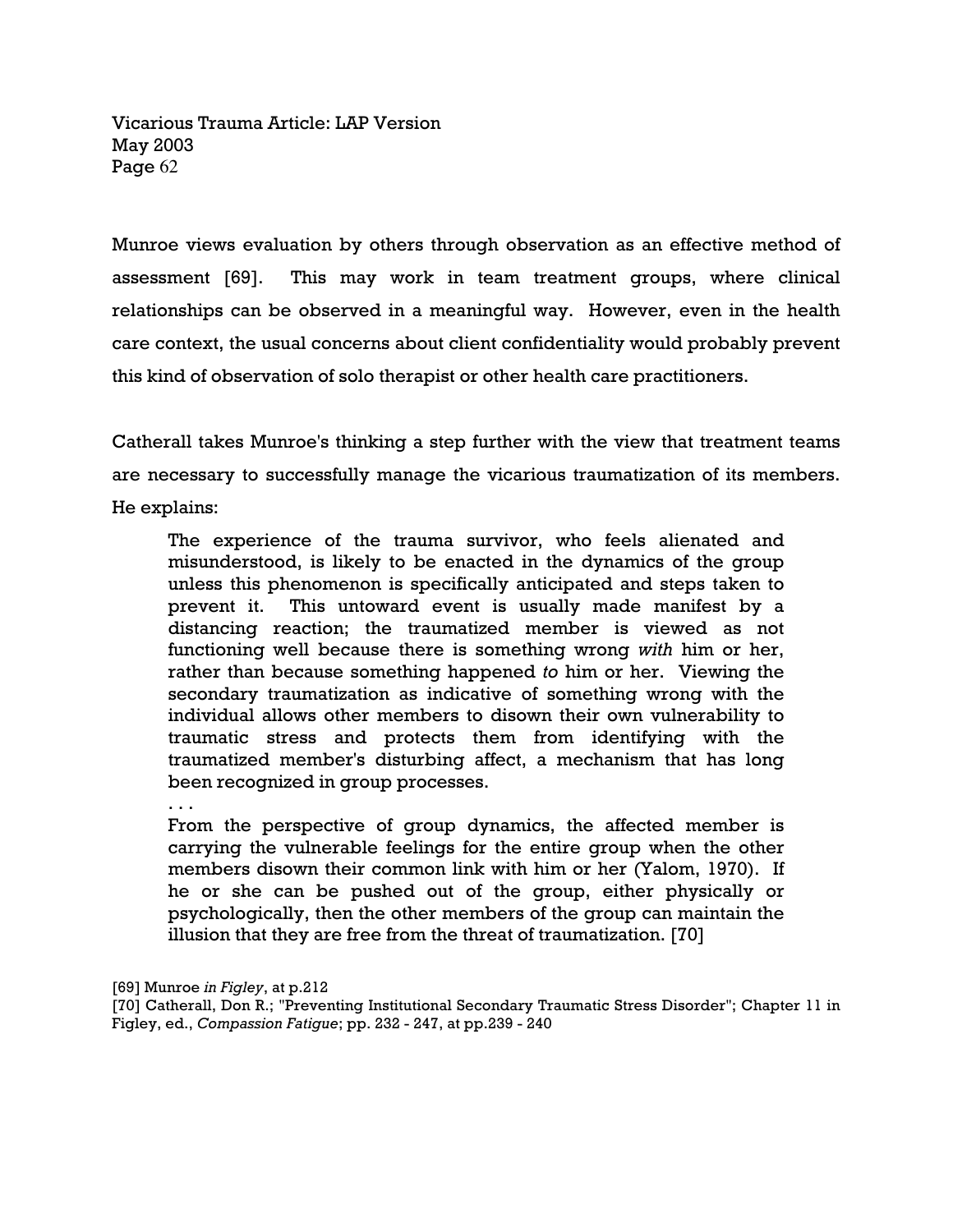Munroe views evaluation by others through observation as an effective method of assessment [69]. This may work in team treatment groups, where clinical relationships can be observed in a meaningful way. However, even in the health care context, the usual concerns about client confidentiality would probably prevent this kind of observation of solo therapist or other health care practitioners.

Catherall takes Munroe's thinking a step further with the view that treatment teams are necessary to successfully manage the vicarious traumatization of its members. He explains:

> The experience of the trauma survivor, who feels alienated and misunderstood, is likely to be enacted in the dynamics of the group unless this phenomenon is specifically anticipated and steps taken to prevent it. This untoward event is usually made manifest by a distancing reaction; the traumatized member is viewed as not functioning well because there is something wrong *with* him or her, rather than because something happened *to* him or her. Viewing the secondary traumatization as indicative of something wrong with the individual allows other members to disown their own vulnerability to traumatic stress and protects them from identifying with the traumatized member's disturbing affect, a mechanism that has long been recognized in group processes.
>
> . . .
>
> From the perspective of group dynamics, the affected member is carrying the vulnerable feelings for the entire group when the other members disown their common link with him or her (Yalom, 1970). If he or she can be pushed out of the group, either physically or psychologically, then the other members of the group can maintain the illusion that they are free from the threat of traumatization. [70]

[69] Munroe *in Figley*, at p.212

[70] Catherall, Don R.; "Preventing Institutional Secondary Traumatic Stress Disorder"; Chapter 11 in Figley, ed., *Compassion Fatigue*; pp. 232 - 247, at pp.239 - 240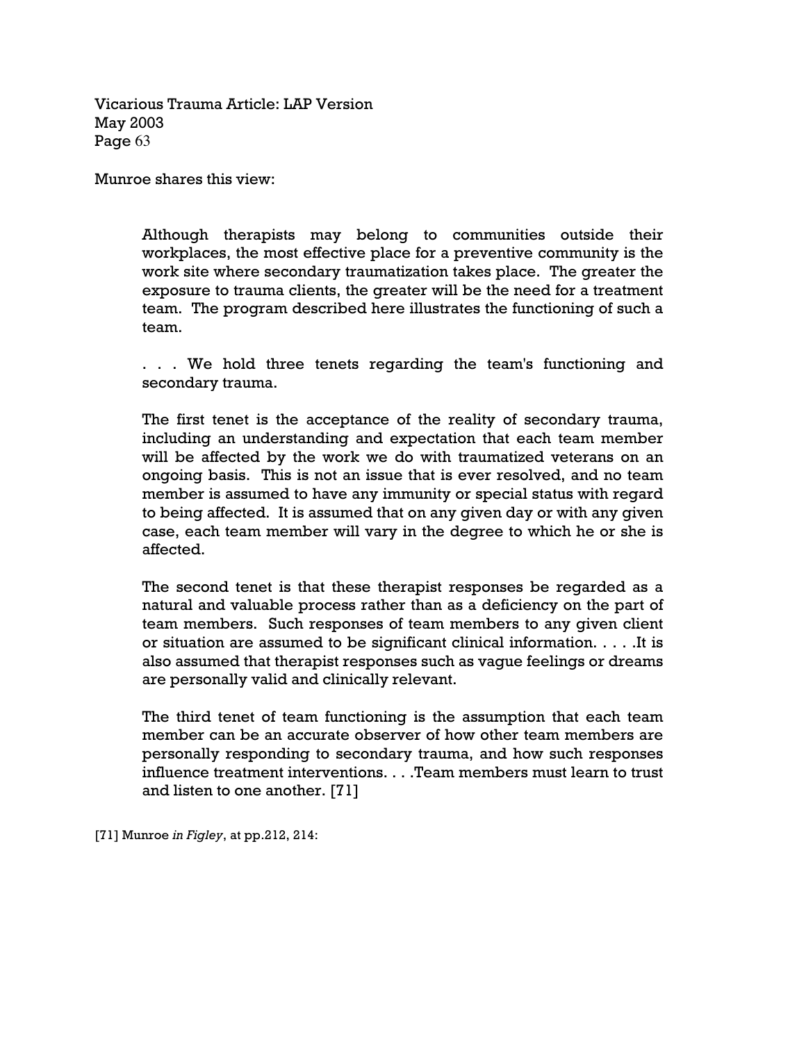Munroe shares this view:

> Although therapists may belong to communities outside their workplaces, the most effective place for a preventive community is the work site where secondary traumatization takes place. The greater the exposure to trauma clients, the greater will be the need for a treatment team. The program described here illustrates the functioning of such a team.
>
> . . . We hold three tenets regarding the team's functioning and secondary trauma.
>
> The first tenet is the acceptance of the reality of secondary trauma, including an understanding and expectation that each team member will be affected by the work we do with traumatized veterans on an ongoing basis. This is not an issue that is ever resolved, and no team member is assumed to have any immunity or special status with regard to being affected. It is assumed that on any given day or with any given case, each team member will vary in the degree to which he or she is affected.
>
> The second tenet is that these therapist responses be regarded as a natural and valuable process rather than as a deficiency on the part of team members. Such responses of team members to any given client or situation are assumed to be significant clinical information. . . . .It is also assumed that therapist responses such as vague feelings or dreams are personally valid and clinically relevant.
>
> The third tenet of team functioning is the assumption that each team member can be an accurate observer of how other team members are personally responding to secondary trauma, and how such responses influence treatment interventions. . . .Team members must learn to trust and listen to one another. [71]

[71] Munroe *in Figley*, at pp.212, 214: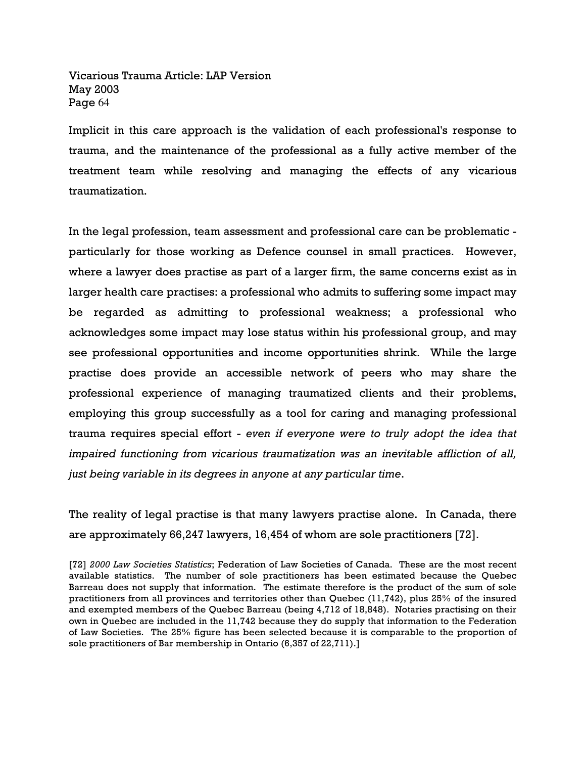Implicit in this care approach is the validation of each professional's response to trauma, and the maintenance of the professional as a fully active member of the treatment team while resolving and managing the effects of any vicarious traumatization.

In the legal profession, team assessment and professional care can be problematic - particularly for those working as Defence counsel in small practices. However, where a lawyer does practise as part of a larger firm, the same concerns exist as in larger health care practises: a professional who admits to suffering some impact may be regarded as admitting to professional weakness; a professional who acknowledges some impact may lose status within his professional group, and may see professional opportunities and income opportunities shrink. While the large practise does provide an accessible network of peers who may share the professional experience of managing traumatized clients and their problems, employing this group successfully as a tool for caring and managing professional trauma requires special effort - *even if everyone were to truly adopt the idea that impaired functioning from vicarious traumatization was an inevitable affliction of all, just being variable in its degrees in anyone at any particular time*.

The reality of legal practise is that many lawyers practise alone. In Canada, there are approximately 66,247 lawyers, 16,454 of whom are sole practitioners [72].

[72] *2000 Law Societies Statistics*; Federation of Law Societies of Canada. These are the most recent available statistics. The number of sole practitioners has been estimated because the Quebec Barreau does not supply that information. The estimate therefore is the product of the sum of sole practitioners from all provinces and territories other than Quebec (11,742), plus 25% of the insured and exempted members of the Quebec Barreau (being 4,712 of 18,848). Notaries practising on their own in Quebec are included in the 11,742 because they do supply that information to the Federation of Law Societies. The 25% figure has been selected because it is comparable to the proportion of sole practitioners of Bar membership in Ontario (6,357 of 22,711).]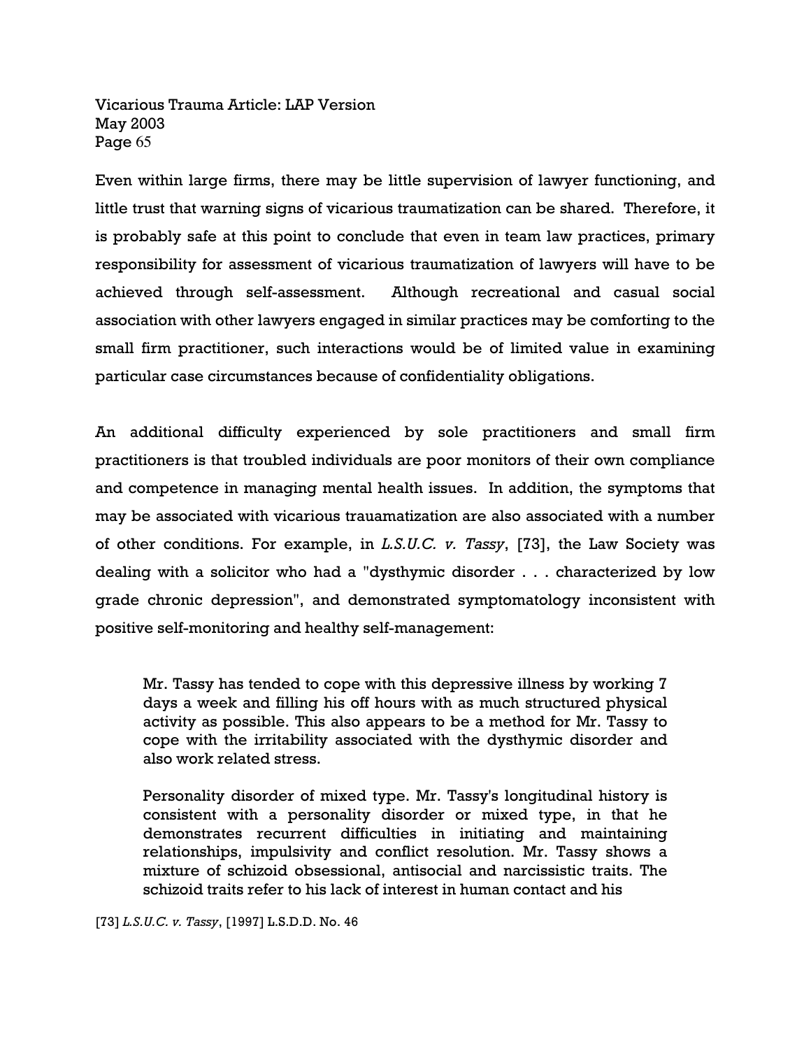Even within large firms, there may be little supervision of lawyer functioning, and little trust that warning signs of vicarious traumatization can be shared. Therefore, it is probably safe at this point to conclude that even in team law practices, primary responsibility for assessment of vicarious traumatization of lawyers will have to be achieved through self-assessment. Although recreational and casual social association with other lawyers engaged in similar practices may be comforting to the small firm practitioner, such interactions would be of limited value in examining particular case circumstances because of confidentiality obligations.

An additional difficulty experienced by sole practitioners and small firm practitioners is that troubled individuals are poor monitors of their own compliance and competence in managing mental health issues. In addition, the symptoms that may be associated with vicarious trauamatization are also associated with a number of other conditions. For example, in *L.S.U.C. v. Tassy*, [73], the Law Society was dealing with a solicitor who had a "dysthymic disorder . . . characterized by low grade chronic depression", and demonstrated symptomatology inconsistent with positive self-monitoring and healthy self-management:

> Mr. Tassy has tended to cope with this depressive illness by working 7 days a week and filling his off hours with as much structured physical activity as possible. This also appears to be a method for Mr. Tassy to cope with the irritability associated with the dysthymic disorder and also work related stress.
>
> Personality disorder of mixed type. Mr. Tassy's longitudinal history is consistent with a personality disorder or mixed type, in that he demonstrates recurrent difficulties in initiating and maintaining relationships, impulsivity and conflict resolution. Mr. Tassy shows a mixture of schizoid obsessional, antisocial and narcissistic traits. The schizoid traits refer to his lack of interest in human contact and his

[73] *L.S.U.C. v. Tassy*, [1997] L.S.D.D. No. 46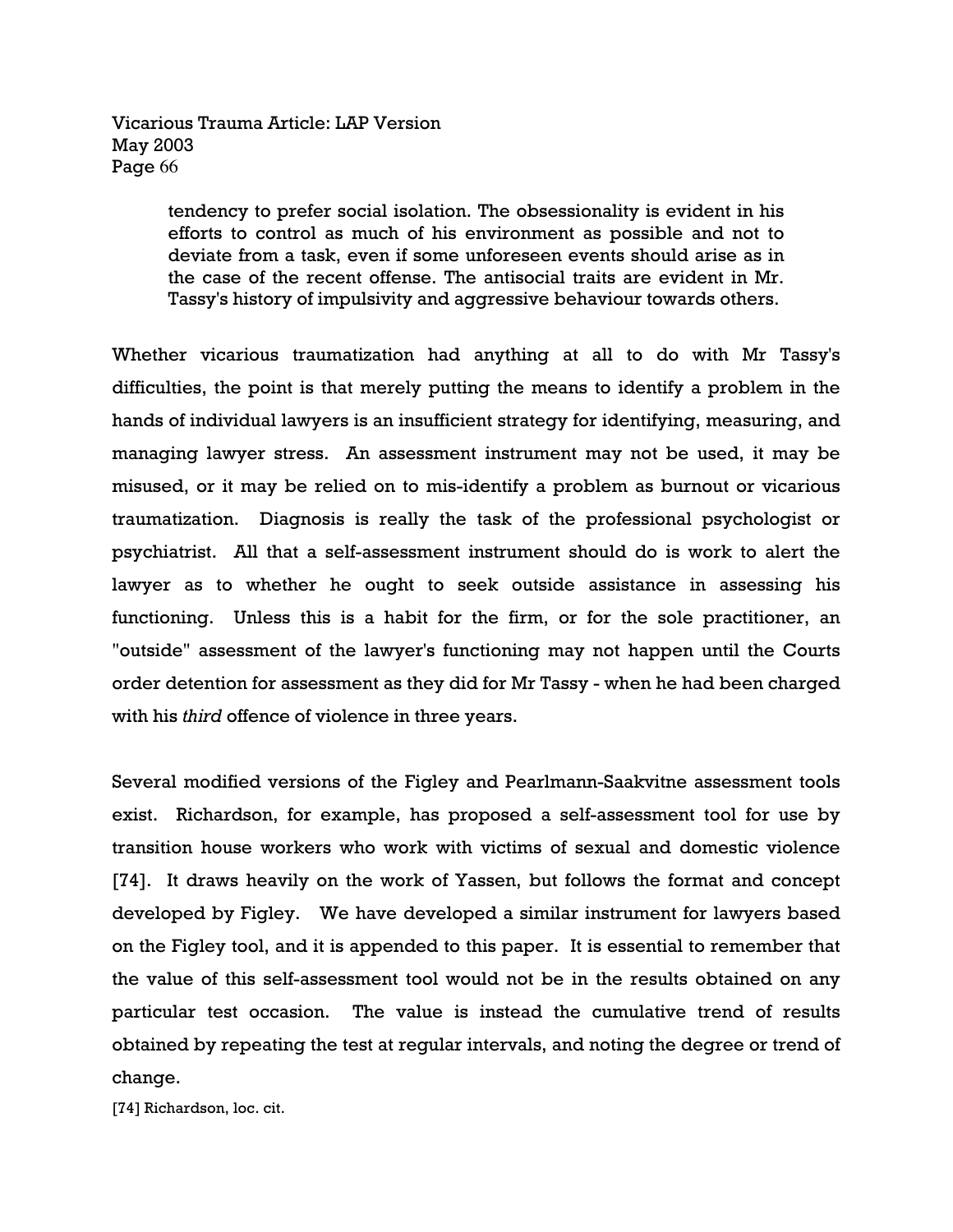> tendency to prefer social isolation. The obsessionality is evident in his efforts to control as much of his environment as possible and not to deviate from a task, even if some unforeseen events should arise as in the case of the recent offense. The antisocial traits are evident in Mr. Tassy's history of impulsivity and aggressive behaviour towards others.

Whether vicarious traumatization had anything at all to do with Mr Tassy's difficulties, the point is that merely putting the means to identify a problem in the hands of individual lawyers is an insufficient strategy for identifying, measuring, and managing lawyer stress. An assessment instrument may not be used, it may be misused, or it may be relied on to mis-identify a problem as burnout or vicarious traumatization. Diagnosis is really the task of the professional psychologist or psychiatrist. All that a self-assessment instrument should do is work to alert the lawyer as to whether he ought to seek outside assistance in assessing his functioning. Unless this is a habit for the firm, or for the sole practitioner, an "outside" assessment of the lawyer's functioning may not happen until the Courts order detention for assessment as they did for Mr Tassy - when he had been charged with his *third* offence of violence in three years.

Several modified versions of the Figley and Pearlmann-Saakvitne assessment tools exist. Richardson, for example, has proposed a self-assessment tool for use by transition house workers who work with victims of sexual and domestic violence [74]. It draws heavily on the work of Yassen, but follows the format and concept developed by Figley. We have developed a similar instrument for lawyers based on the Figley tool, and it is appended to this paper. It is essential to remember that the value of this self-assessment tool would not be in the results obtained on any particular test occasion. The value is instead the cumulative trend of results obtained by repeating the test at regular intervals, and noting the degree or trend of change.

[74] Richardson, loc. cit.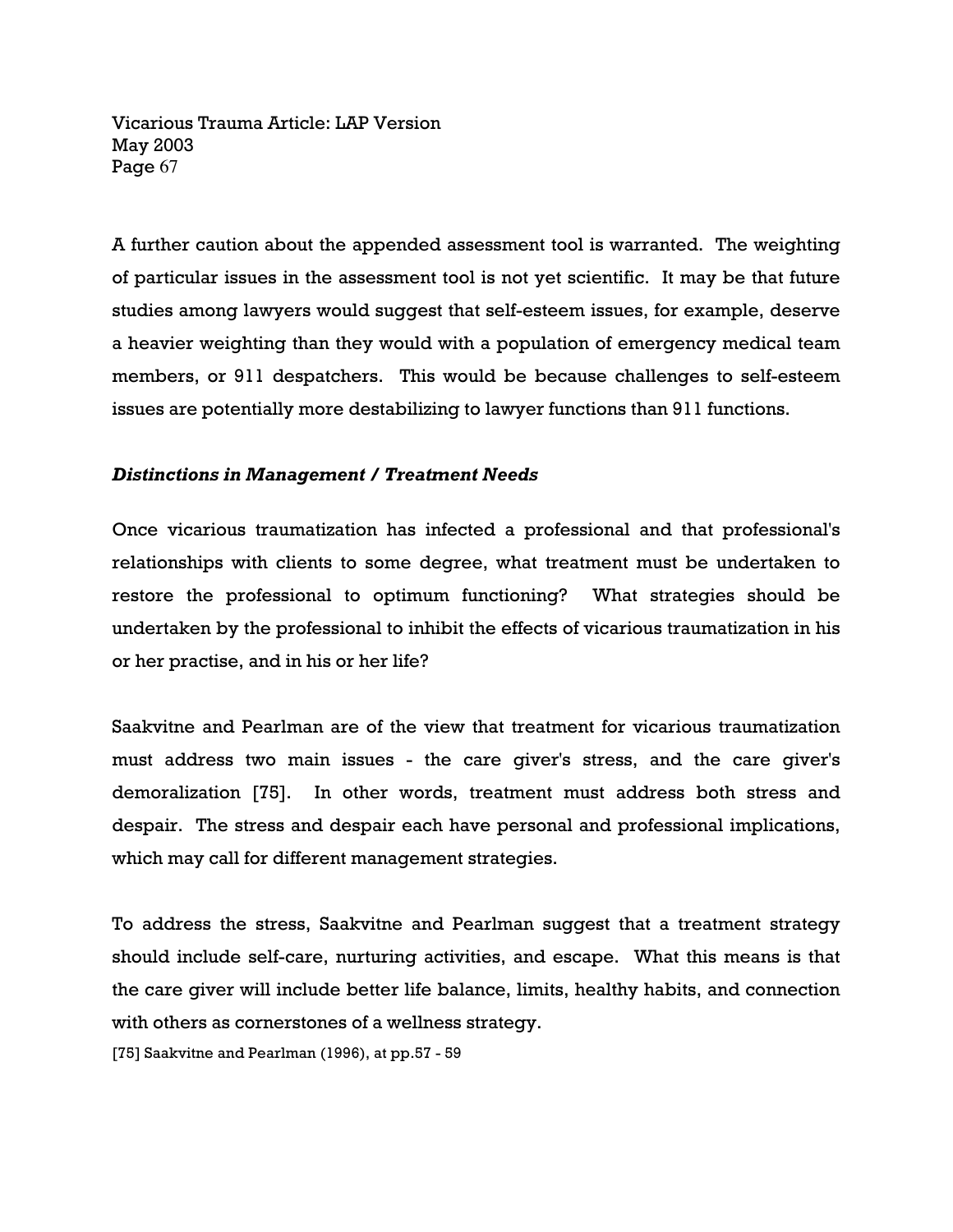A further caution about the appended assessment tool is warranted. The weighting of particular issues in the assessment tool is not yet scientific. It may be that future studies among lawyers would suggest that self-esteem issues, for example, deserve a heavier weighting than they would with a population of emergency medical team members, or 911 despatchers. This would be because challenges to self-esteem issues are potentially more destabilizing to lawyer functions than 911 functions.

### *Distinctions in Management / Treatment Needs*

Once vicarious traumatization has infected a professional and that professional's relationships with clients to some degree, what treatment must be undertaken to restore the professional to optimum functioning? What strategies should be undertaken by the professional to inhibit the effects of vicarious traumatization in his or her practise, and in his or her life?

Saakvitne and Pearlman are of the view that treatment for vicarious traumatization must address two main issues - the care giver's stress, and the care giver's demoralization [75]. In other words, treatment must address both stress and despair. The stress and despair each have personal and professional implications, which may call for different management strategies.

To address the stress, Saakvitne and Pearlman suggest that a treatment strategy should include self-care, nurturing activities, and escape. What this means is that the care giver will include better life balance, limits, healthy habits, and connection with others as cornerstones of a wellness strategy.

[75] Saakvitne and Pearlman (1996), at pp.57 - 59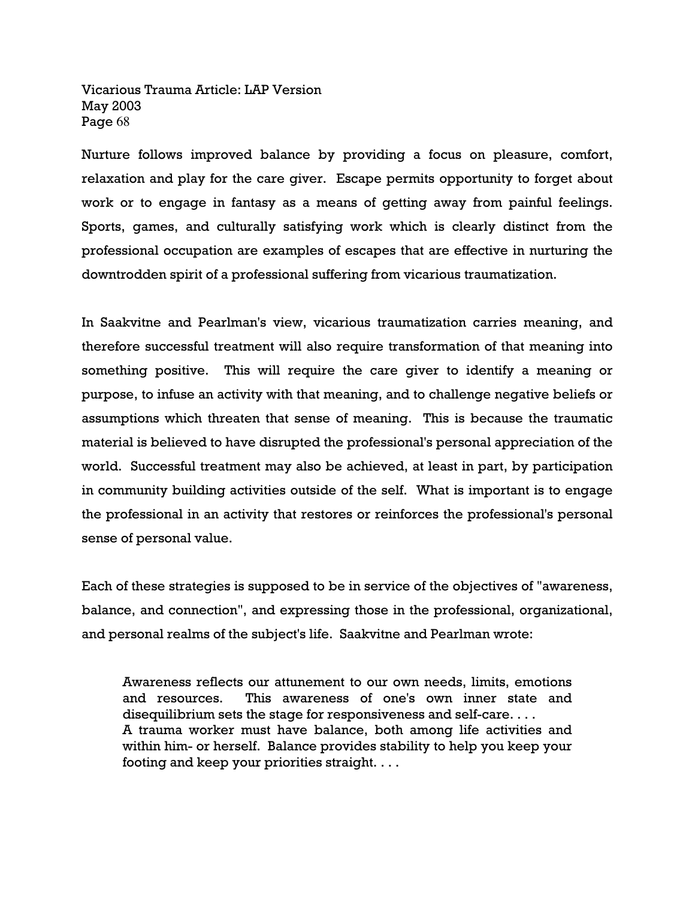Nurture follows improved balance by providing a focus on pleasure, comfort, relaxation and play for the care giver. Escape permits opportunity to forget about work or to engage in fantasy as a means of getting away from painful feelings. Sports, games, and culturally satisfying work which is clearly distinct from the professional occupation are examples of escapes that are effective in nurturing the downtrodden spirit of a professional suffering from vicarious traumatization.

In Saakvitne and Pearlman's view, vicarious traumatization carries meaning, and therefore successful treatment will also require transformation of that meaning into something positive. This will require the care giver to identify a meaning or purpose, to infuse an activity with that meaning, and to challenge negative beliefs or assumptions which threaten that sense of meaning. This is because the traumatic material is believed to have disrupted the professional's personal appreciation of the world. Successful treatment may also be achieved, at least in part, by participation in community building activities outside of the self. What is important is to engage the professional in an activity that restores or reinforces the professional's personal sense of personal value.

Each of these strategies is supposed to be in service of the objectives of "awareness, balance, and connection", and expressing those in the professional, organizational, and personal realms of the subject's life. Saakvitne and Pearlman wrote:

> Awareness reflects our attunement to our own needs, limits, emotions and resources. This awareness of one's own inner state and disequilibrium sets the stage for responsiveness and self-care. . . .
> A trauma worker must have balance, both among life activities and within him- or herself. Balance provides stability to help you keep your footing and keep your priorities straight. . . .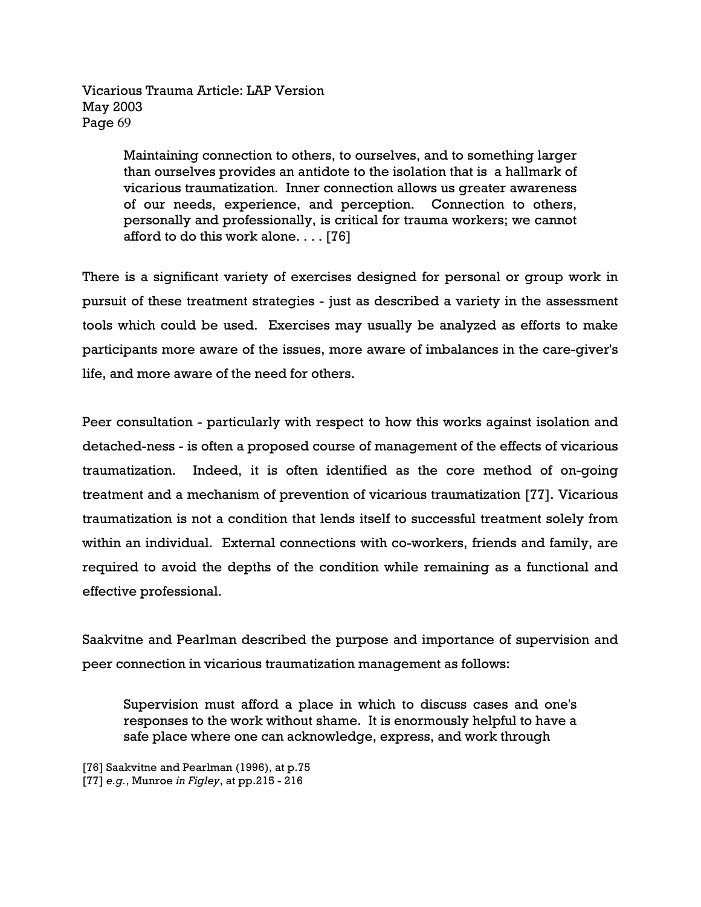> Maintaining connection to others, to ourselves, and to something larger than ourselves provides an antidote to the isolation that is a hallmark of vicarious traumatization. Inner connection allows us greater awareness of our needs, experience, and perception. Connection to others, personally and professionally, is critical for trauma workers; we cannot afford to do this work alone. . . . [76]

There is a significant variety of exercises designed for personal or group work in pursuit of these treatment strategies - just as described a variety in the assessment tools which could be used. Exercises may usually be analyzed as efforts to make participants more aware of the issues, more aware of imbalances in the care-giver's life, and more aware of the need for others.

Peer consultation - particularly with respect to how this works against isolation and detached-ness - is often a proposed course of management of the effects of vicarious traumatization. Indeed, it is often identified as the core method of on-going treatment and a mechanism of prevention of vicarious traumatization [77]. Vicarious traumatization is not a condition that lends itself to successful treatment solely from within an individual. External connections with co-workers, friends and family, are required to avoid the depths of the condition while remaining as a functional and effective professional.

Saakvitne and Pearlman described the purpose and importance of supervision and peer connection in vicarious traumatization management as follows:

> Supervision must afford a place in which to discuss cases and one's responses to the work without shame. It is enormously helpful to have a safe place where one can acknowledge, express, and work through

[76] Saakvitne and Pearlman (1996), at p.75
[77] *e.g.*, Munroe *in Figley*, at pp.215 - 216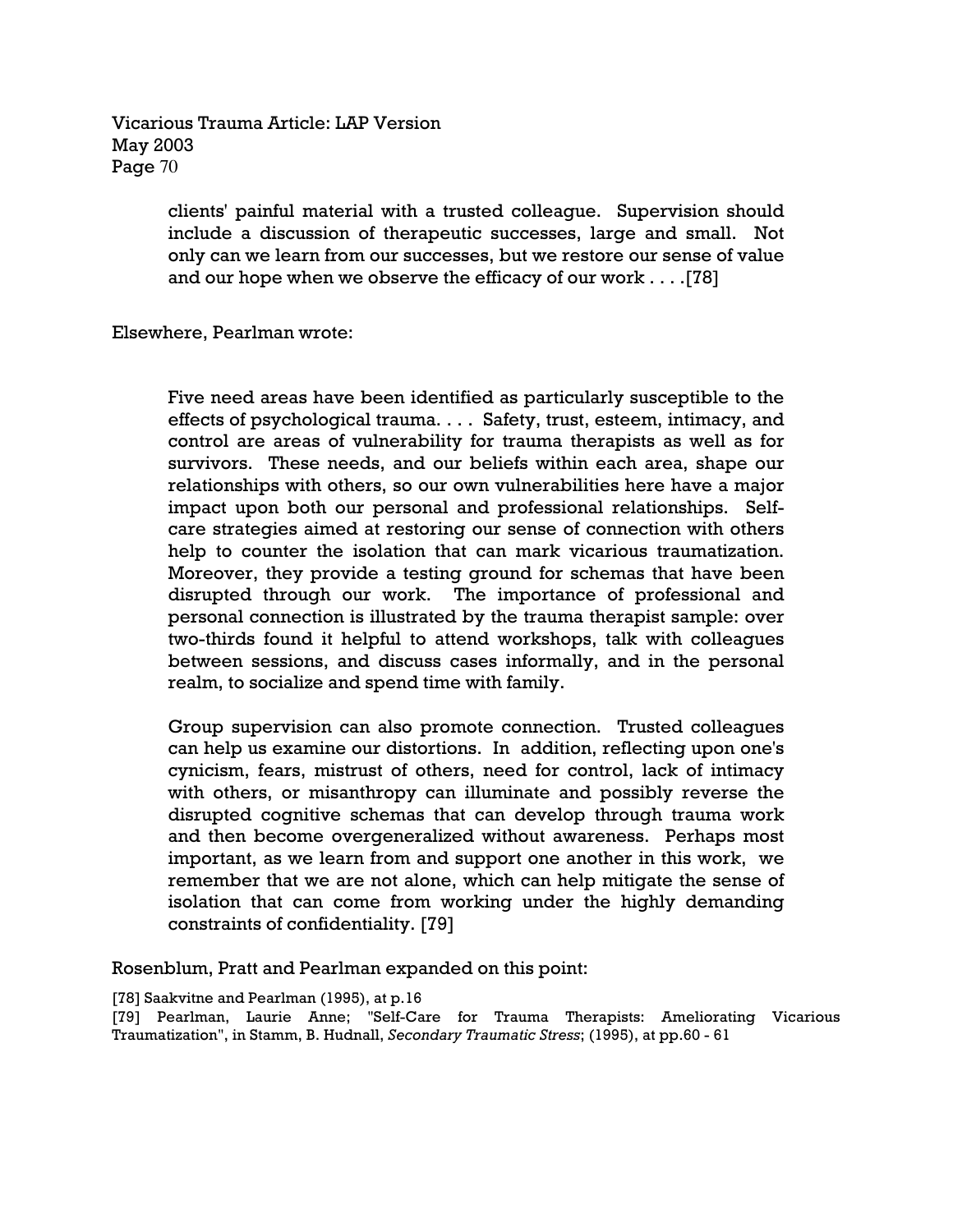> clients' painful material with a trusted colleague. Supervision should include a discussion of therapeutic successes, large and small. Not only can we learn from our successes, but we restore our sense of value and our hope when we observe the efficacy of our work . . . .[78]

Elsewhere, Pearlman wrote:

> Five need areas have been identified as particularly susceptible to the effects of psychological trauma. . . . Safety, trust, esteem, intimacy, and control are areas of vulnerability for trauma therapists as well as for survivors. These needs, and our beliefs within each area, shape our relationships with others, so our own vulnerabilities here have a major impact upon both our personal and professional relationships. Self-care strategies aimed at restoring our sense of connection with others help to counter the isolation that can mark vicarious traumatization. Moreover, they provide a testing ground for schemas that have been disrupted through our work. The importance of professional and personal connection is illustrated by the trauma therapist sample: over two-thirds found it helpful to attend workshops, talk with colleagues between sessions, and discuss cases informally, and in the personal realm, to socialize and spend time with family.
>
> Group supervision can also promote connection. Trusted colleagues can help us examine our distortions. In addition, reflecting upon one's cynicism, fears, mistrust of others, need for control, lack of intimacy with others, or misanthropy can illuminate and possibly reverse the disrupted cognitive schemas that can develop through trauma work and then become overgeneralized without awareness. Perhaps most important, as we learn from and support one another in this work, we remember that we are not alone, which can help mitigate the sense of isolation that can come from working under the highly demanding constraints of confidentiality. [79]

Rosenblum, Pratt and Pearlman expanded on this point:

[78] Saakvitne and Pearlman (1995), at p.16

[79] Pearlman, Laurie Anne; "Self-Care for Trauma Therapists: Ameliorating Vicarious Traumatization", in Stamm, B. Hudnall, *Secondary Traumatic Stress*; (1995), at pp.60 - 61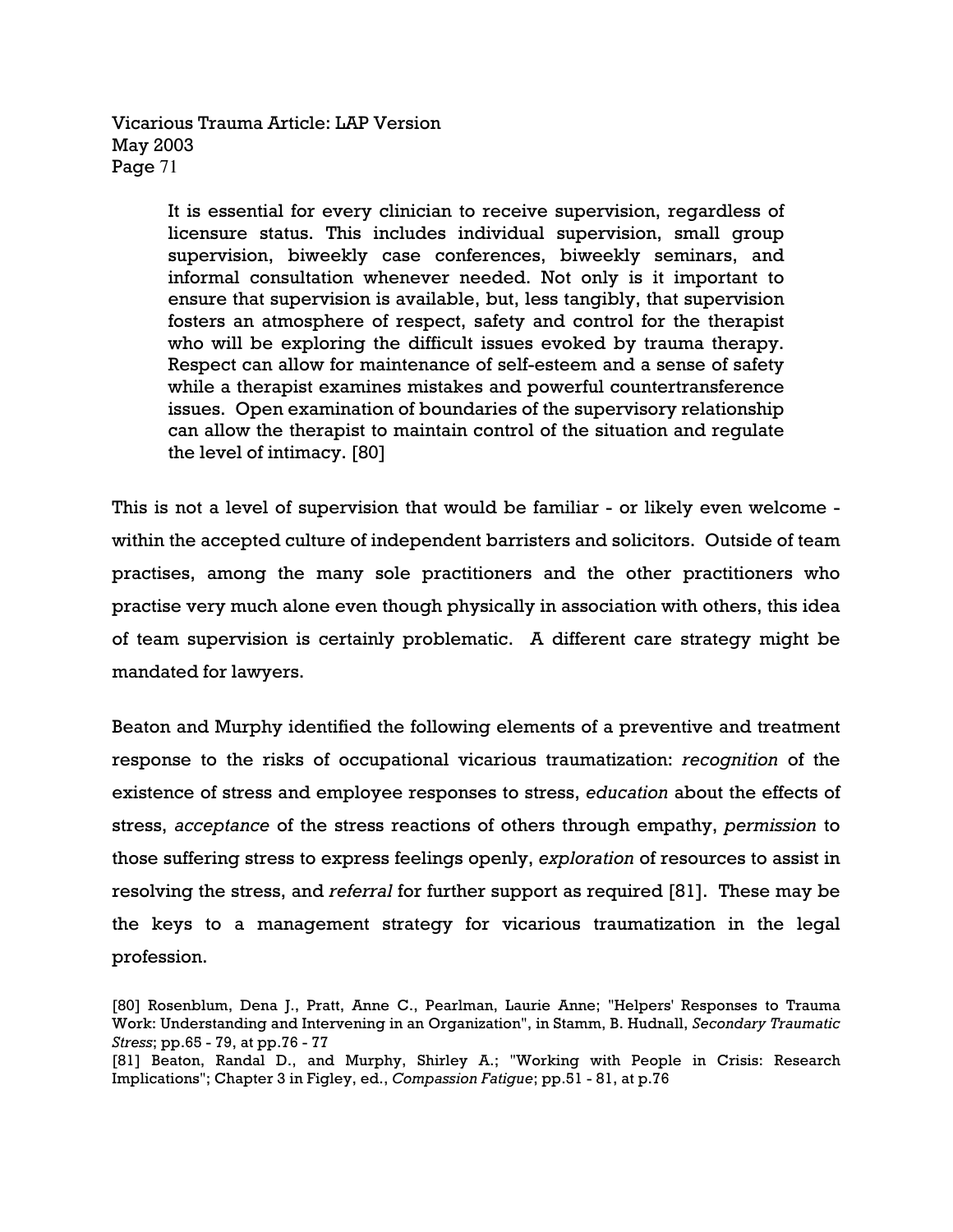> It is essential for every clinician to receive supervision, regardless of licensure status. This includes individual supervision, small group supervision, biweekly case conferences, biweekly seminars, and informal consultation whenever needed. Not only is it important to ensure that supervision is available, but, less tangibly, that supervision fosters an atmosphere of respect, safety and control for the therapist who will be exploring the difficult issues evoked by trauma therapy. Respect can allow for maintenance of self-esteem and a sense of safety while a therapist examines mistakes and powerful countertransference issues. Open examination of boundaries of the supervisory relationship can allow the therapist to maintain control of the situation and regulate the level of intimacy. [80]

This is not a level of supervision that would be familiar - or likely even welcome - within the accepted culture of independent barristers and solicitors. Outside of team practises, among the many sole practitioners and the other practitioners who practise very much alone even though physically in association with others, this idea of team supervision is certainly problematic. A different care strategy might be mandated for lawyers.

Beaton and Murphy identified the following elements of a preventive and treatment response to the risks of occupational vicarious traumatization: *recognition* of the existence of stress and employee responses to stress, *education* about the effects of stress, *acceptance* of the stress reactions of others through empathy, *permission* to those suffering stress to express feelings openly, *exploration* of resources to assist in resolving the stress, and *referral* for further support as required [81]. These may be the keys to a management strategy for vicarious traumatization in the legal profession.

[80] Rosenblum, Dena J., Pratt, Anne C., Pearlman, Laurie Anne; "Helpers' Responses to Trauma Work: Understanding and Intervening in an Organization", in Stamm, B. Hudnall, *Secondary Traumatic Stress*; pp.65 - 79, at pp.76 - 77

[81] Beaton, Randal D., and Murphy, Shirley A.; "Working with People in Crisis: Research Implications"; Chapter 3 in Figley, ed., *Compassion Fatigue*; pp.51 - 81, at p.76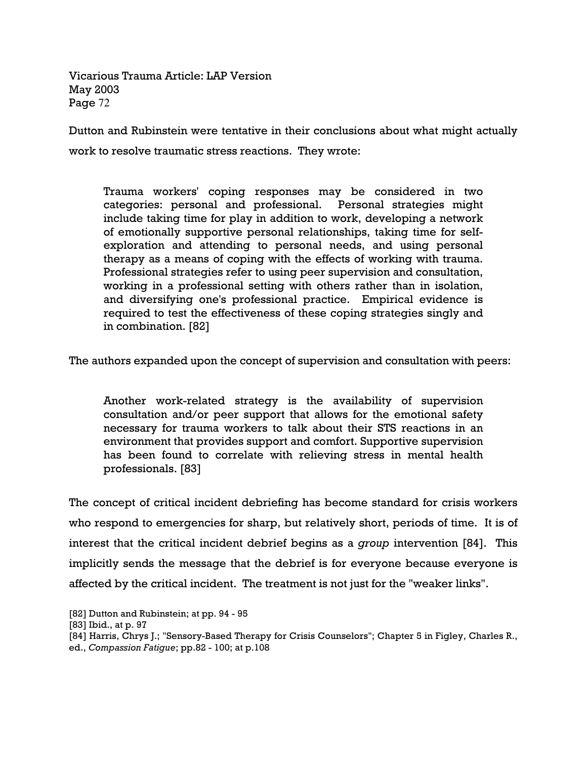Dutton and Rubinstein were tentative in their conclusions about what might actually work to resolve traumatic stress reactions. They wrote:

> Trauma workers' coping responses may be considered in two categories: personal and professional. Personal strategies might include taking time for play in addition to work, developing a network of emotionally supportive personal relationships, taking time for self-exploration and attending to personal needs, and using personal therapy as a means of coping with the effects of working with trauma. Professional strategies refer to using peer supervision and consultation, working in a professional setting with others rather than in isolation, and diversifying one's professional practice. Empirical evidence is required to test the effectiveness of these coping strategies singly and in combination. [82]

The authors expanded upon the concept of supervision and consultation with peers:

> Another work-related strategy is the availability of supervision consultation and/or peer support that allows for the emotional safety necessary for trauma workers to talk about their STS reactions in an environment that provides support and comfort. Supportive supervision has been found to correlate with relieving stress in mental health professionals. [83]

The concept of critical incident debriefing has become standard for crisis workers who respond to emergencies for sharp, but relatively short, periods of time. It is of interest that the critical incident debrief begins as a *group* intervention [84]. This implicitly sends the message that the debrief is for everyone because everyone is affected by the critical incident. The treatment is not just for the "weaker links".

[82] Dutton and Rubinstein; at pp. 94 - 95

[83] Ibid., at p. 97

[84] Harris, Chrys J.; "Sensory-Based Therapy for Crisis Counselors"; Chapter 5 in Figley, Charles R., ed., *Compassion Fatigue*; pp.82 - 100; at p.108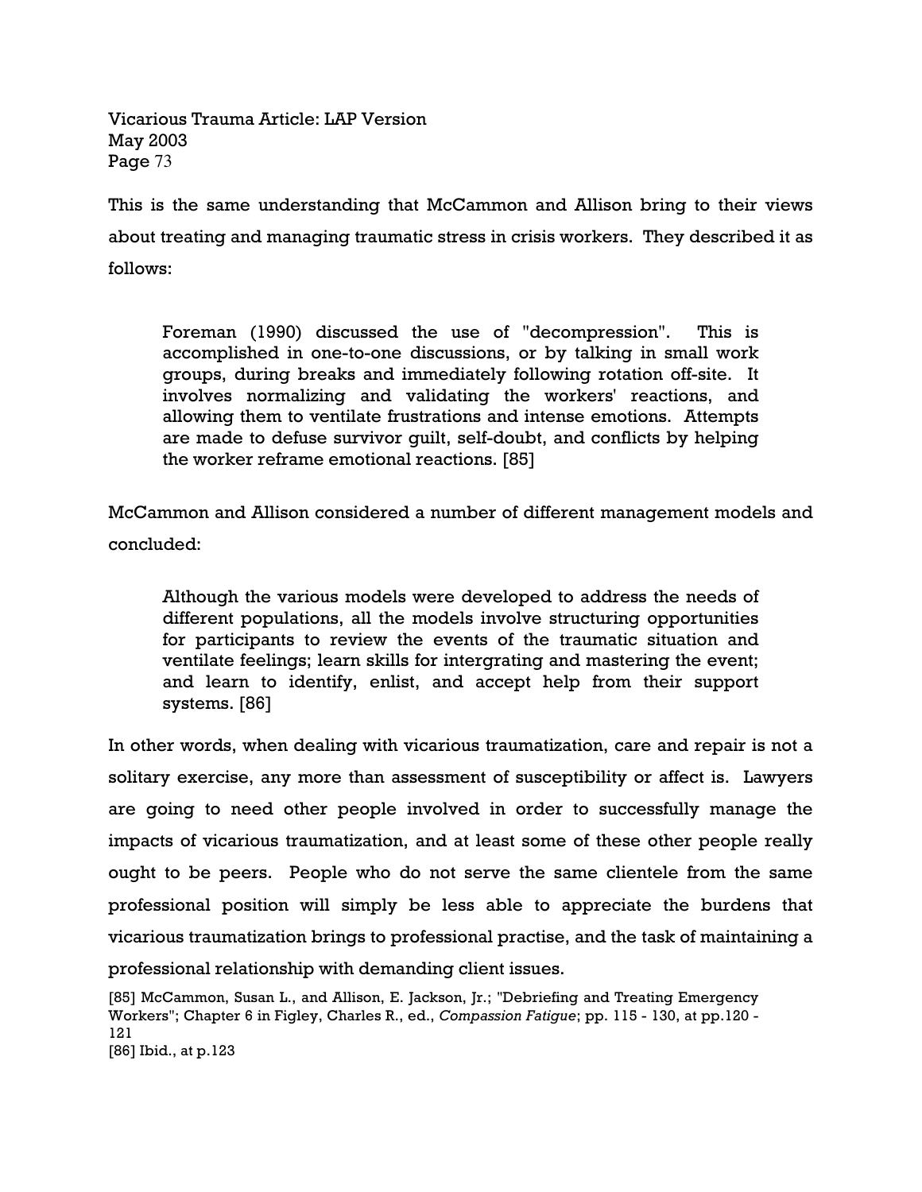This is the same understanding that McCammon and Allison bring to their views about treating and managing traumatic stress in crisis workers. They described it as follows:

> Foreman (1990) discussed the use of "decompression". This is accomplished in one-to-one discussions, or by talking in small work groups, during breaks and immediately following rotation off-site. It involves normalizing and validating the workers' reactions, and allowing them to ventilate frustrations and intense emotions. Attempts are made to defuse survivor guilt, self-doubt, and conflicts by helping the worker reframe emotional reactions. [85]

McCammon and Allison considered a number of different management models and concluded:

> Although the various models were developed to address the needs of different populations, all the models involve structuring opportunities for participants to review the events of the traumatic situation and ventilate feelings; learn skills for intergrating and mastering the event; and learn to identify, enlist, and accept help from their support systems. [86]

In other words, when dealing with vicarious traumatization, care and repair is not a solitary exercise, any more than assessment of susceptibility or affect is. Lawyers are going to need other people involved in order to successfully manage the impacts of vicarious traumatization, and at least some of these other people really ought to be peers. People who do not serve the same clientele from the same professional position will simply be less able to appreciate the burdens that vicarious traumatization brings to professional practise, and the task of maintaining a professional relationship with demanding client issues.

[85] McCammon, Susan L., and Allison, E. Jackson, Jr.; "Debriefing and Treating Emergency Workers"; Chapter 6 in Figley, Charles R., ed., *Compassion Fatigue*; pp. 115 - 130, at pp.120 - 121

[86] Ibid., at p.123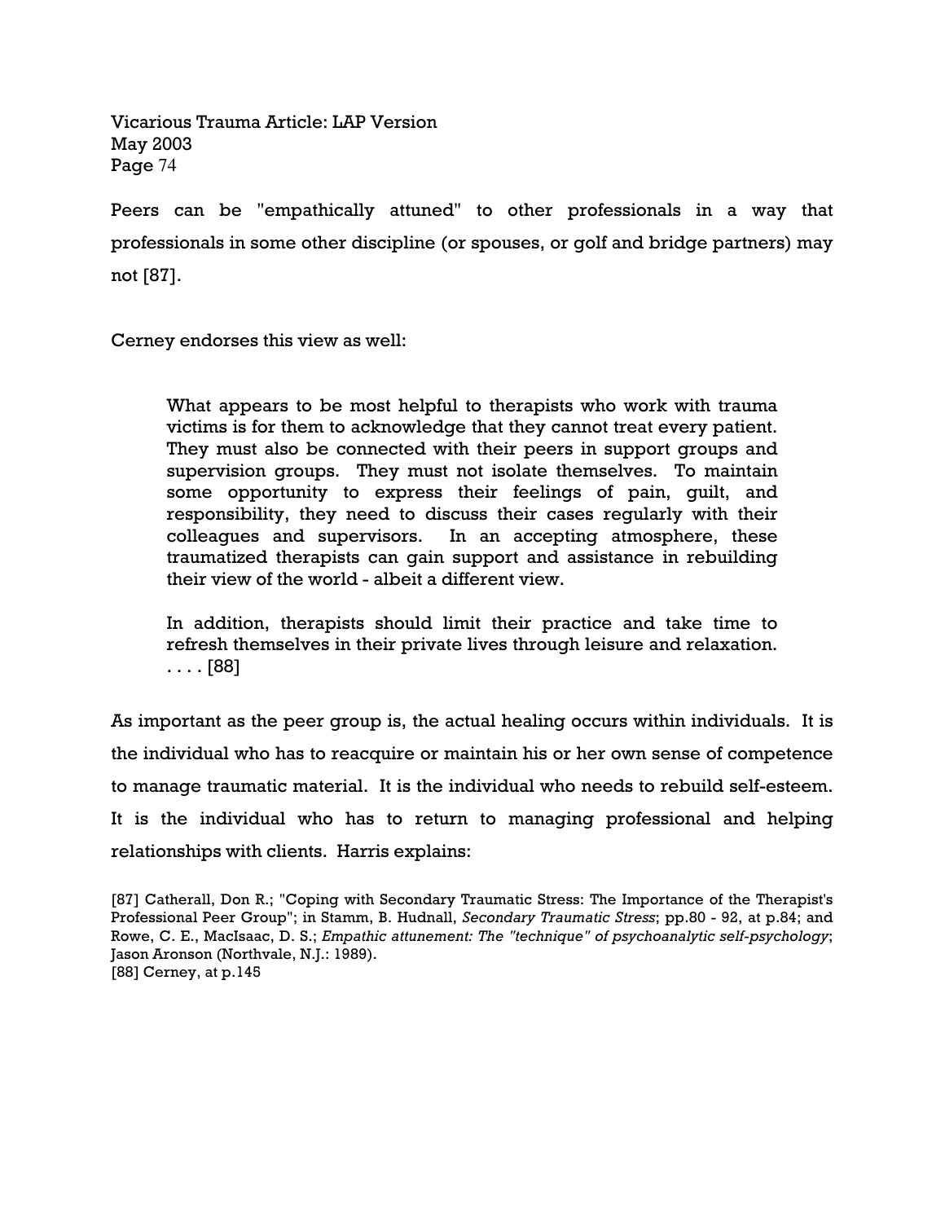Peers can be "empathically attuned" to other professionals in a way that professionals in some other discipline (or spouses, or golf and bridge partners) may not [87].

Cerney endorses this view as well:

> What appears to be most helpful to therapists who work with trauma victims is for them to acknowledge that they cannot treat every patient. They must also be connected with their peers in support groups and supervision groups. They must not isolate themselves. To maintain some opportunity to express their feelings of pain, guilt, and responsibility, they need to discuss their cases regularly with their colleagues and supervisors. In an accepting atmosphere, these traumatized therapists can gain support and assistance in rebuilding their view of the world - albeit a different view.
>
> In addition, therapists should limit their practice and take time to refresh themselves in their private lives through leisure and relaxation. . . . . [88]

As important as the peer group is, the actual healing occurs within individuals. It is the individual who has to reacquire or maintain his or her own sense of competence to manage traumatic material. It is the individual who needs to rebuild self-esteem. It is the individual who has to return to managing professional and helping relationships with clients. Harris explains:

[87] Catherall, Don R.; "Coping with Secondary Traumatic Stress: The Importance of the Therapist's Professional Peer Group"; in Stamm, B. Hudnall, *Secondary Traumatic Stress*; pp.80 - 92, at p.84; and Rowe, C. E., MacIsaac, D. S.; *Empathic attunement: The "technique" of psychoanalytic self-psychology*; Jason Aronson (Northvale, N.J.: 1989).
[88] Cerney, at p.145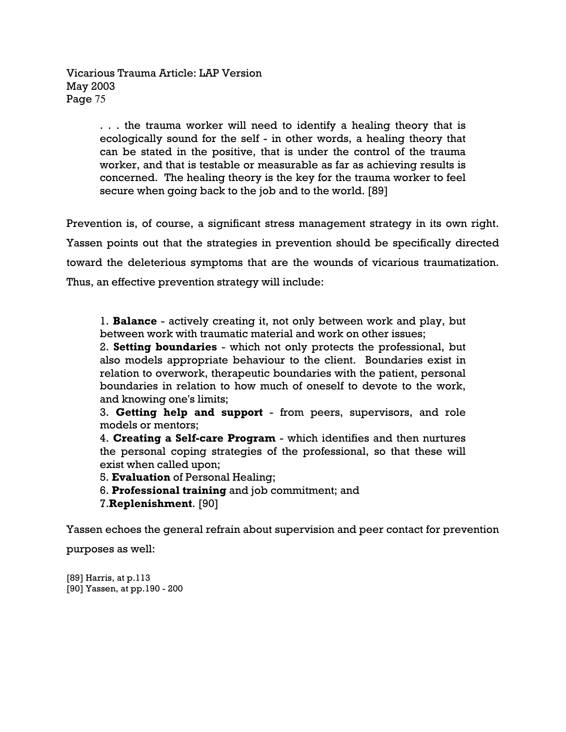> . . . the trauma worker will need to identify a healing theory that is ecologically sound for the self - in other words, a healing theory that can be stated in the positive, that is under the control of the trauma worker, and that is testable or measurable as far as achieving results is concerned. The healing theory is the key for the trauma worker to feel secure when going back to the job and to the world. [89]

Prevention is, of course, a significant stress management strategy in its own right. Yassen points out that the strategies in prevention should be specifically directed toward the deleterious symptoms that are the wounds of vicarious traumatization. Thus, an effective prevention strategy will include:

> 1. **Balance** - actively creating it, not only between work and play, but between work with traumatic material and work on other issues;
> 2. **Setting boundaries** - which not only protects the professional, but also models appropriate behaviour to the client. Boundaries exist in relation to overwork, therapeutic boundaries with the patient, personal boundaries in relation to how much of oneself to devote to the work, and knowing one's limits;
> 3. **Getting help and support** - from peers, supervisors, and role models or mentors;
> 4. **Creating a Self-care Program** - which identifies and then nurtures the personal coping strategies of the professional, so that these will exist when called upon;
> 5. **Evaluation** of Personal Healing;
> 6. **Professional training** and job commitment; and
> 7. **Replenishment**. [90]

Yassen echoes the general refrain about supervision and peer contact for prevention purposes as well:

[89] Harris, at p.113
[90] Yassen, at pp.190 - 200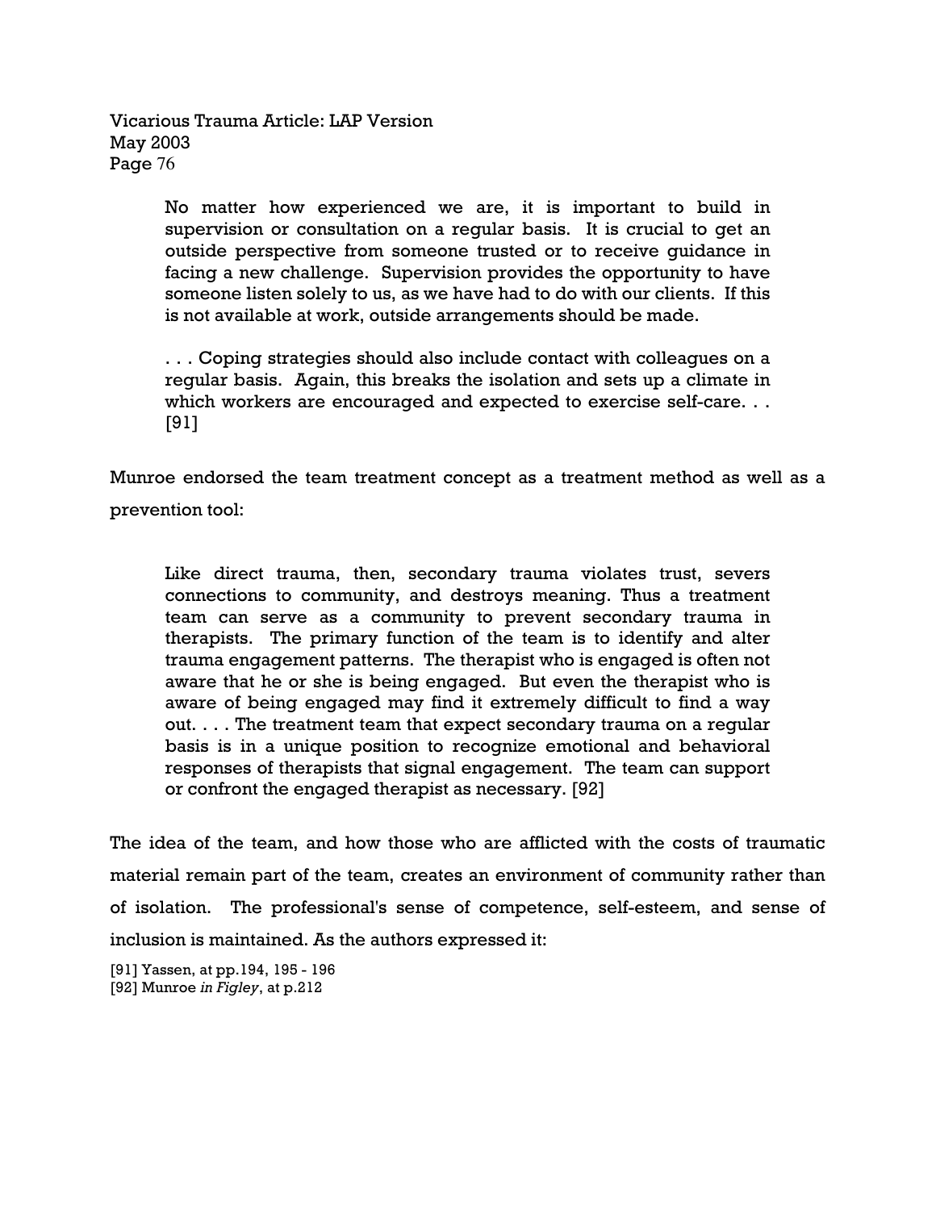> No matter how experienced we are, it is important to build in supervision or consultation on a regular basis. It is crucial to get an outside perspective from someone trusted or to receive guidance in facing a new challenge. Supervision provides the opportunity to have someone listen solely to us, as we have had to do with our clients. If this is not available at work, outside arrangements should be made.
>
> . . . Coping strategies should also include contact with colleagues on a regular basis. Again, this breaks the isolation and sets up a climate in which workers are encouraged and expected to exercise self-care. . . [91]

Munroe endorsed the team treatment concept as a treatment method as well as a prevention tool:

> Like direct trauma, then, secondary trauma violates trust, severs connections to community, and destroys meaning. Thus a treatment team can serve as a community to prevent secondary trauma in therapists. The primary function of the team is to identify and alter trauma engagement patterns. The therapist who is engaged is often not aware that he or she is being engaged. But even the therapist who is aware of being engaged may find it extremely difficult to find a way out. . . . The treatment team that expect secondary trauma on a regular basis is in a unique position to recognize emotional and behavioral responses of therapists that signal engagement. The team can support or confront the engaged therapist as necessary. [92]

The idea of the team, and how those who are afflicted with the costs of traumatic material remain part of the team, creates an environment of community rather than of isolation. The professional's sense of competence, self-esteem, and sense of inclusion is maintained. As the authors expressed it:

[91] Yassen, at pp.194, 195 - 196
[92] Munroe *in Figley*, at p.212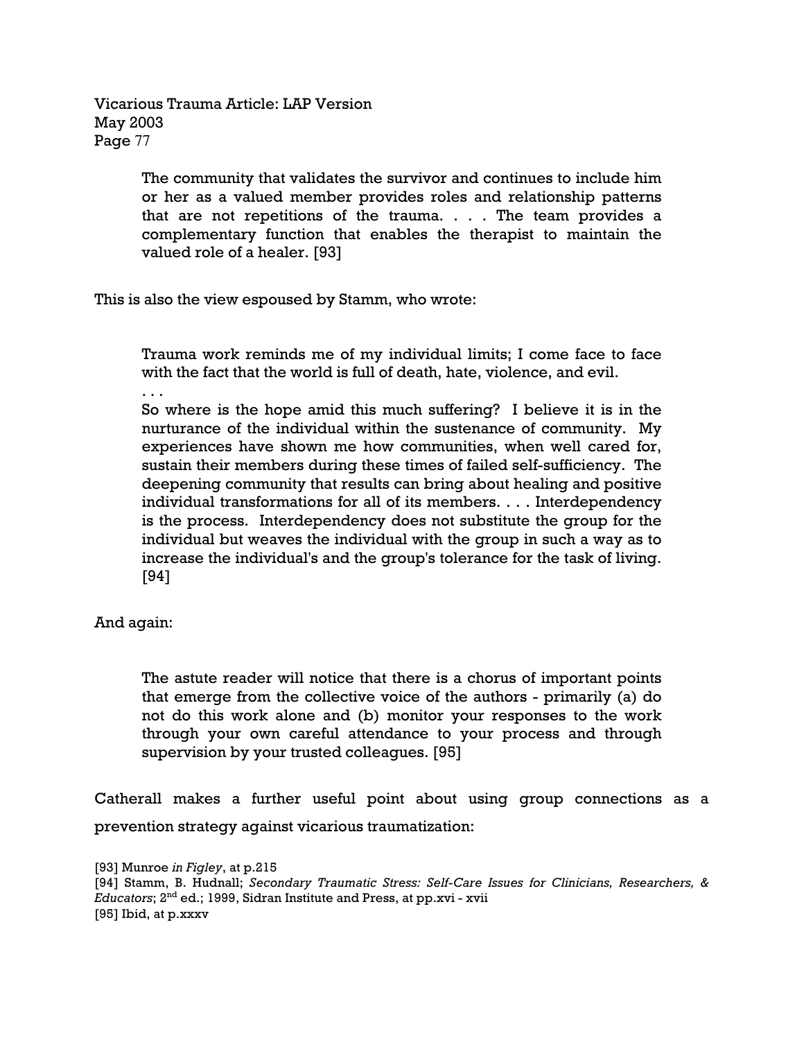> The community that validates the survivor and continues to include him or her as a valued member provides roles and relationship patterns that are not repetitions of the trauma. . . . The team provides a complementary function that enables the therapist to maintain the valued role of a healer. [93]

This is also the view espoused by Stamm, who wrote:

> Trauma work reminds me of my individual limits; I come face to face with the fact that the world is full of death, hate, violence, and evil.
> . . .
> So where is the hope amid this much suffering? I believe it is in the nurturance of the individual within the sustenance of community. My experiences have shown me how communities, when well cared for, sustain their members during these times of failed self-sufficiency. The deepening community that results can bring about healing and positive individual transformations for all of its members. . . . Interdependency is the process. Interdependency does not substitute the group for the individual but weaves the individual with the group in such a way as to increase the individual's and the group's tolerance for the task of living. [94]

And again:

> The astute reader will notice that there is a chorus of important points that emerge from the collective voice of the authors - primarily (a) do not do this work alone and (b) monitor your responses to the work through your own careful attendance to your process and through supervision by your trusted colleagues. [95]

Catherall makes a further useful point about using group connections as a prevention strategy against vicarious traumatization:

[93] Munroe *in Figley*, at p.215
[94] Stamm, B. Hudnall; *Secondary Traumatic Stress: Self-Care Issues for Clinicians, Researchers, & Educators*; 2nd ed.; 1999, Sidran Institute and Press, at pp.xvi - xvii
[95] Ibid, at p.xxxv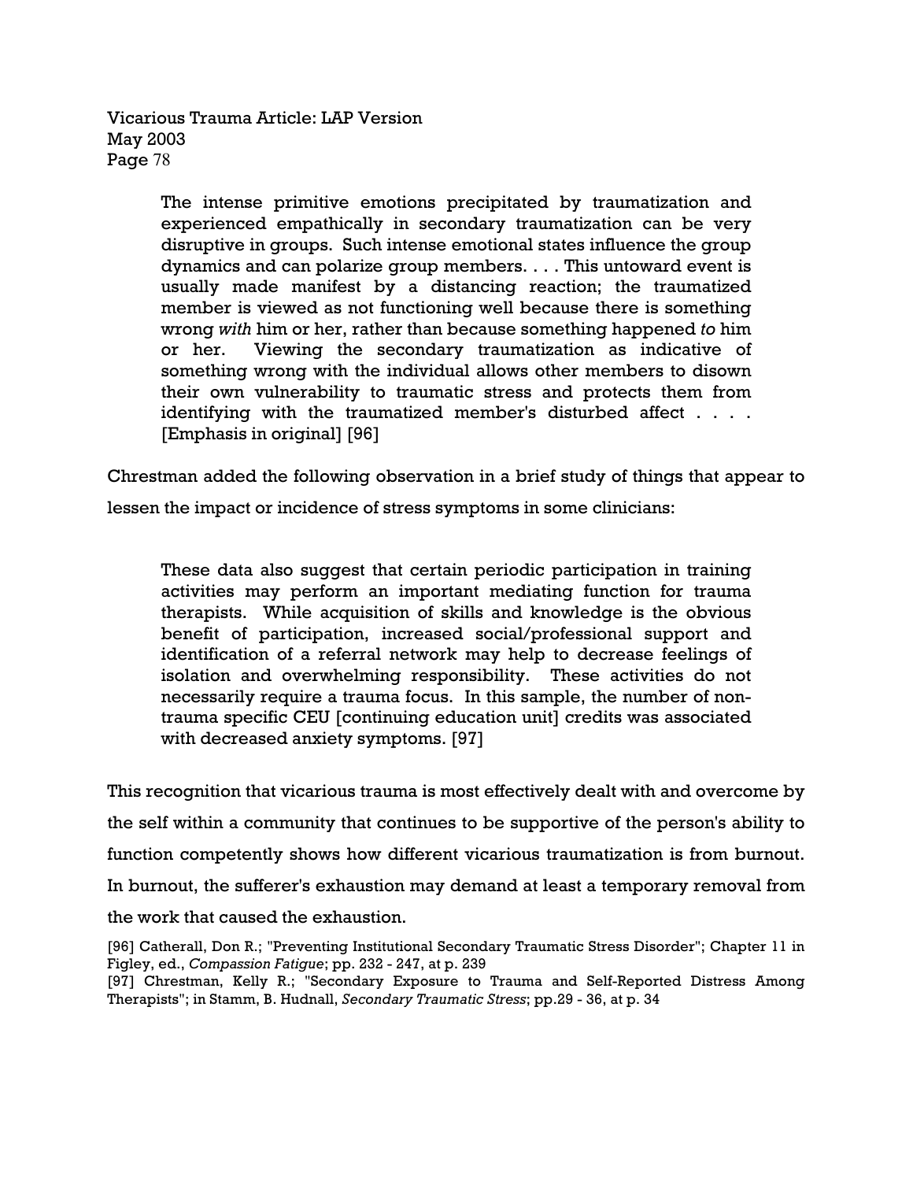> The intense primitive emotions precipitated by traumatization and experienced empathically in secondary traumatization can be very disruptive in groups. Such intense emotional states influence the group dynamics and can polarize group members. . . . This untoward event is usually made manifest by a distancing reaction; the traumatized member is viewed as not functioning well because there is something wrong *with* him or her, rather than because something happened *to* him or her. Viewing the secondary traumatization as indicative of something wrong with the individual allows other members to disown their own vulnerability to traumatic stress and protects them from identifying with the traumatized member's disturbed affect . . . . [Emphasis in original] [96]

Chrestman added the following observation in a brief study of things that appear to lessen the impact or incidence of stress symptoms in some clinicians:

> These data also suggest that certain periodic participation in training activities may perform an important mediating function for trauma therapists. While acquisition of skills and knowledge is the obvious benefit of participation, increased social/professional support and identification of a referral network may help to decrease feelings of isolation and overwhelming responsibility. These activities do not necessarily require a trauma focus. In this sample, the number of non-trauma specific CEU [continuing education unit] credits was associated with decreased anxiety symptoms. [97]

This recognition that vicarious trauma is most effectively dealt with and overcome by the self within a community that continues to be supportive of the person's ability to function competently shows how different vicarious traumatization is from burnout. In burnout, the sufferer's exhaustion may demand at least a temporary removal from the work that caused the exhaustion.

[96] Catherall, Don R.; "Preventing Institutional Secondary Traumatic Stress Disorder"; Chapter 11 in Figley, ed., *Compassion Fatigue*; pp. 232 - 247, at p. 239

[97] Chrestman, Kelly R.; "Secondary Exposure to Trauma and Self-Reported Distress Among Therapists"; in Stamm, B. Hudnall, *Secondary Traumatic Stress*; pp.29 - 36, at p. 34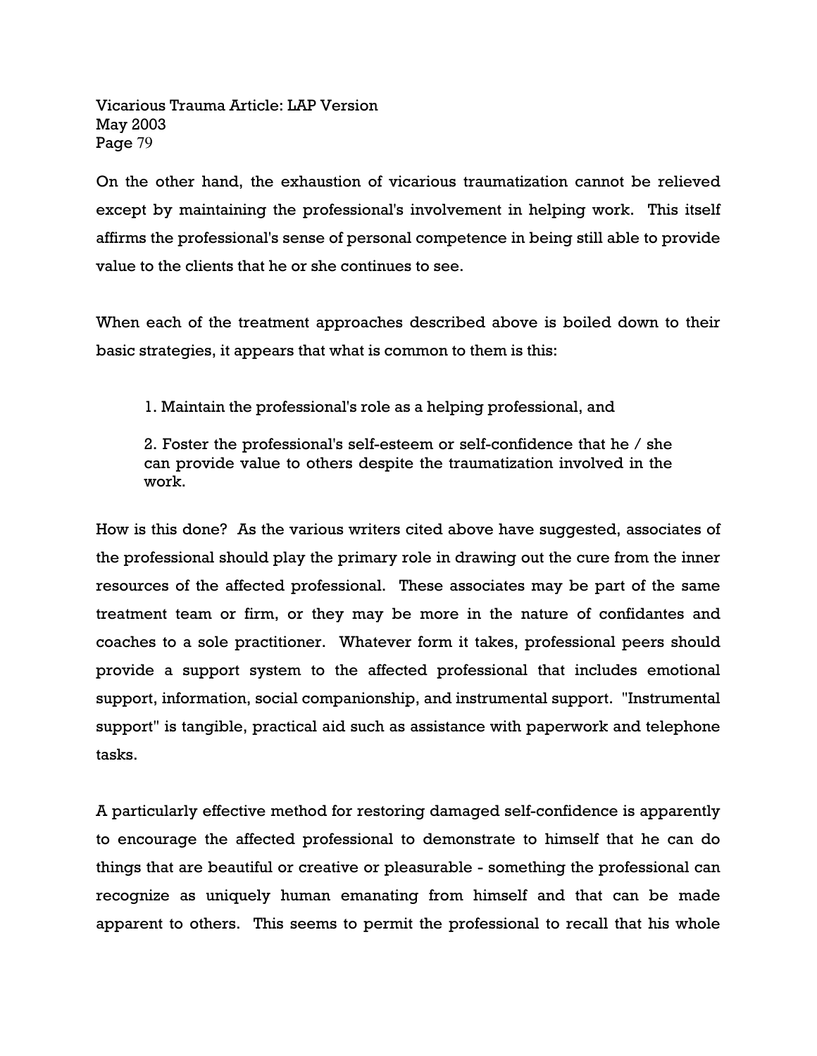On the other hand, the exhaustion of vicarious traumatization cannot be relieved except by maintaining the professional's involvement in helping work. This itself affirms the professional's sense of personal competence in being still able to provide value to the clients that he or she continues to see.

When each of the treatment approaches described above is boiled down to their basic strategies, it appears that what is common to them is this:

1. Maintain the professional's role as a helping professional, and

2. Foster the professional's self-esteem or self-confidence that he / she can provide value to others despite the traumatization involved in the work.

How is this done? As the various writers cited above have suggested, associates of the professional should play the primary role in drawing out the cure from the inner resources of the affected professional. These associates may be part of the same treatment team or firm, or they may be more in the nature of confidantes and coaches to a sole practitioner. Whatever form it takes, professional peers should provide a support system to the affected professional that includes emotional support, information, social companionship, and instrumental support. "Instrumental support" is tangible, practical aid such as assistance with paperwork and telephone tasks.

A particularly effective method for restoring damaged self-confidence is apparently to encourage the affected professional to demonstrate to himself that he can do things that are beautiful or creative or pleasurable - something the professional can recognize as uniquely human emanating from himself and that can be made apparent to others. This seems to permit the professional to recall that his whole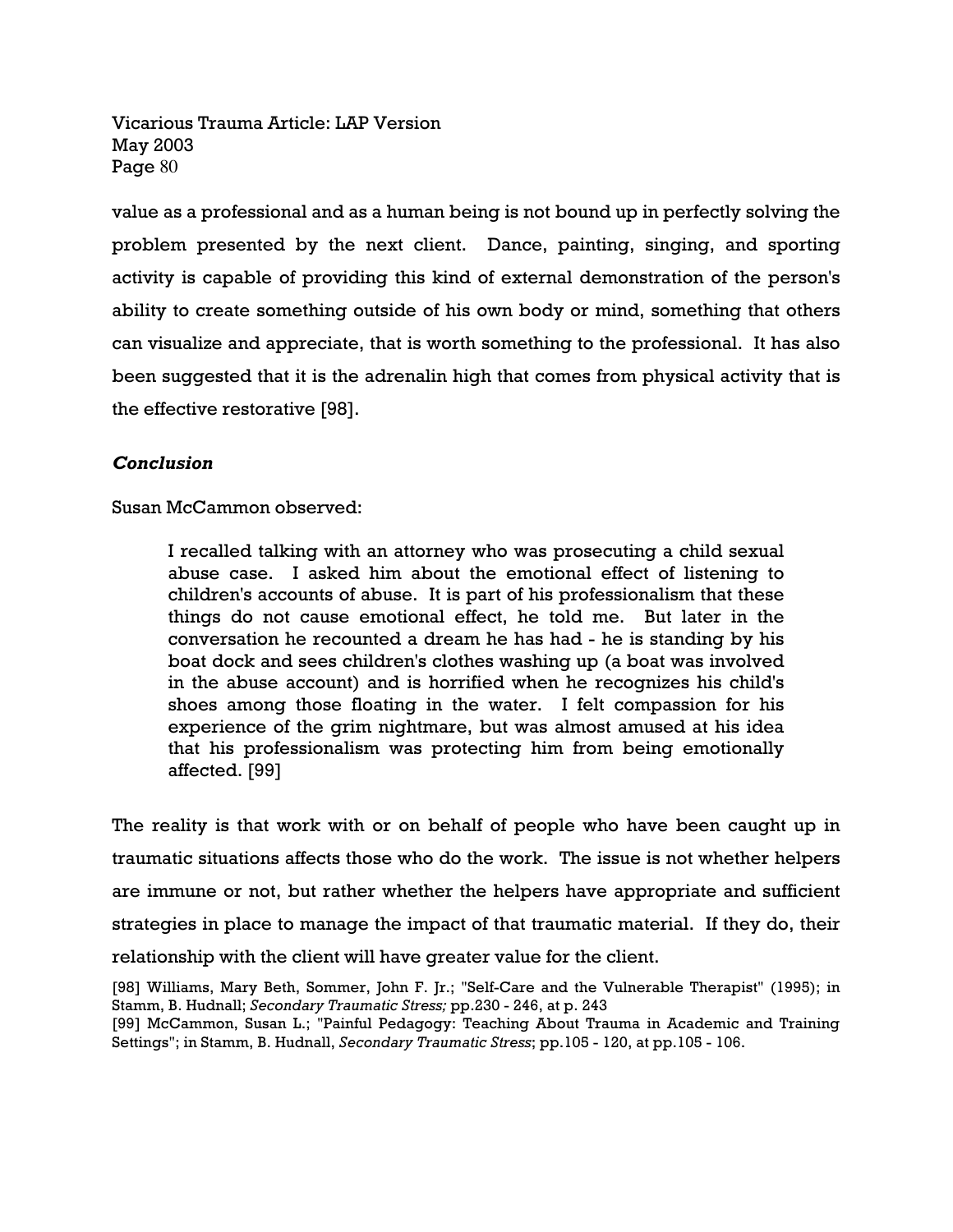value as a professional and as a human being is not bound up in perfectly solving the problem presented by the next client. Dance, painting, singing, and sporting activity is capable of providing this kind of external demonstration of the person's ability to create something outside of his own body or mind, something that others can visualize and appreciate, that is worth something to the professional. It has also been suggested that it is the adrenalin high that comes from physical activity that is the effective restorative [98].

### *Conclusion*

Susan McCammon observed:

> I recalled talking with an attorney who was prosecuting a child sexual abuse case. I asked him about the emotional effect of listening to children's accounts of abuse. It is part of his professionalism that these things do not cause emotional effect, he told me. But later in the conversation he recounted a dream he has had - he is standing by his boat dock and sees children's clothes washing up (a boat was involved in the abuse account) and is horrified when he recognizes his child's shoes among those floating in the water. I felt compassion for his experience of the grim nightmare, but was almost amused at his idea that his professionalism was protecting him from being emotionally affected. [99]

The reality is that work with or on behalf of people who have been caught up in traumatic situations affects those who do the work. The issue is not whether helpers are immune or not, but rather whether the helpers have appropriate and sufficient strategies in place to manage the impact of that traumatic material. If they do, their relationship with the client will have greater value for the client.

[98] Williams, Mary Beth, Sommer, John F. Jr.; "Self-Care and the Vulnerable Therapist" (1995); in Stamm, B. Hudnall; *Secondary Traumatic Stress;* pp.230 - 246, at p. 243

[99] McCammon, Susan L.; "Painful Pedagogy: Teaching About Trauma in Academic and Training Settings"; in Stamm, B. Hudnall, *Secondary Traumatic Stress*; pp.105 - 120, at pp.105 - 106.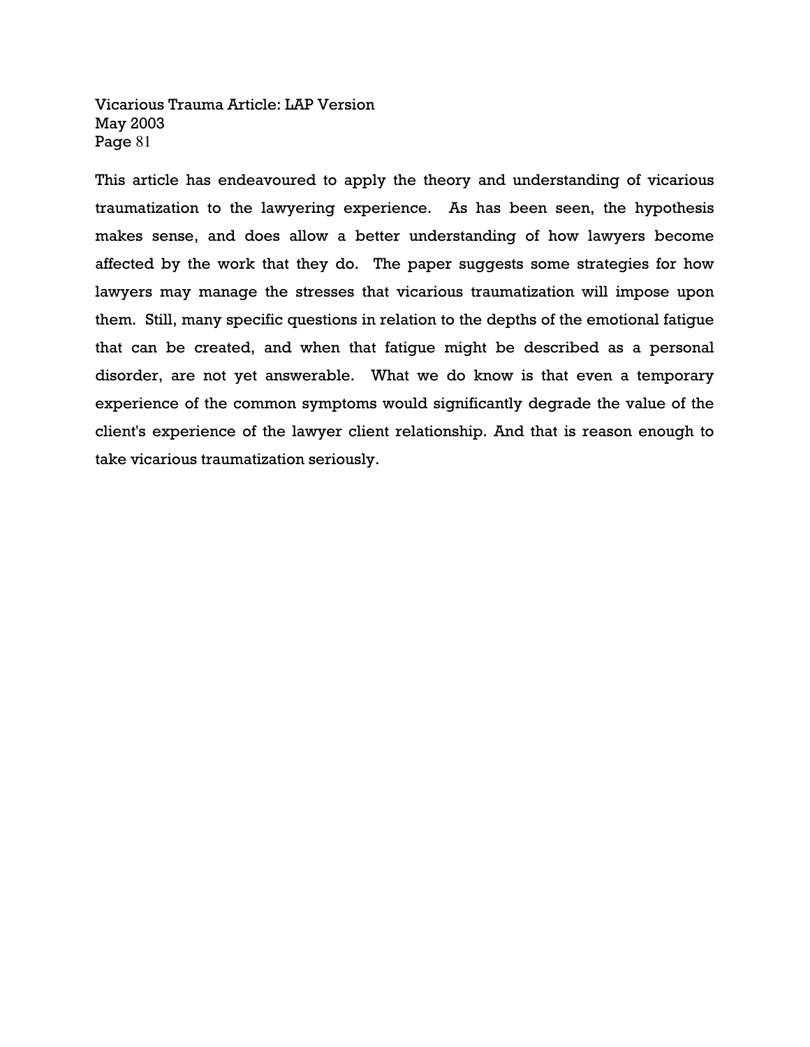This article has endeavoured to apply the theory and understanding of vicarious traumatization to the lawyering experience. As has been seen, the hypothesis makes sense, and does allow a better understanding of how lawyers become affected by the work that they do. The paper suggests some strategies for how lawyers may manage the stresses that vicarious traumatization will impose upon them. Still, many specific questions in relation to the depths of the emotional fatigue that can be created, and when that fatigue might be described as a personal disorder, are not yet answerable. What we do know is that even a temporary experience of the common symptoms would significantly degrade the value of the client's experience of the lawyer client relationship. And that is reason enough to take vicarious traumatization seriously.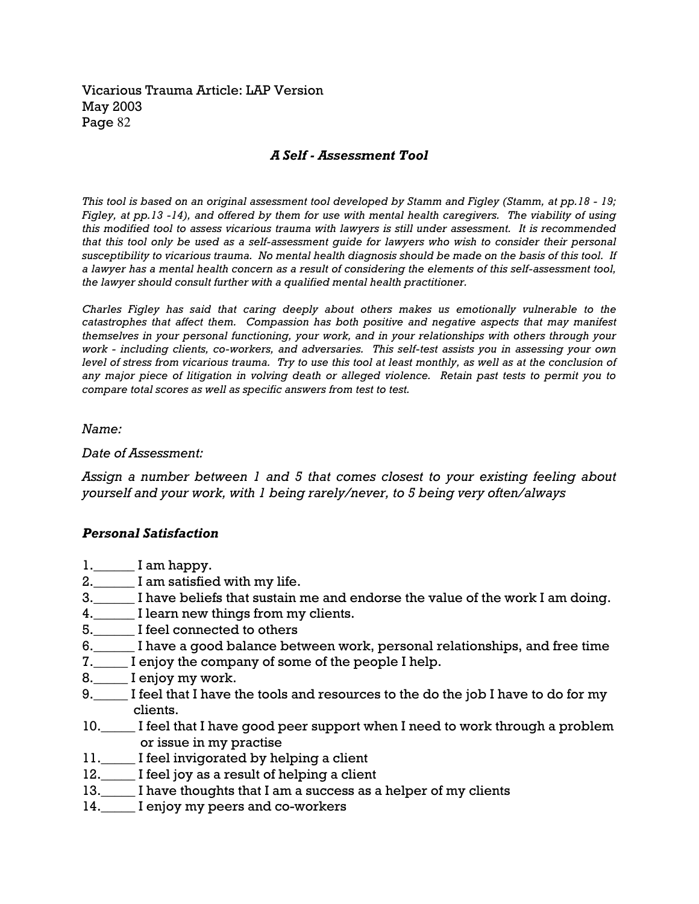### *A Self - Assessment Tool*

*This tool is based on an original assessment tool developed by Stamm and Figley (Stamm, at pp.18 - 19; Figley, at pp.13 -14), and offered by them for use with mental health caregivers. The viability of using this modified tool to assess vicarious trauma with lawyers is still under assessment. It is recommended that this tool only be used as a self-assessment guide for lawyers who wish to consider their personal susceptibility to vicarious trauma. No mental health diagnosis should be made on the basis of this tool. If a lawyer has a mental health concern as a result of considering the elements of this self-assessment tool, the lawyer should consult further with a qualified mental health practitioner.*

*Charles Figley has said that caring deeply about others makes us emotionally vulnerable to the catastrophes that affect them. Compassion has both positive and negative aspects that may manifest themselves in your personal functioning, your work, and in your relationships with others through your work - including clients, co-workers, and adversaries. This self-test assists you in assessing your own level of stress from vicarious trauma. Try to use this tool at least monthly, as well as at the conclusion of any major piece of litigation in volving death or alleged violence. Retain past tests to permit you to compare total scores as well as specific answers from test to test.*

*Name:*

*Date of Assessment:*

*Assign a number between 1 and 5 that comes closest to your existing feeling about yourself and your work, with 1 being rarely/never, to 5 being very often/always*

#### *Personal Satisfaction*

1.______ I am happy.
2.______ I am satisfied with my life.
3.______ I have beliefs that sustain me and endorse the value of the work I am doing.
4.______ I learn new things from my clients.
5.______ I feel connected to others
6.______ I have a good balance between work, personal relationships, and free time
7._____ I enjoy the company of some of the people I help.
8._____ I enjoy my work.
9._____ I feel that I have the tools and resources to the do the job I have to do for my clients.
10._____ I feel that I have good peer support when I need to work through a problem or issue in my practise
11._____ I feel invigorated by helping a client
12._____ I feel joy as a result of helping a client
13._____ I have thoughts that I am a success as a helper of my clients
14._____ I enjoy my peers and co-workers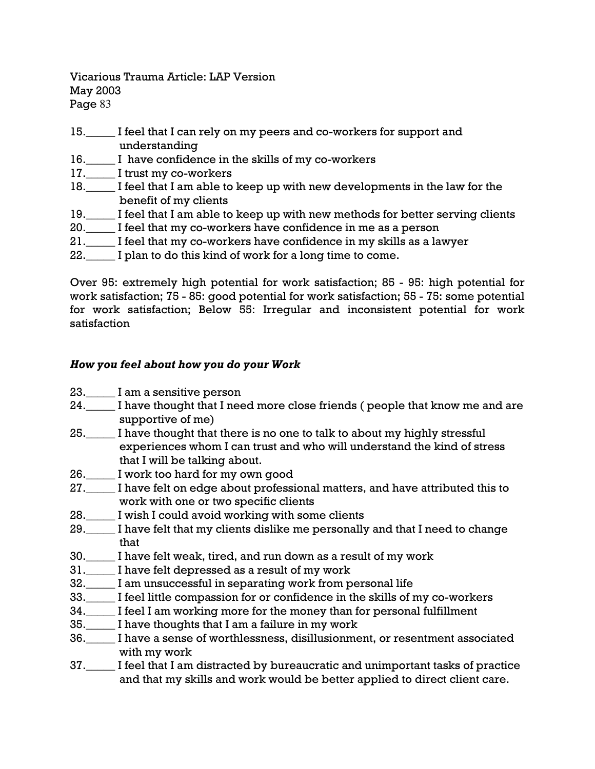15._____ I feel that I can rely on my peers and co-workers for support and understanding
16._____ I have confidence in the skills of my co-workers
17._____ I trust my co-workers
18._____ I feel that I am able to keep up with new developments in the law for the benefit of my clients
19._____ I feel that I am able to keep up with new methods for better serving clients
20._____ I feel that my co-workers have confidence in me as a person
21._____ I feel that my co-workers have confidence in my skills as a lawyer
22._____ I plan to do this kind of work for a long time to come.

Over 95: extremely high potential for work satisfaction; 85 - 95: high potential for work satisfaction; 75 - 85: good potential for work satisfaction; 55 - 75: some potential for work satisfaction; Below 55: Irregular and inconsistent potential for work satisfaction

***How you feel about how you do your Work***

23._____ I am a sensitive person
24._____ I have thought that I need more close friends ( people that know me and are supportive of me)
25._____ I have thought that there is no one to talk to about my highly stressful experiences whom I can trust and who will understand the kind of stress that I will be talking about.
26._____ I work too hard for my own good
27._____ I have felt on edge about professional matters, and have attributed this to work with one or two specific clients
28._____ I wish I could avoid working with some clients
29._____ I have felt that my clients dislike me personally and that I need to change that
30._____ I have felt weak, tired, and run down as a result of my work
31._____ I have felt depressed as a result of my work
32._____ I am unsuccessful in separating work from personal life
33._____ I feel little compassion for or confidence in the skills of my co-workers
34._____ I feel I am working more for the money than for personal fulfillment
35._____ I have thoughts that I am a failure in my work
36._____ I have a sense of worthlessness, disillusionment, or resentment associated with my work
37._____ I feel that I am distracted by bureaucratic and unimportant tasks of practice and that my skills and work would be better applied to direct client care.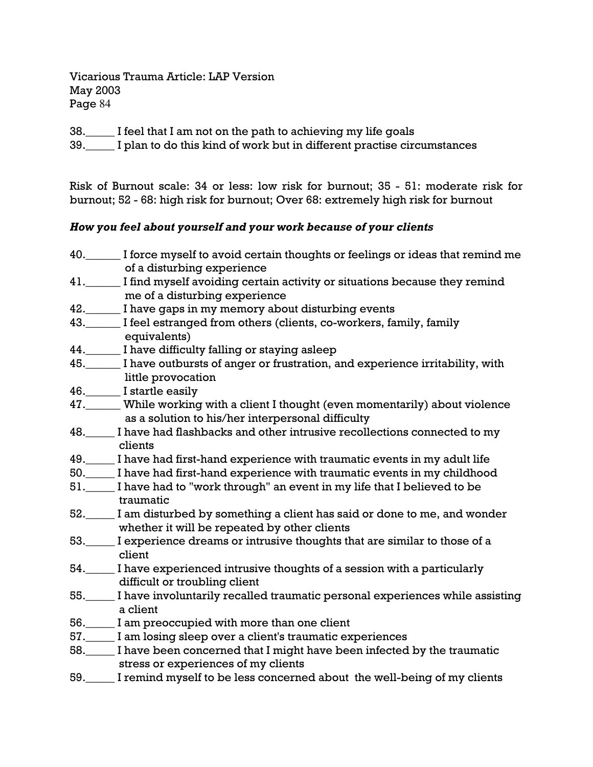38._____ I feel that I am not on the path to achieving my life goals

39._____ I plan to do this kind of work but in different practise circumstances

Risk of Burnout scale: 34 or less: low risk for burnout; 35 - 51: moderate risk for burnout; 52 - 68: high risk for burnout; Over 68: extremely high risk for burnout

***How you feel about yourself and your work because of your clients***

40.______ I force myself to avoid certain thoughts or feelings or ideas that remind me of a disturbing experience

41.______ I find myself avoiding certain activity or situations because they remind me of a disturbing experience

42.______ I have gaps in my memory about disturbing events

43.______ I feel estranged from others (clients, co-workers, family, family equivalents)

44.______ I have difficulty falling or staying asleep

45.______ I have outbursts of anger or frustration, and experience irritability, with little provocation

46.______ I startle easily

47.______ While working with a client I thought (even momentarily) about violence as a solution to his/her interpersonal difficulty

48._____ I have had flashbacks and other intrusive recollections connected to my clients

49._____ I have had first-hand experience with traumatic events in my adult life

50._____ I have had first-hand experience with traumatic events in my childhood

51._____ I have had to "work through" an event in my life that I believed to be traumatic

52._____ I am disturbed by something a client has said or done to me, and wonder whether it will be repeated by other clients

53._____ I experience dreams or intrusive thoughts that are similar to those of a client

54._____ I have experienced intrusive thoughts of a session with a particularly difficult or troubling client

55._____ I have involuntarily recalled traumatic personal experiences while assisting a client

56._____ I am preoccupied with more than one client

57._____ I am losing sleep over a client's traumatic experiences

58._____ I have been concerned that I might have been infected by the traumatic stress or experiences of my clients

59._____ I remind myself to be less concerned about the well-being of my clients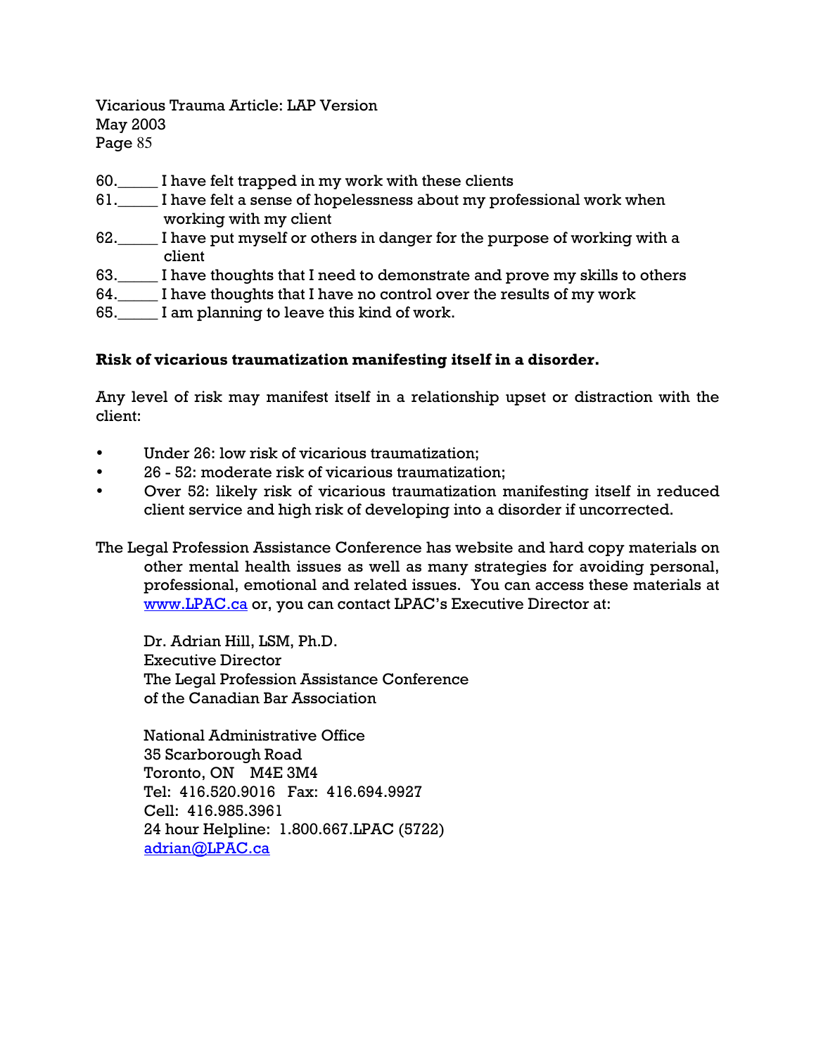60.\_\_\_\_\_ I have felt trapped in my work with these clients

61.\_\_\_\_\_ I have felt a sense of hopelessness about my professional work when working with my client

62.\_\_\_\_\_ I have put myself or others in danger for the purpose of working with a client

63.\_\_\_\_\_ I have thoughts that I need to demonstrate and prove my skills to others

64.\_\_\_\_\_ I have thoughts that I have no control over the results of my work

65.\_\_\_\_\_ I am planning to leave this kind of work.

**Risk of vicarious traumatization manifesting itself in a disorder.**

Any level of risk may manifest itself in a relationship upset or distraction with the client:

- Under 26: low risk of vicarious traumatization;
- 26 - 52: moderate risk of vicarious traumatization;
- Over 52: likely risk of vicarious traumatization manifesting itself in reduced client service and high risk of developing into a disorder if uncorrected.

The Legal Profession Assistance Conference has website and hard copy materials on other mental health issues as well as many strategies for avoiding personal, professional, emotional and related issues. You can access these materials at www.LPAC.ca or, you can contact LPAC's Executive Director at:

Dr. Adrian Hill, LSM, Ph.D.
Executive Director
The Legal Profession Assistance Conference
of the Canadian Bar Association

National Administrative Office
35 Scarborough Road
Toronto, ON M4E 3M4
Tel: 416.520.9016 Fax: 416.694.9927
Cell: 416.985.3961
24 hour Helpline: 1.800.667.LPAC (5722)
adrian@LPAC.ca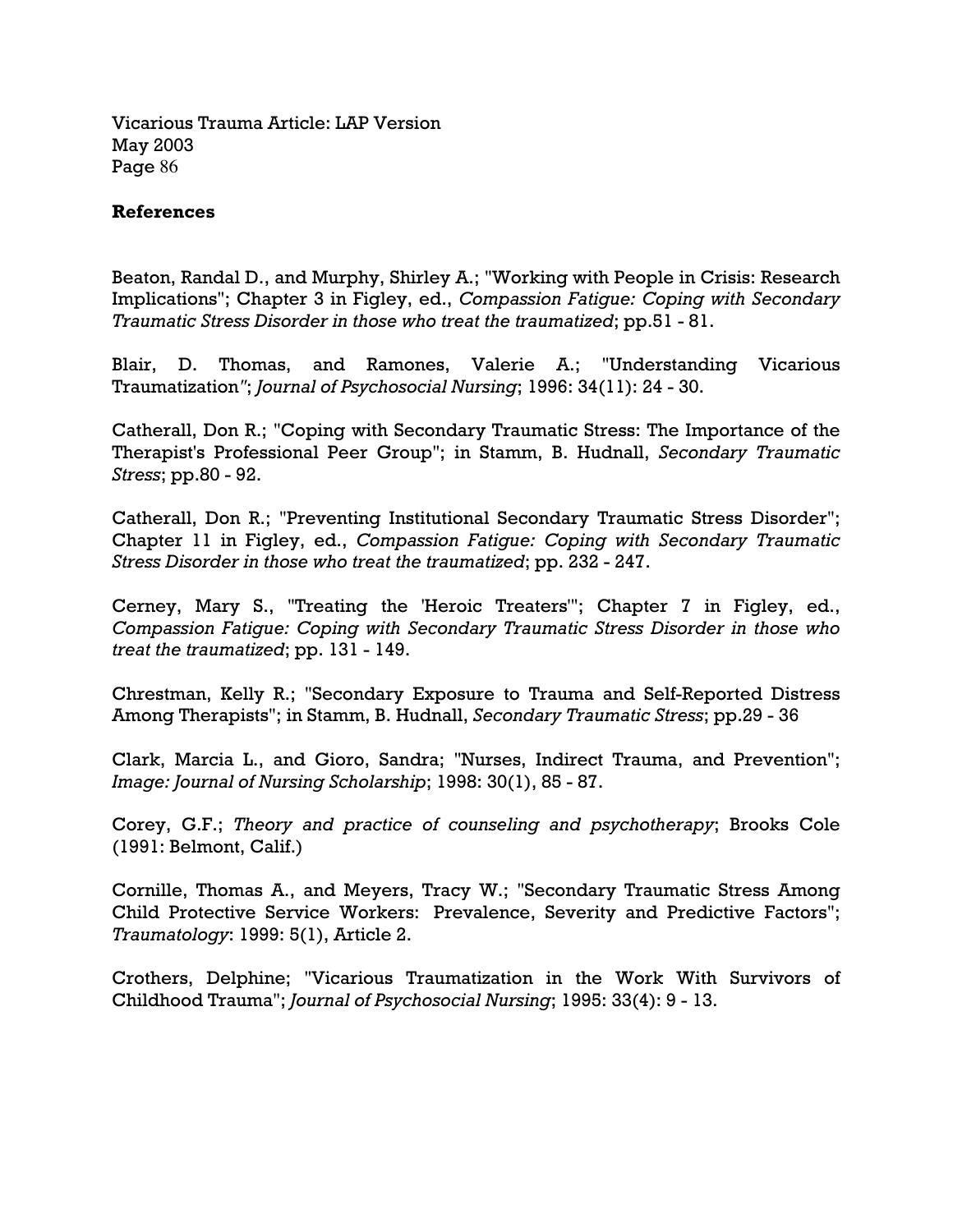**References**

Beaton, Randal D., and Murphy, Shirley A.; "Working with People in Crisis: Research Implications"; Chapter 3 in Figley, ed., *Compassion Fatigue: Coping with Secondary Traumatic Stress Disorder in those who treat the traumatized*; pp.51 - 81.

Blair, D. Thomas, and Ramones, Valerie A.; "Understanding Vicarious Traumatization"; *Journal of Psychosocial Nursing*; 1996: 34(11): 24 - 30.

Catherall, Don R.; "Coping with Secondary Traumatic Stress: The Importance of the Therapist's Professional Peer Group"; in Stamm, B. Hudnall, *Secondary Traumatic Stress*; pp.80 - 92.

Catherall, Don R.; "Preventing Institutional Secondary Traumatic Stress Disorder"; Chapter 11 in Figley, ed., *Compassion Fatigue: Coping with Secondary Traumatic Stress Disorder in those who treat the traumatized*; pp. 232 - 247.

Cerney, Mary S., "Treating the 'Heroic Treaters'"; Chapter 7 in Figley, ed., *Compassion Fatigue: Coping with Secondary Traumatic Stress Disorder in those who treat the traumatized*; pp. 131 - 149.

Chrestman, Kelly R.; "Secondary Exposure to Trauma and Self-Reported Distress Among Therapists"; in Stamm, B. Hudnall, *Secondary Traumatic Stress*; pp.29 - 36

Clark, Marcia L., and Gioro, Sandra; "Nurses, Indirect Trauma, and Prevention"; *Image: Journal of Nursing Scholarship*; 1998: 30(1), 85 - 87.

Corey, G.F.; *Theory and practice of counseling and psychotherapy*; Brooks Cole (1991: Belmont, Calif.)

Cornille, Thomas A., and Meyers, Tracy W.; "Secondary Traumatic Stress Among Child Protective Service Workers: Prevalence, Severity and Predictive Factors"; *Traumatology*: 1999: 5(1), Article 2.

Crothers, Delphine; "Vicarious Traumatization in the Work With Survivors of Childhood Trauma"; *Journal of Psychosocial Nursing*; 1995: 33(4): 9 - 13.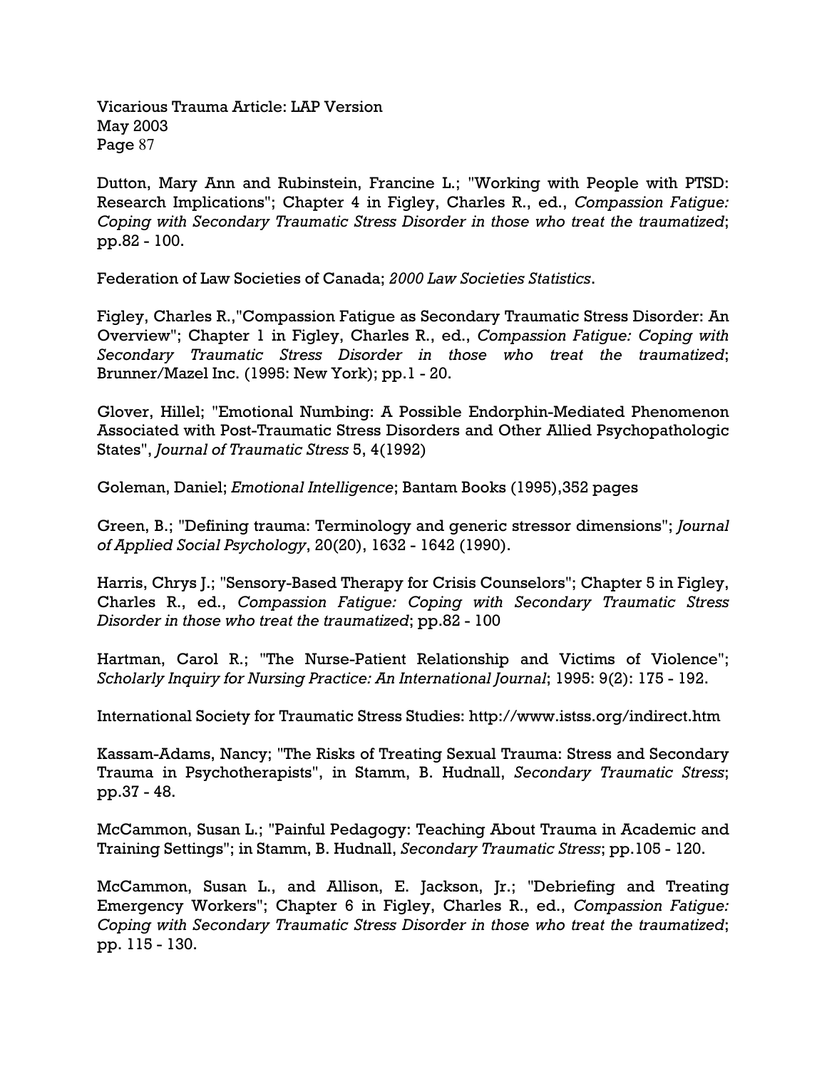Dutton, Mary Ann and Rubinstein, Francine L.; "Working with People with PTSD: Research Implications"; Chapter 4 in Figley, Charles R., ed., *Compassion Fatigue: Coping with Secondary Traumatic Stress Disorder in those who treat the traumatized*; pp.82 - 100.

Federation of Law Societies of Canada; *2000 Law Societies Statistics*.

Figley, Charles R.,"Compassion Fatigue as Secondary Traumatic Stress Disorder: An Overview"; Chapter 1 in Figley, Charles R., ed., *Compassion Fatigue: Coping with Secondary Traumatic Stress Disorder in those who treat the traumatized*; Brunner/Mazel Inc. (1995: New York); pp.1 - 20.

Glover, Hillel; "Emotional Numbing: A Possible Endorphin-Mediated Phenomenon Associated with Post-Traumatic Stress Disorders and Other Allied Psychopathologic States", *Journal of Traumatic Stress* 5, 4(1992)

Goleman, Daniel; *Emotional Intelligence*; Bantam Books (1995),352 pages

Green, B.; "Defining trauma: Terminology and generic stressor dimensions"; *Journal of Applied Social Psychology*, 20(20), 1632 - 1642 (1990).

Harris, Chrys J.; "Sensory-Based Therapy for Crisis Counselors"; Chapter 5 in Figley, Charles R., ed., *Compassion Fatigue: Coping with Secondary Traumatic Stress Disorder in those who treat the traumatized*; pp.82 - 100

Hartman, Carol R.; "The Nurse-Patient Relationship and Victims of Violence"; *Scholarly Inquiry for Nursing Practice: An International Journal*; 1995: 9(2): 175 - 192.

International Society for Traumatic Stress Studies: http://www.istss.org/indirect.htm

Kassam-Adams, Nancy; "The Risks of Treating Sexual Trauma: Stress and Secondary Trauma in Psychotherapists", in Stamm, B. Hudnall, *Secondary Traumatic Stress*; pp.37 - 48.

McCammon, Susan L.; "Painful Pedagogy: Teaching About Trauma in Academic and Training Settings"; in Stamm, B. Hudnall, *Secondary Traumatic Stress*; pp.105 - 120.

McCammon, Susan L., and Allison, E. Jackson, Jr.; "Debriefing and Treating Emergency Workers"; Chapter 6 in Figley, Charles R., ed., *Compassion Fatigue: Coping with Secondary Traumatic Stress Disorder in those who treat the traumatized*; pp. 115 - 130.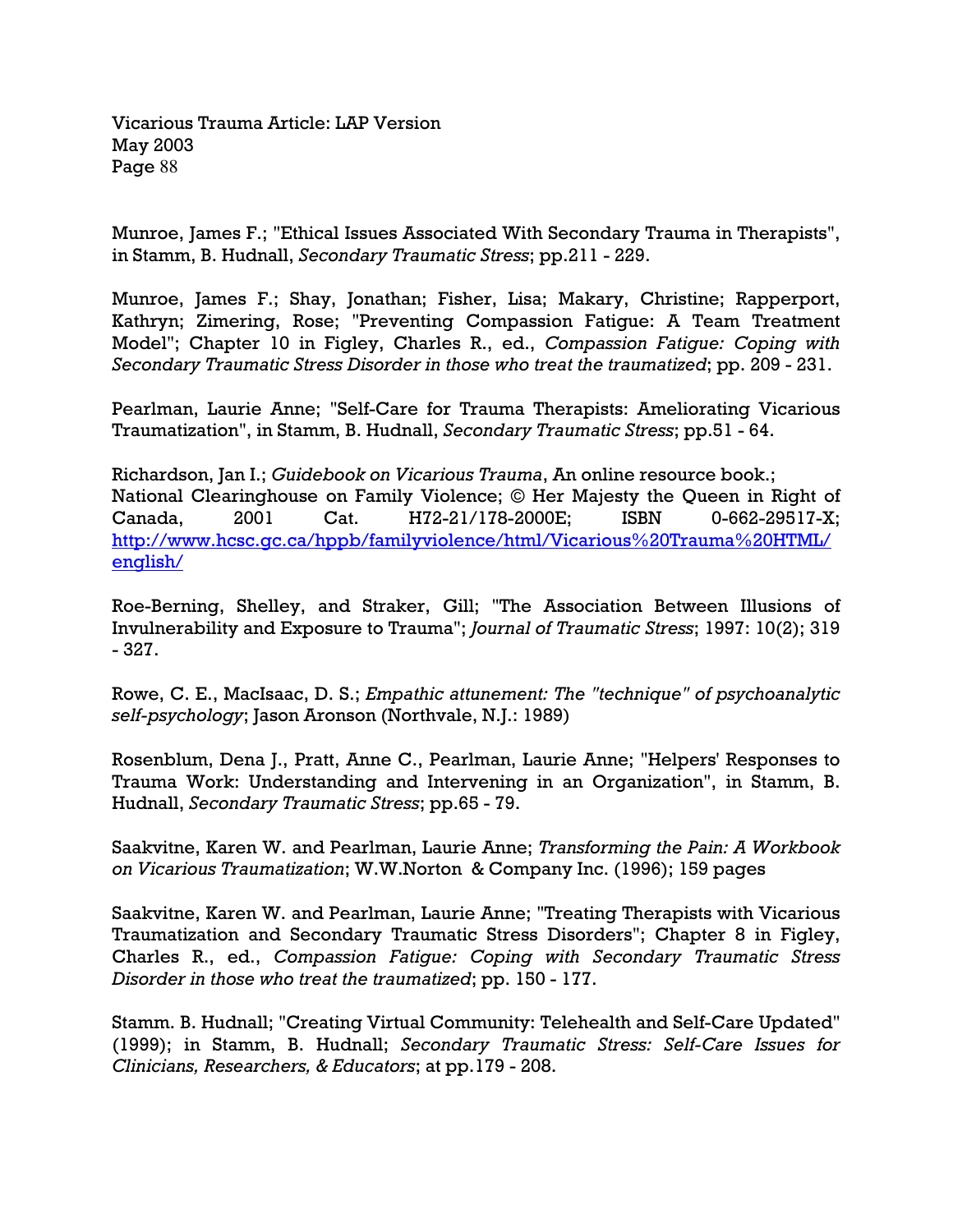Munroe, James F.; "Ethical Issues Associated With Secondary Trauma in Therapists", in Stamm, B. Hudnall, *Secondary Traumatic Stress*; pp.211 - 229.

Munroe, James F.; Shay, Jonathan; Fisher, Lisa; Makary, Christine; Rapperport, Kathryn; Zimering, Rose; "Preventing Compassion Fatigue: A Team Treatment Model"; Chapter 10 in Figley, Charles R., ed., *Compassion Fatigue: Coping with Secondary Traumatic Stress Disorder in those who treat the traumatized*; pp. 209 - 231.

Pearlman, Laurie Anne; "Self-Care for Trauma Therapists: Ameliorating Vicarious Traumatization", in Stamm, B. Hudnall, *Secondary Traumatic Stress*; pp.51 - 64.

Richardson, Jan I.; *Guidebook on Vicarious Trauma*, An online resource book.; National Clearinghouse on Family Violence; © Her Majesty the Queen in Right of Canada, 2001 Cat. H72-21/178-2000E; ISBN 0-662-29517-X; [http://www.hcsc.gc.ca/hppb/familyviolence/html/Vicarious%20Trauma%20HTML/english/](http://www.hcsc.gc.ca/hppb/familyviolence/html/Vicarious%20Trauma%20HTML/english/)

Roe-Berning, Shelley, and Straker, Gill; "The Association Between Illusions of Invulnerability and Exposure to Trauma"; *Journal of Traumatic Stress*; 1997: 10(2); 319 - 327.

Rowe, C. E., MacIsaac, D. S.; *Empathic attunement: The "technique" of psychoanalytic self-psychology*; Jason Aronson (Northvale, N.J.: 1989)

Rosenblum, Dena J., Pratt, Anne C., Pearlman, Laurie Anne; "Helpers' Responses to Trauma Work: Understanding and Intervening in an Organization", in Stamm, B. Hudnall, *Secondary Traumatic Stress*; pp.65 - 79.

Saakvitne, Karen W. and Pearlman, Laurie Anne; *Transforming the Pain: A Workbook on Vicarious Traumatization*; W.W.Norton & Company Inc. (1996); 159 pages

Saakvitne, Karen W. and Pearlman, Laurie Anne; "Treating Therapists with Vicarious Traumatization and Secondary Traumatic Stress Disorders"; Chapter 8 in Figley, Charles R., ed., *Compassion Fatigue: Coping with Secondary Traumatic Stress Disorder in those who treat the traumatized*; pp. 150 - 177.

Stamm. B. Hudnall; "Creating Virtual Community: Telehealth and Self-Care Updated" (1999); in Stamm, B. Hudnall; *Secondary Traumatic Stress: Self-Care Issues for Clinicians, Researchers, & Educators*; at pp.179 - 208.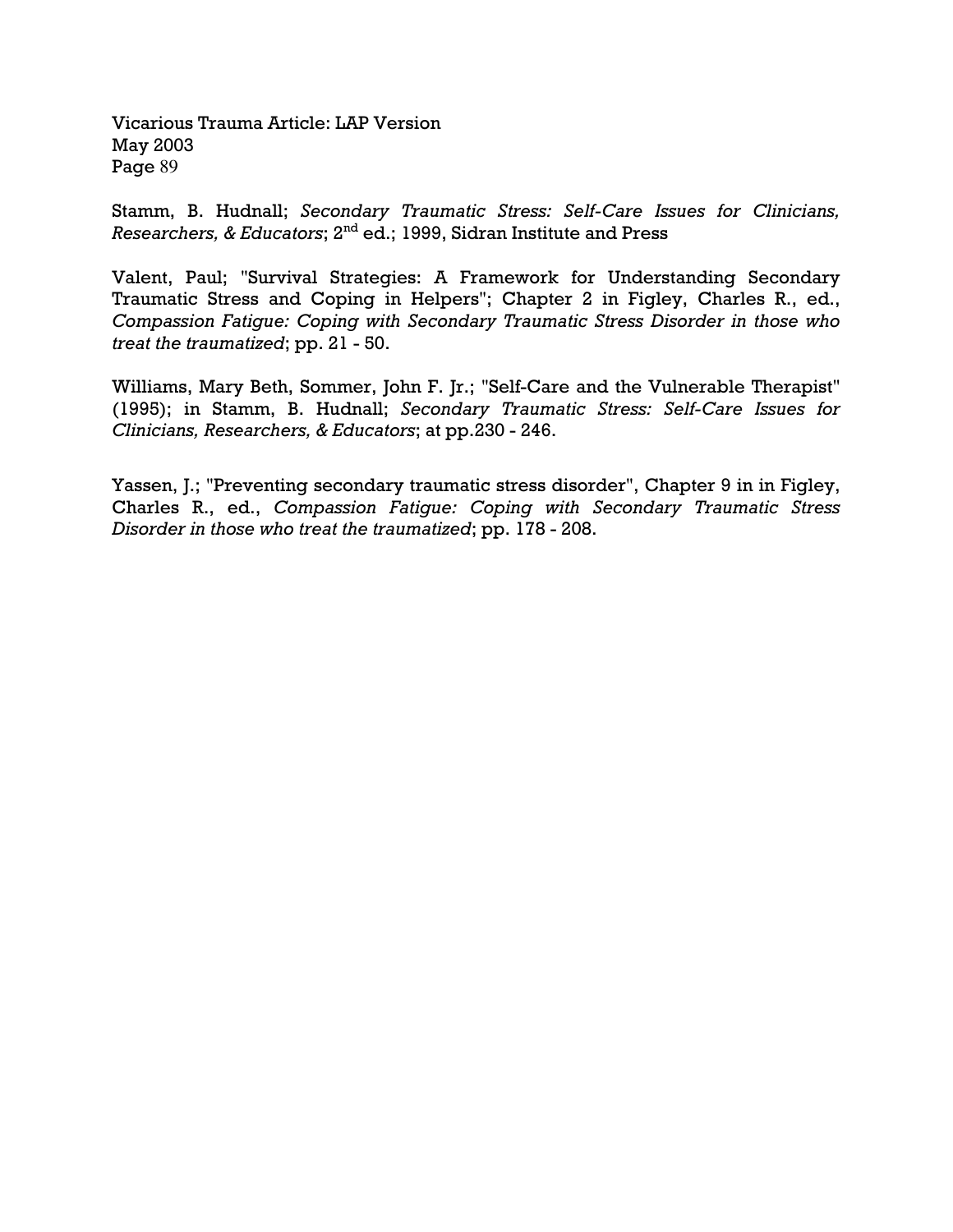Stamm, B. Hudnall; *Secondary Traumatic Stress: Self-Care Issues for Clinicians, Researchers, & Educators*; 2nd ed.; 1999, Sidran Institute and Press

Valent, Paul; "Survival Strategies: A Framework for Understanding Secondary Traumatic Stress and Coping in Helpers"; Chapter 2 in Figley, Charles R., ed., *Compassion Fatigue: Coping with Secondary Traumatic Stress Disorder in those who treat the traumatized*; pp. 21 - 50.

Williams, Mary Beth, Sommer, John F. Jr.; "Self-Care and the Vulnerable Therapist" (1995); in Stamm, B. Hudnall; *Secondary Traumatic Stress: Self-Care Issues for Clinicians, Researchers, & Educators*; at pp.230 - 246.

Yassen, J.; "Preventing secondary traumatic stress disorder", Chapter 9 in in Figley, Charles R., ed., *Compassion Fatigue: Coping with Secondary Traumatic Stress Disorder in those who treat the traumatized*; pp. 178 - 208.